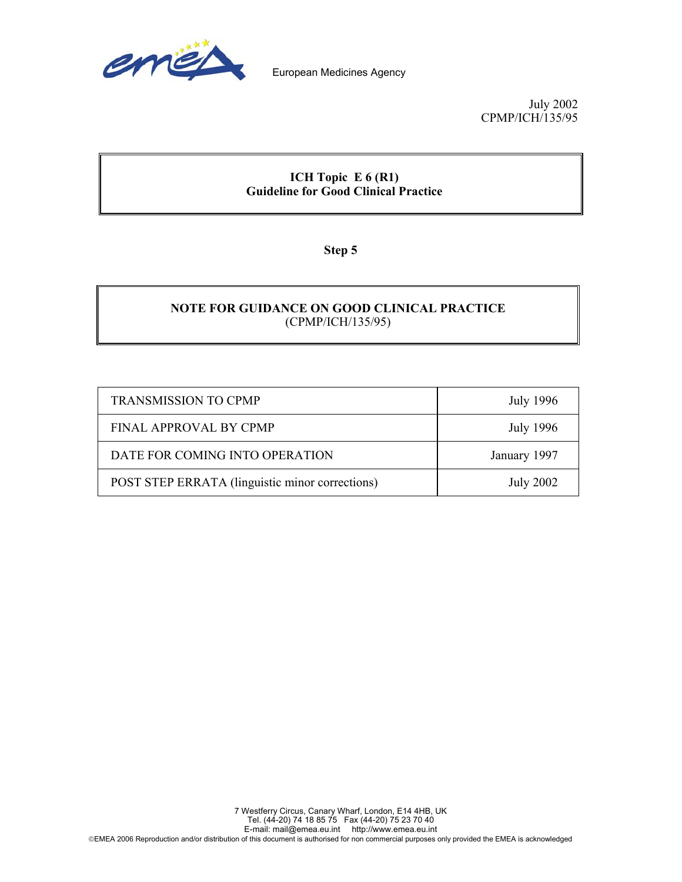European Medicines Agency

July 2002
CPMP/ICH/135/95

**ICH Topic E 6 (R1)**
**Guideline for Good Clinical Practice**

**Step 5**

**NOTE FOR GUIDANCE ON GOOD CLINICAL PRACTICE**
(CPMP/ICH/135/95)

| | |
|---|---|
| TRANSMISSION TO CPMP | July 1996 |
| FINAL APPROVAL BY CPMP | July 1996 |
| DATE FOR COMING INTO OPERATION | January 1997 |
| POST STEP ERRATA (linguistic minor corrections) | July 2002 |

7 Westferry Circus, Canary Wharf, London, E14 4HB, UK
Tel. (44-20) 74 18 85 75 Fax (44-20) 75 23 70 40
E-mail: mail@emea.eu.int http://www.emea.eu.int
©EMEA 2006 Reproduction and/or distribution of this document is authorised for non commercial purposes only provided the EMEA is acknowledged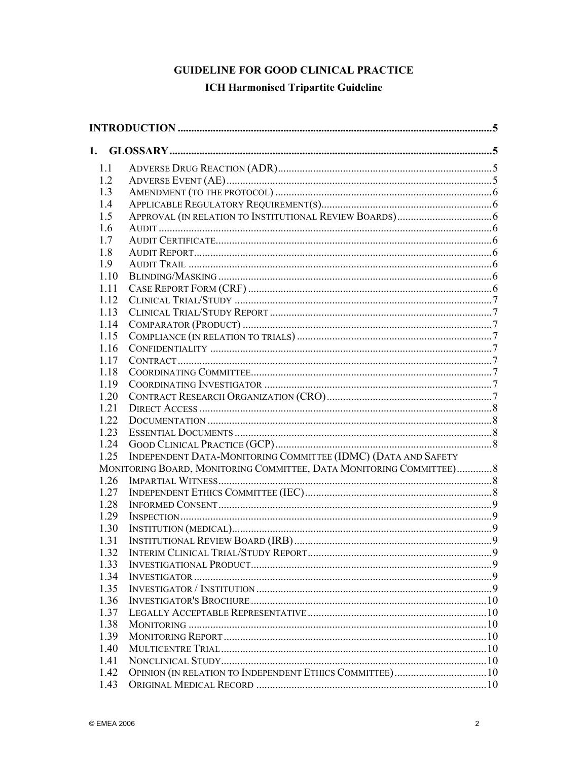# GUIDELINE FOR GOOD CLINICAL PRACTICE

## ICH Harmonised Tripartite Guideline

**INTRODUCTION** ..... 5

**1. GLOSSARY** ..... 5

- 1.1 Adverse Drug Reaction (ADR) ..... 5
- 1.2 Adverse Event (AE) ..... 5
- 1.3 Amendment (to the protocol) ..... 6
- 1.4 Applicable Regulatory Requirement(s) ..... 6
- 1.5 Approval (in relation to Institutional Review Boards) ..... 6
- 1.6 Audit ..... 6
- 1.7 Audit Certificate ..... 6
- 1.8 Audit Report ..... 6
- 1.9 Audit Trail ..... 6
- 1.10 Blinding/Masking ..... 6
- 1.11 Case Report Form (CRF) ..... 6
- 1.12 Clinical Trial/Study ..... 7
- 1.13 Clinical Trial/Study Report ..... 7
- 1.14 Comparator (Product) ..... 7
- 1.15 Compliance (in relation to trials) ..... 7
- 1.16 Confidentiality ..... 7
- 1.17 Contract ..... 7
- 1.18 Coordinating Committee ..... 7
- 1.19 Coordinating Investigator ..... 7
- 1.20 Contract Research Organization (CRO) ..... 7
- 1.21 Direct Access ..... 8
- 1.22 Documentation ..... 8
- 1.23 Essential Documents ..... 8
- 1.24 Good Clinical Practice (GCP) ..... 8
- 1.25 Independent Data-Monitoring Committee (IDMC) (Data and Safety Monitoring Board, Monitoring Committee, Data Monitoring Committee) ..... 8
- 1.26 Impartial Witness ..... 8
- 1.27 Independent Ethics Committee (IEC) ..... 8
- 1.28 Informed Consent ..... 9
- 1.29 Inspection ..... 9
- 1.30 Institution (medical) ..... 9
- 1.31 Institutional Review Board (IRB) ..... 9
- 1.32 Interim Clinical Trial/Study Report ..... 9
- 1.33 Investigational Product ..... 9
- 1.34 Investigator ..... 9
- 1.35 Investigator / Institution ..... 9
- 1.36 Investigator's Brochure ..... 10
- 1.37 Legally Acceptable Representative ..... 10
- 1.38 Monitoring ..... 10
- 1.39 Monitoring Report ..... 10
- 1.40 Multicentre Trial ..... 10
- 1.41 Nonclinical Study ..... 10
- 1.42 Opinion (in relation to Independent Ethics Committee) ..... 10
- 1.43 Original Medical Record ..... 10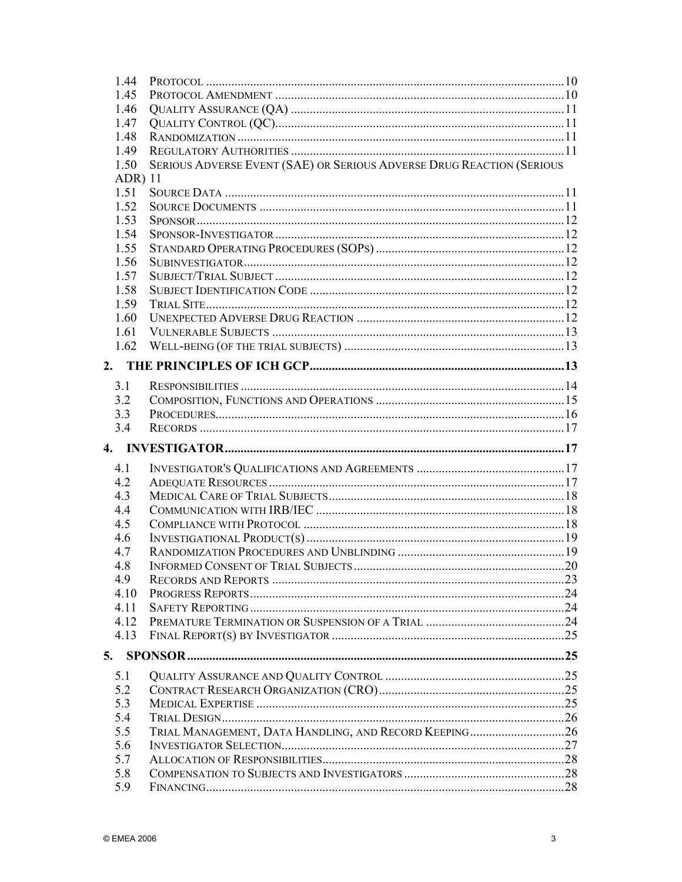1.44 Protocol ..... 10
1.45 Protocol Amendment ..... 10
1.46 Quality Assurance (QA) ..... 11
1.47 Quality Control (QC) ..... 11
1.48 Randomization ..... 11
1.49 Regulatory Authorities ..... 11
1.50 Serious Adverse Event (SAE) or Serious Adverse Drug Reaction (Serious ADR) 11
1.51 Source Data ..... 11
1.52 Source Documents ..... 11
1.53 Sponsor ..... 12
1.54 Sponsor-Investigator ..... 12
1.55 Standard Operating Procedures (SOPs) ..... 12
1.56 Subinvestigator ..... 12
1.57 Subject/Trial Subject ..... 12
1.58 Subject Identification Code ..... 12
1.59 Trial Site ..... 12
1.60 Unexpected Adverse Drug Reaction ..... 12
1.61 Vulnerable Subjects ..... 13
1.62 Well-being (of the trial subjects) ..... 13

**2. THE PRINCIPLES OF ICH GCP ..... 13**

3.1 Responsibilities ..... 14
3.2 Composition, Functions and Operations ..... 15
3.3 Procedures ..... 16
3.4 Records ..... 17

**4. INVESTIGATOR ..... 17**

4.1 Investigator's Qualifications and Agreements ..... 17
4.2 Adequate Resources ..... 17
4.3 Medical Care of Trial Subjects ..... 18
4.4 Communication with IRB/IEC ..... 18
4.5 Compliance with Protocol ..... 18
4.6 Investigational Product(s) ..... 19
4.7 Randomization Procedures and Unblinding ..... 19
4.8 Informed Consent of Trial Subjects ..... 20
4.9 Records and Reports ..... 23
4.10 Progress Reports ..... 24
4.11 Safety Reporting ..... 24
4.12 Premature Termination or Suspension of a Trial ..... 24
4.13 Final Report(s) by Investigator ..... 25

**5. SPONSOR ..... 25**

5.1 Quality Assurance and Quality Control ..... 25
5.2 Contract Research Organization (CRO) ..... 25
5.3 Medical Expertise ..... 25
5.4 Trial Design ..... 26
5.5 Trial Management, Data Handling, and Record Keeping ..... 26
5.6 Investigator Selection ..... 27
5.7 Allocation of Responsibilities ..... 28
5.8 Compensation to Subjects and Investigators ..... 28
5.9 Financing ..... 28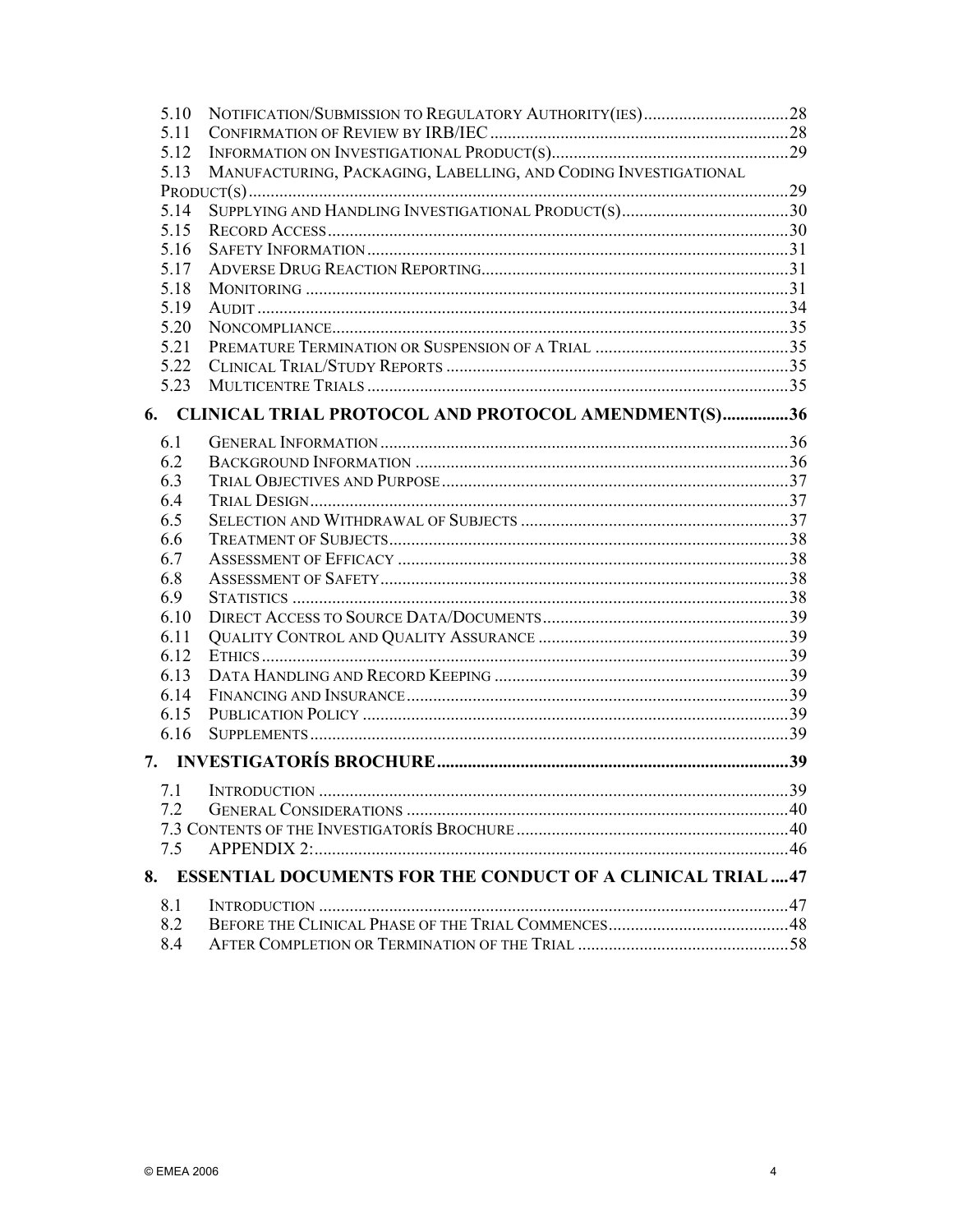5.10 NOTIFICATION/SUBMISSION TO REGULATORY AUTHORITY(IES)....................................28
5.11 CONFIRMATION OF REVIEW BY IRB/IEC....................................................................28
5.12 INFORMATION ON INVESTIGATIONAL PRODUCT(S).......................................................29
5.13 MANUFACTURING, PACKAGING, LABELLING, AND CODING INVESTIGATIONAL PRODUCT(S)...........................................................................................................................29
5.14 SUPPLYING AND HANDLING INVESTIGATIONAL PRODUCT(S).......................................30
5.15 RECORD ACCESS..........................................................................................................30
5.16 SAFETY INFORMATION.................................................................................................31
5.17 ADVERSE DRUG REACTION REPORTING......................................................................31
5.18 MONITORING...............................................................................................................31
5.19 AUDIT..........................................................................................................................34
5.20 NONCOMPLIANCE.........................................................................................................35
5.21 PREMATURE TERMINATION OR SUSPENSION OF A TRIAL............................................35
5.22 CLINICAL TRIAL/STUDY REPORTS...............................................................................35
5.23 MULTICENTRE TRIALS.................................................................................................35

**6. CLINICAL TRIAL PROTOCOL AND PROTOCOL AMENDMENT(S)...............36**

6.1 GENERAL INFORMATION.................................................................................................36
6.2 BACKGROUND INFORMATION.........................................................................................36
6.3 TRIAL OBJECTIVES AND PURPOSE..................................................................................37
6.4 TRIAL DESIGN................................................................................................................37
6.5 SELECTION AND WITHDRAWAL OF SUBJECTS..................................................................37
6.6 TREATMENT OF SUBJECTS..............................................................................................38
6.7 ASSESSMENT OF EFFICACY.............................................................................................38
6.8 ASSESSMENT OF SAFETY................................................................................................38
6.9 STATISTICS.....................................................................................................................38
6.10 DIRECT ACCESS TO SOURCE DATA/DOCUMENTS...........................................................39
6.11 QUALITY CONTROL AND QUALITY ASSURANCE............................................................39
6.12 ETHICS.........................................................................................................................39
6.13 DATA HANDLING AND RECORD KEEPING.....................................................................39
6.14 FINANCING AND INSURANCE........................................................................................39
6.15 PUBLICATION POLICY...................................................................................................39
6.16 SUPPLEMENTS..............................................................................................................39

**7. INVESTIGATORÍS BROCHURE................................................................................39**

7.1 INTRODUCTION...............................................................................................................39
7.2 GENERAL CONSIDERATIONS...........................................................................................40
7.3 CONTENTS OF THE INVESTIGATORÍS BROCHURE..............................................................40
7.5 APPENDIX 2:...................................................................................................................46

**8. ESSENTIAL DOCUMENTS FOR THE CONDUCT OF A CLINICAL TRIAL....47**

8.1 INTRODUCTION...............................................................................................................47
8.2 BEFORE THE CLINICAL PHASE OF THE TRIAL COMMENCES..............................................48
8.4 AFTER COMPLETION OR TERMINATION OF THE TRIAL.....................................................58

© EMEA 2006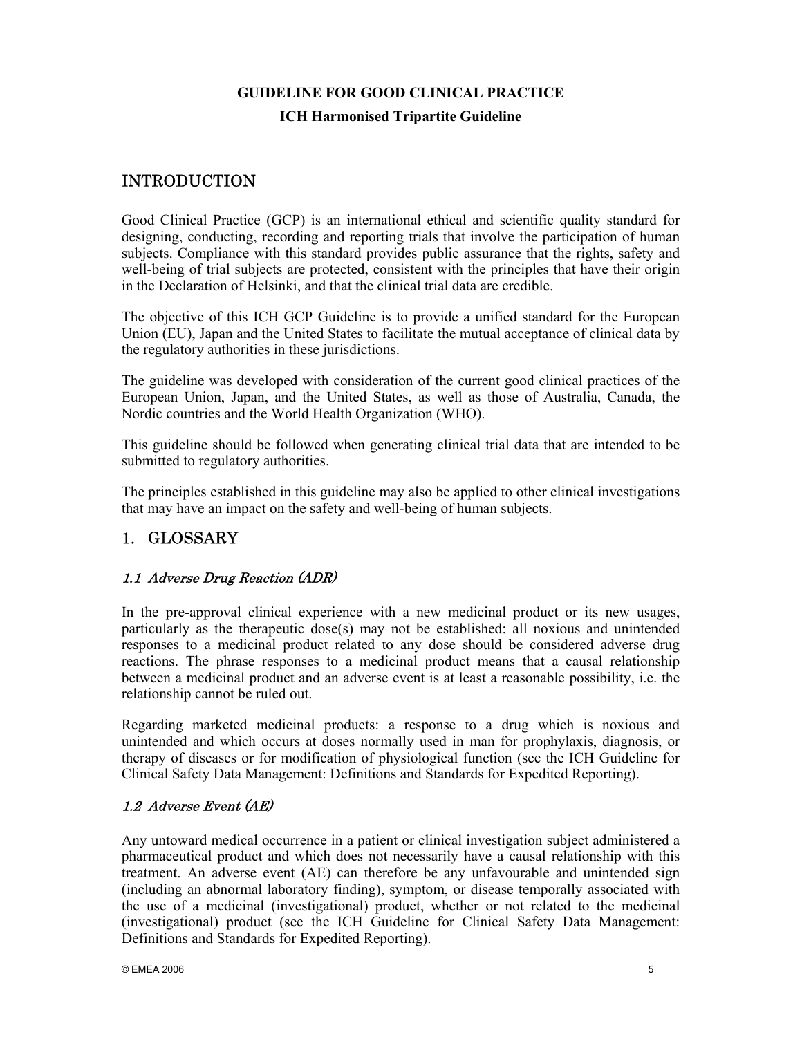**GUIDELINE FOR GOOD CLINICAL PRACTICE**

**ICH Harmonised Tripartite Guideline**

# INTRODUCTION

Good Clinical Practice (GCP) is an international ethical and scientific quality standard for designing, conducting, recording and reporting trials that involve the participation of human subjects. Compliance with this standard provides public assurance that the rights, safety and well-being of trial subjects are protected, consistent with the principles that have their origin in the Declaration of Helsinki, and that the clinical trial data are credible.

The objective of this ICH GCP Guideline is to provide a unified standard for the European Union (EU), Japan and the United States to facilitate the mutual acceptance of clinical data by the regulatory authorities in these jurisdictions.

The guideline was developed with consideration of the current good clinical practices of the European Union, Japan, and the United States, as well as those of Australia, Canada, the Nordic countries and the World Health Organization (WHO).

This guideline should be followed when generating clinical trial data that are intended to be submitted to regulatory authorities.

The principles established in this guideline may also be applied to other clinical investigations that may have an impact on the safety and well-being of human subjects.

# 1. GLOSSARY

### *1.1 Adverse Drug Reaction (ADR)*

In the pre-approval clinical experience with a new medicinal product or its new usages, particularly as the therapeutic dose(s) may not be established: all noxious and unintended responses to a medicinal product related to any dose should be considered adverse drug reactions. The phrase responses to a medicinal product means that a causal relationship between a medicinal product and an adverse event is at least a reasonable possibility, i.e. the relationship cannot be ruled out.

Regarding marketed medicinal products: a response to a drug which is noxious and unintended and which occurs at doses normally used in man for prophylaxis, diagnosis, or therapy of diseases or for modification of physiological function (see the ICH Guideline for Clinical Safety Data Management: Definitions and Standards for Expedited Reporting).

### *1.2 Adverse Event (AE)*

Any untoward medical occurrence in a patient or clinical investigation subject administered a pharmaceutical product and which does not necessarily have a causal relationship with this treatment. An adverse event (AE) can therefore be any unfavourable and unintended sign (including an abnormal laboratory finding), symptom, or disease temporally associated with the use of a medicinal (investigational) product, whether or not related to the medicinal (investigational) product (see the ICH Guideline for Clinical Safety Data Management: Definitions and Standards for Expedited Reporting).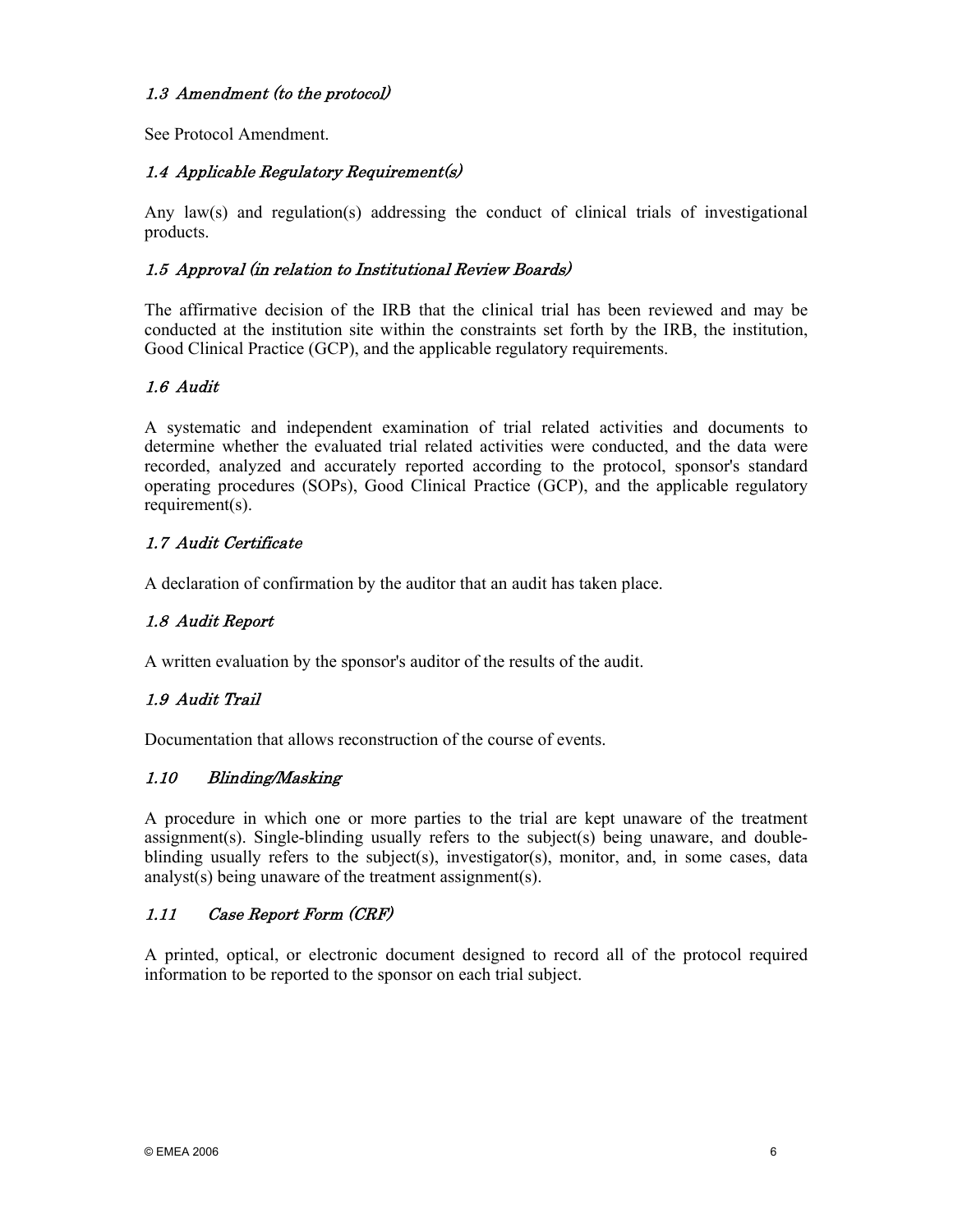### *1.3 Amendment (to the protocol)*

See Protocol Amendment.

### *1.4 Applicable Regulatory Requirement(s)*

Any law(s) and regulation(s) addressing the conduct of clinical trials of investigational products.

### *1.5 Approval (in relation to Institutional Review Boards)*

The affirmative decision of the IRB that the clinical trial has been reviewed and may be conducted at the institution site within the constraints set forth by the IRB, the institution, Good Clinical Practice (GCP), and the applicable regulatory requirements.

### *1.6 Audit*

A systematic and independent examination of trial related activities and documents to determine whether the evaluated trial related activities were conducted, and the data were recorded, analyzed and accurately reported according to the protocol, sponsor's standard operating procedures (SOPs), Good Clinical Practice (GCP), and the applicable regulatory requirement(s).

### *1.7 Audit Certificate*

A declaration of confirmation by the auditor that an audit has taken place.

### *1.8 Audit Report*

A written evaluation by the sponsor's auditor of the results of the audit.

### *1.9 Audit Trail*

Documentation that allows reconstruction of the course of events.

### *1.10 Blinding/Masking*

A procedure in which one or more parties to the trial are kept unaware of the treatment assignment(s). Single-blinding usually refers to the subject(s) being unaware, and double-blinding usually refers to the subject(s), investigator(s), monitor, and, in some cases, data analyst(s) being unaware of the treatment assignment(s).

### *1.11 Case Report Form (CRF)*

A printed, optical, or electronic document designed to record all of the protocol required information to be reported to the sponsor on each trial subject.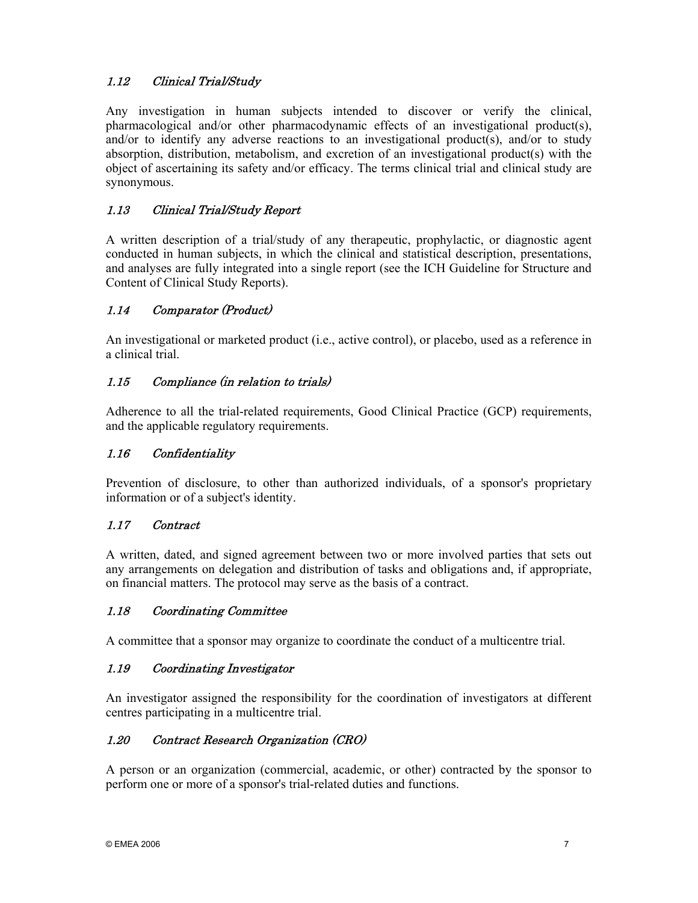### *1.12 Clinical Trial/Study*

Any investigation in human subjects intended to discover or verify the clinical, pharmacological and/or other pharmacodynamic effects of an investigational product(s), and/or to identify any adverse reactions to an investigational product(s), and/or to study absorption, distribution, metabolism, and excretion of an investigational product(s) with the object of ascertaining its safety and/or efficacy. The terms clinical trial and clinical study are synonymous.

### *1.13 Clinical Trial/Study Report*

A written description of a trial/study of any therapeutic, prophylactic, or diagnostic agent conducted in human subjects, in which the clinical and statistical description, presentations, and analyses are fully integrated into a single report (see the ICH Guideline for Structure and Content of Clinical Study Reports).

### *1.14 Comparator (Product)*

An investigational or marketed product (i.e., active control), or placebo, used as a reference in a clinical trial.

### *1.15 Compliance (in relation to trials)*

Adherence to all the trial-related requirements, Good Clinical Practice (GCP) requirements, and the applicable regulatory requirements.

### *1.16 Confidentiality*

Prevention of disclosure, to other than authorized individuals, of a sponsor's proprietary information or of a subject's identity.

### *1.17 Contract*

A written, dated, and signed agreement between two or more involved parties that sets out any arrangements on delegation and distribution of tasks and obligations and, if appropriate, on financial matters. The protocol may serve as the basis of a contract.

### *1.18 Coordinating Committee*

A committee that a sponsor may organize to coordinate the conduct of a multicentre trial.

### *1.19 Coordinating Investigator*

An investigator assigned the responsibility for the coordination of investigators at different centres participating in a multicentre trial.

### *1.20 Contract Research Organization (CRO)*

A person or an organization (commercial, academic, or other) contracted by the sponsor to perform one or more of a sponsor's trial-related duties and functions.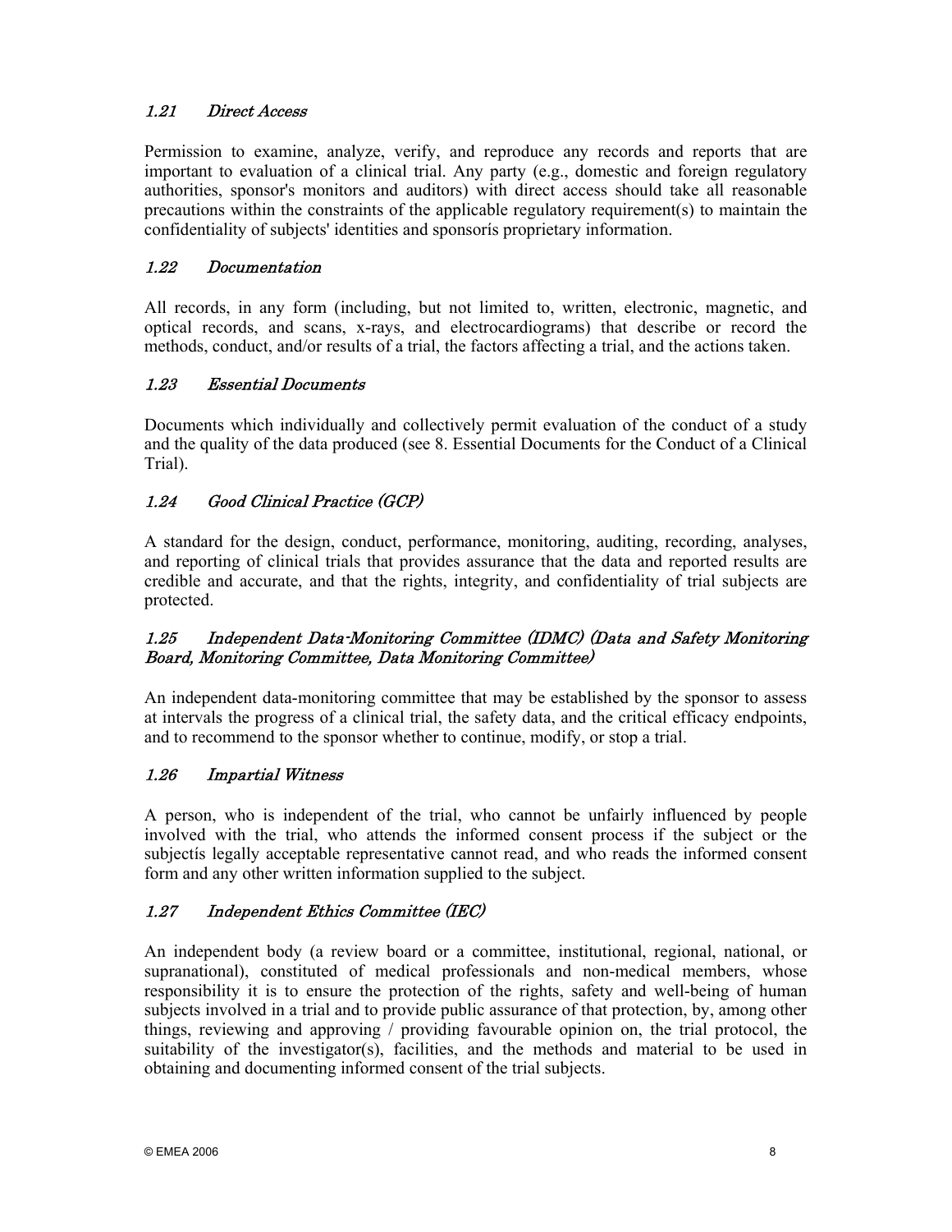### *1.21 Direct Access*

Permission to examine, analyze, verify, and reproduce any records and reports that are important to evaluation of a clinical trial. Any party (e.g., domestic and foreign regulatory authorities, sponsor's monitors and auditors) with direct access should take all reasonable precautions within the constraints of the applicable regulatory requirement(s) to maintain the confidentiality of subjects' identities and sponsorís proprietary information.

### *1.22 Documentation*

All records, in any form (including, but not limited to, written, electronic, magnetic, and optical records, and scans, x-rays, and electrocardiograms) that describe or record the methods, conduct, and/or results of a trial, the factors affecting a trial, and the actions taken.

### *1.23 Essential Documents*

Documents which individually and collectively permit evaluation of the conduct of a study and the quality of the data produced (see 8. Essential Documents for the Conduct of a Clinical Trial).

### *1.24 Good Clinical Practice (GCP)*

A standard for the design, conduct, performance, monitoring, auditing, recording, analyses, and reporting of clinical trials that provides assurance that the data and reported results are credible and accurate, and that the rights, integrity, and confidentiality of trial subjects are protected.

### *1.25 Independent Data-Monitoring Committee (IDMC) (Data and Safety Monitoring Board, Monitoring Committee, Data Monitoring Committee)*

An independent data-monitoring committee that may be established by the sponsor to assess at intervals the progress of a clinical trial, the safety data, and the critical efficacy endpoints, and to recommend to the sponsor whether to continue, modify, or stop a trial.

### *1.26 Impartial Witness*

A person, who is independent of the trial, who cannot be unfairly influenced by people involved with the trial, who attends the informed consent process if the subject or the subjectís legally acceptable representative cannot read, and who reads the informed consent form and any other written information supplied to the subject.

### *1.27 Independent Ethics Committee (IEC)*

An independent body (a review board or a committee, institutional, regional, national, or supranational), constituted of medical professionals and non-medical members, whose responsibility it is to ensure the protection of the rights, safety and well-being of human subjects involved in a trial and to provide public assurance of that protection, by, among other things, reviewing and approving / providing favourable opinion on, the trial protocol, the suitability of the investigator(s), facilities, and the methods and material to be used in obtaining and documenting informed consent of the trial subjects.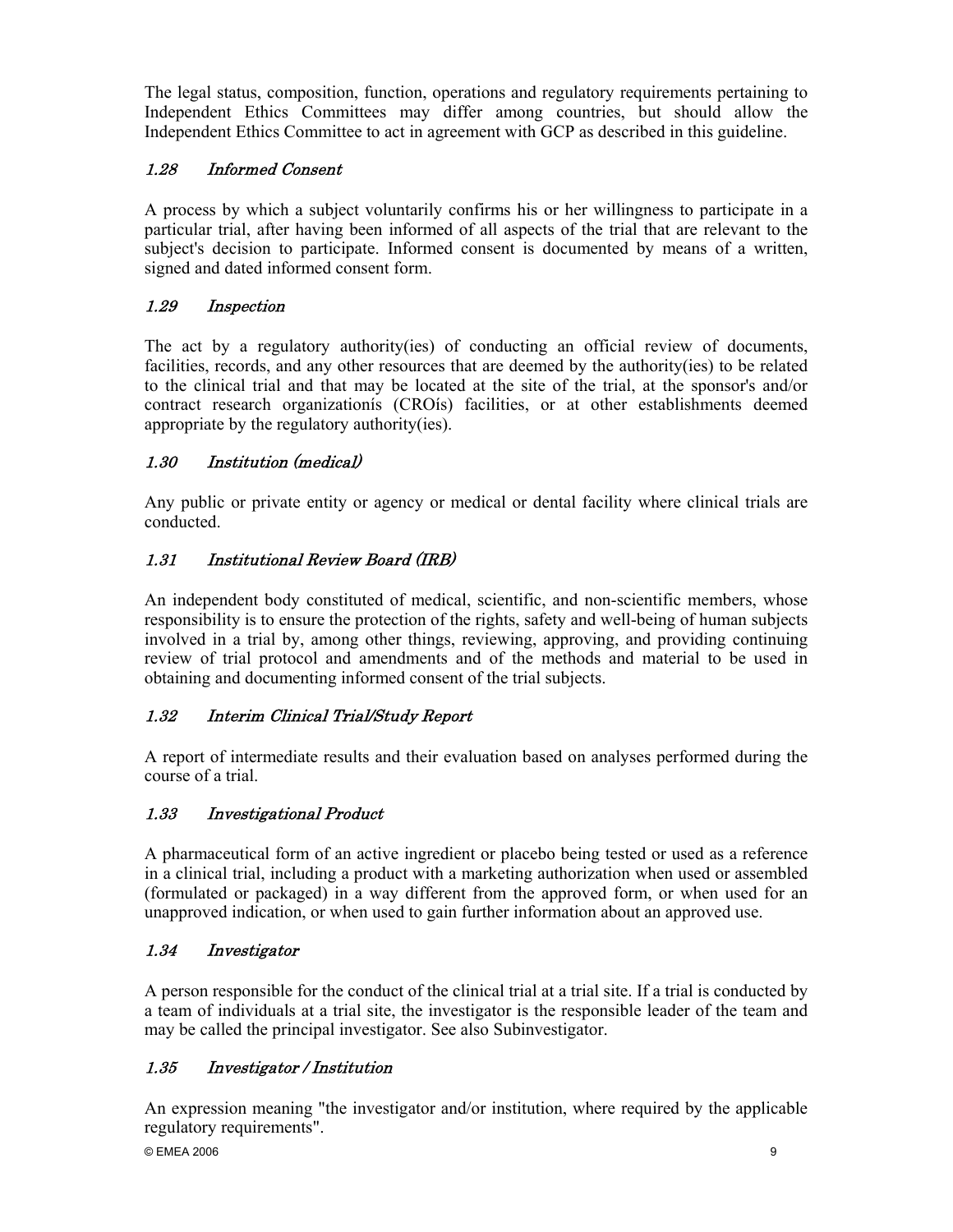The legal status, composition, function, operations and regulatory requirements pertaining to Independent Ethics Committees may differ among countries, but should allow the Independent Ethics Committee to act in agreement with GCP as described in this guideline.

### *1.28 Informed Consent*

A process by which a subject voluntarily confirms his or her willingness to participate in a particular trial, after having been informed of all aspects of the trial that are relevant to the subject's decision to participate. Informed consent is documented by means of a written, signed and dated informed consent form.

### *1.29 Inspection*

The act by a regulatory authority(ies) of conducting an official review of documents, facilities, records, and any other resources that are deemed by the authority(ies) to be related to the clinical trial and that may be located at the site of the trial, at the sponsor's and/or contract research organizationís (CROís) facilities, or at other establishments deemed appropriate by the regulatory authority(ies).

### *1.30 Institution (medical)*

Any public or private entity or agency or medical or dental facility where clinical trials are conducted.

### *1.31 Institutional Review Board (IRB)*

An independent body constituted of medical, scientific, and non-scientific members, whose responsibility is to ensure the protection of the rights, safety and well-being of human subjects involved in a trial by, among other things, reviewing, approving, and providing continuing review of trial protocol and amendments and of the methods and material to be used in obtaining and documenting informed consent of the trial subjects.

### *1.32 Interim Clinical Trial/Study Report*

A report of intermediate results and their evaluation based on analyses performed during the course of a trial.

### *1.33 Investigational Product*

A pharmaceutical form of an active ingredient or placebo being tested or used as a reference in a clinical trial, including a product with a marketing authorization when used or assembled (formulated or packaged) in a way different from the approved form, or when used for an unapproved indication, or when used to gain further information about an approved use.

### *1.34 Investigator*

A person responsible for the conduct of the clinical trial at a trial site. If a trial is conducted by a team of individuals at a trial site, the investigator is the responsible leader of the team and may be called the principal investigator. See also Subinvestigator.

### *1.35 Investigator / Institution*

An expression meaning "the investigator and/or institution, where required by the applicable regulatory requirements".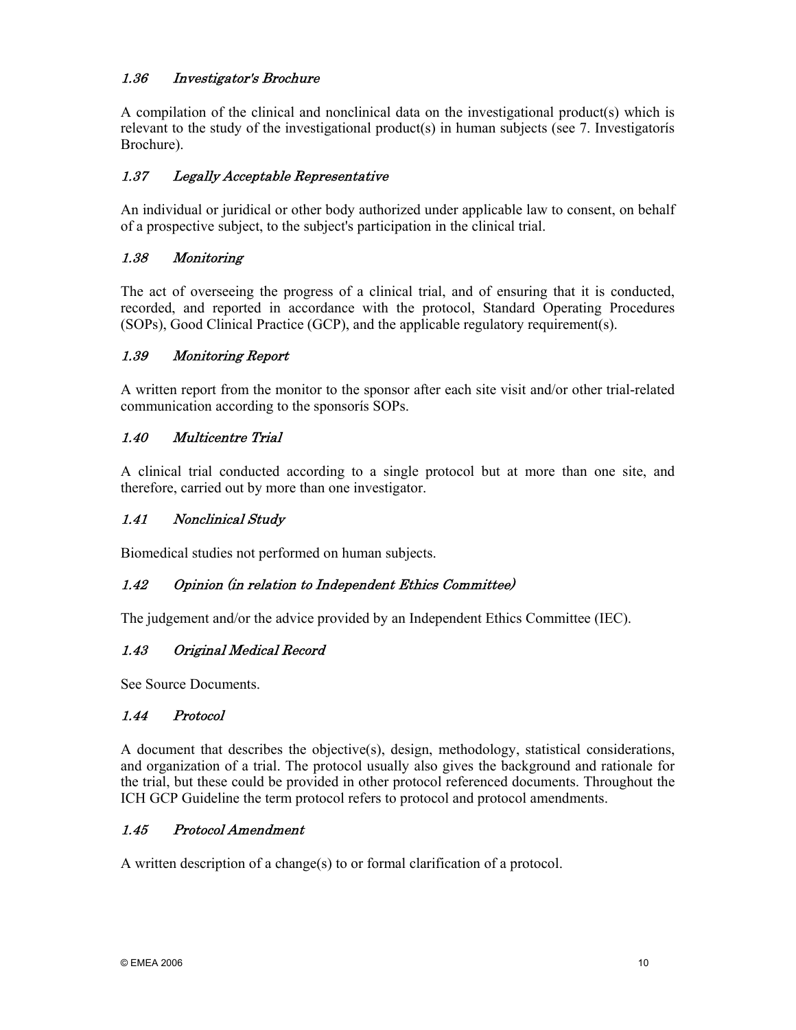### *1.36 Investigator's Brochure*

A compilation of the clinical and nonclinical data on the investigational product(s) which is relevant to the study of the investigational product(s) in human subjects (see 7. Investigatorís Brochure).

### *1.37 Legally Acceptable Representative*

An individual or juridical or other body authorized under applicable law to consent, on behalf of a prospective subject, to the subject's participation in the clinical trial.

### *1.38 Monitoring*

The act of overseeing the progress of a clinical trial, and of ensuring that it is conducted, recorded, and reported in accordance with the protocol, Standard Operating Procedures (SOPs), Good Clinical Practice (GCP), and the applicable regulatory requirement(s).

### *1.39 Monitoring Report*

A written report from the monitor to the sponsor after each site visit and/or other trial-related communication according to the sponsorís SOPs.

### *1.40 Multicentre Trial*

A clinical trial conducted according to a single protocol but at more than one site, and therefore, carried out by more than one investigator.

### *1.41 Nonclinical Study*

Biomedical studies not performed on human subjects.

### *1.42 Opinion (in relation to Independent Ethics Committee)*

The judgement and/or the advice provided by an Independent Ethics Committee (IEC).

### *1.43 Original Medical Record*

See Source Documents.

### *1.44 Protocol*

A document that describes the objective(s), design, methodology, statistical considerations, and organization of a trial. The protocol usually also gives the background and rationale for the trial, but these could be provided in other protocol referenced documents. Throughout the ICH GCP Guideline the term protocol refers to protocol and protocol amendments.

### *1.45 Protocol Amendment*

A written description of a change(s) to or formal clarification of a protocol.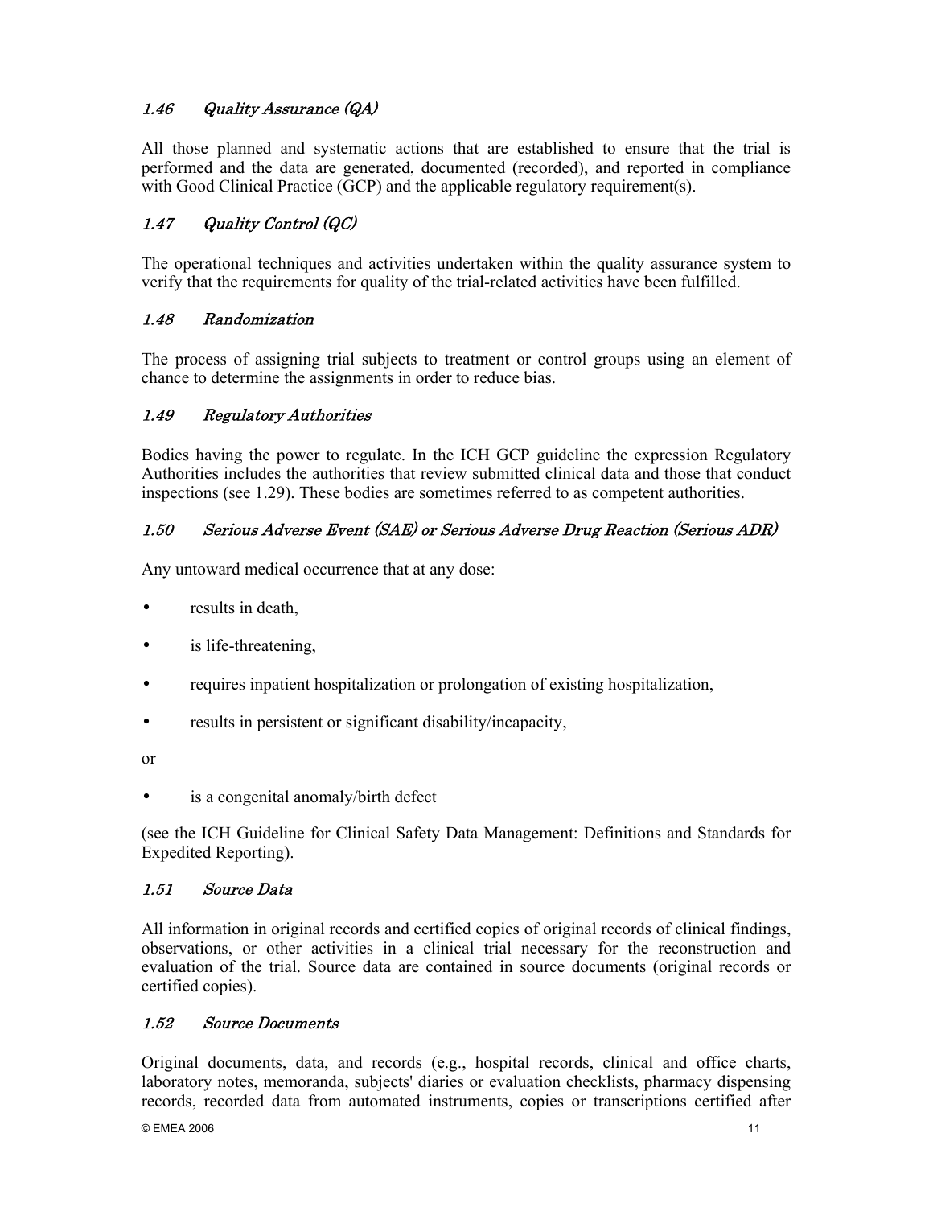### *1.46 Quality Assurance (QA)*

All those planned and systematic actions that are established to ensure that the trial is performed and the data are generated, documented (recorded), and reported in compliance with Good Clinical Practice (GCP) and the applicable regulatory requirement(s).

### *1.47 Quality Control (QC)*

The operational techniques and activities undertaken within the quality assurance system to verify that the requirements for quality of the trial-related activities have been fulfilled.

### *1.48 Randomization*

The process of assigning trial subjects to treatment or control groups using an element of chance to determine the assignments in order to reduce bias.

### *1.49 Regulatory Authorities*

Bodies having the power to regulate. In the ICH GCP guideline the expression Regulatory Authorities includes the authorities that review submitted clinical data and those that conduct inspections (see 1.29). These bodies are sometimes referred to as competent authorities.

### *1.50 Serious Adverse Event (SAE) or Serious Adverse Drug Reaction (Serious ADR)*

Any untoward medical occurrence that at any dose:

- results in death,
- is life-threatening,
- requires inpatient hospitalization or prolongation of existing hospitalization,
- results in persistent or significant disability/incapacity,

or

- is a congenital anomaly/birth defect

(see the ICH Guideline for Clinical Safety Data Management: Definitions and Standards for Expedited Reporting).

### *1.51 Source Data*

All information in original records and certified copies of original records of clinical findings, observations, or other activities in a clinical trial necessary for the reconstruction and evaluation of the trial. Source data are contained in source documents (original records or certified copies).

### *1.52 Source Documents*

Original documents, data, and records (e.g., hospital records, clinical and office charts, laboratory notes, memoranda, subjects' diaries or evaluation checklists, pharmacy dispensing records, recorded data from automated instruments, copies or transcriptions certified after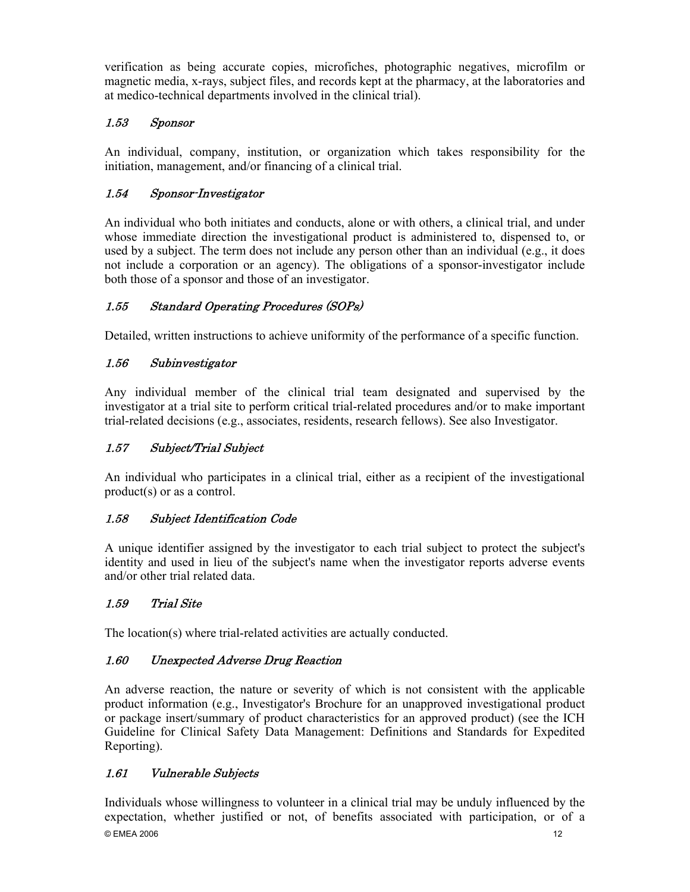verification as being accurate copies, microfiches, photographic negatives, microfilm or magnetic media, x-rays, subject files, and records kept at the pharmacy, at the laboratories and at medico-technical departments involved in the clinical trial).

### *1.53 Sponsor*

An individual, company, institution, or organization which takes responsibility for the initiation, management, and/or financing of a clinical trial.

### *1.54 Sponsor-Investigator*

An individual who both initiates and conducts, alone or with others, a clinical trial, and under whose immediate direction the investigational product is administered to, dispensed to, or used by a subject. The term does not include any person other than an individual (e.g., it does not include a corporation or an agency). The obligations of a sponsor-investigator include both those of a sponsor and those of an investigator.

### *1.55 Standard Operating Procedures (SOPs)*

Detailed, written instructions to achieve uniformity of the performance of a specific function.

### *1.56 Subinvestigator*

Any individual member of the clinical trial team designated and supervised by the investigator at a trial site to perform critical trial-related procedures and/or to make important trial-related decisions (e.g., associates, residents, research fellows). See also Investigator.

### *1.57 Subject/Trial Subject*

An individual who participates in a clinical trial, either as a recipient of the investigational product(s) or as a control.

### *1.58 Subject Identification Code*

A unique identifier assigned by the investigator to each trial subject to protect the subject's identity and used in lieu of the subject's name when the investigator reports adverse events and/or other trial related data.

### *1.59 Trial Site*

The location(s) where trial-related activities are actually conducted.

### *1.60 Unexpected Adverse Drug Reaction*

An adverse reaction, the nature or severity of which is not consistent with the applicable product information (e.g., Investigator's Brochure for an unapproved investigational product or package insert/summary of product characteristics for an approved product) (see the ICH Guideline for Clinical Safety Data Management: Definitions and Standards for Expedited Reporting).

### *1.61 Vulnerable Subjects*

Individuals whose willingness to volunteer in a clinical trial may be unduly influenced by the expectation, whether justified or not, of benefits associated with participation, or of a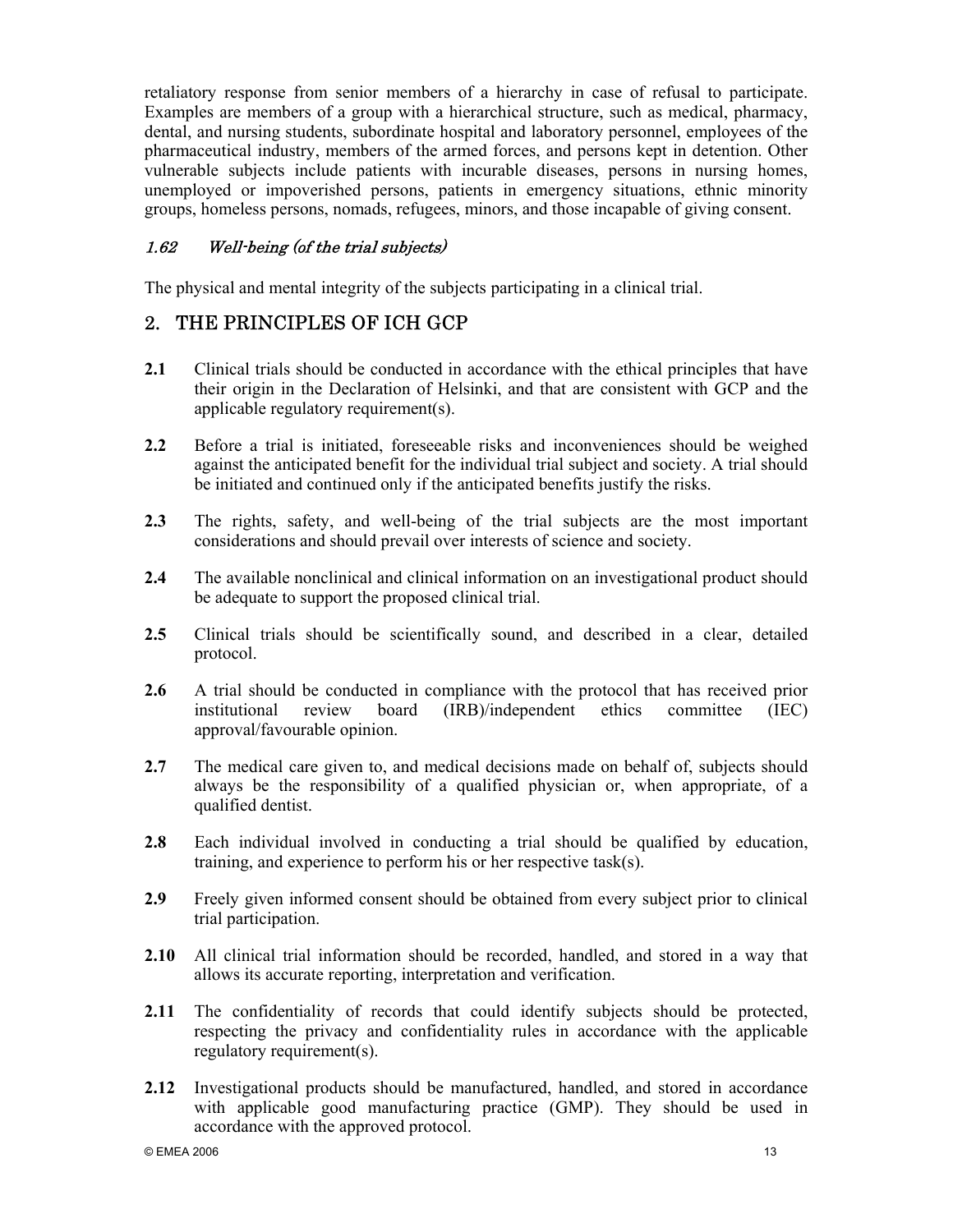retaliatory response from senior members of a hierarchy in case of refusal to participate. Examples are members of a group with a hierarchical structure, such as medical, pharmacy, dental, and nursing students, subordinate hospital and laboratory personnel, employees of the pharmaceutical industry, members of the armed forces, and persons kept in detention. Other vulnerable subjects include patients with incurable diseases, persons in nursing homes, unemployed or impoverished persons, patients in emergency situations, ethnic minority groups, homeless persons, nomads, refugees, minors, and those incapable of giving consent.

### *1.62 Well-being (of the trial subjects)*

The physical and mental integrity of the subjects participating in a clinical trial.

## 2. THE PRINCIPLES OF ICH GCP

**2.1** Clinical trials should be conducted in accordance with the ethical principles that have their origin in the Declaration of Helsinki, and that are consistent with GCP and the applicable regulatory requirement(s).

**2.2** Before a trial is initiated, foreseeable risks and inconveniences should be weighed against the anticipated benefit for the individual trial subject and society. A trial should be initiated and continued only if the anticipated benefits justify the risks.

**2.3** The rights, safety, and well-being of the trial subjects are the most important considerations and should prevail over interests of science and society.

**2.4** The available nonclinical and clinical information on an investigational product should be adequate to support the proposed clinical trial.

**2.5** Clinical trials should be scientifically sound, and described in a clear, detailed protocol.

**2.6** A trial should be conducted in compliance with the protocol that has received prior institutional review board (IRB)/independent ethics committee (IEC) approval/favourable opinion.

**2.7** The medical care given to, and medical decisions made on behalf of, subjects should always be the responsibility of a qualified physician or, when appropriate, of a qualified dentist.

**2.8** Each individual involved in conducting a trial should be qualified by education, training, and experience to perform his or her respective task(s).

**2.9** Freely given informed consent should be obtained from every subject prior to clinical trial participation.

**2.10** All clinical trial information should be recorded, handled, and stored in a way that allows its accurate reporting, interpretation and verification.

**2.11** The confidentiality of records that could identify subjects should be protected, respecting the privacy and confidentiality rules in accordance with the applicable regulatory requirement(s).

**2.12** Investigational products should be manufactured, handled, and stored in accordance with applicable good manufacturing practice (GMP). They should be used in accordance with the approved protocol.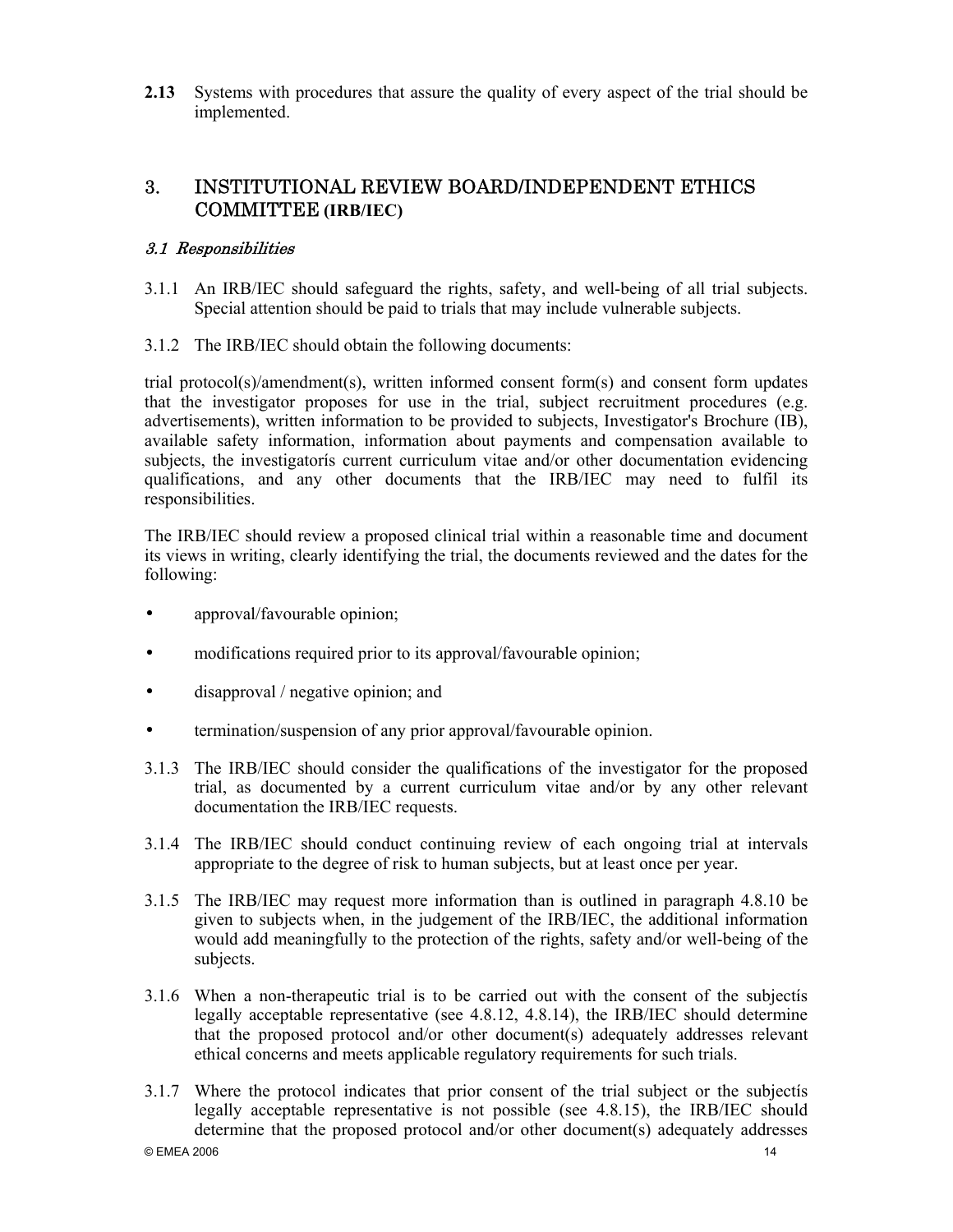**2.13** Systems with procedures that assure the quality of every aspect of the trial should be implemented.

## 3. INSTITUTIONAL REVIEW BOARD/INDEPENDENT ETHICS COMMITTEE (IRB/IEC)

### *3.1 Responsibilities*

3.1.1 An IRB/IEC should safeguard the rights, safety, and well-being of all trial subjects. Special attention should be paid to trials that may include vulnerable subjects.

3.1.2 The IRB/IEC should obtain the following documents:

trial protocol(s)/amendment(s), written informed consent form(s) and consent form updates that the investigator proposes for use in the trial, subject recruitment procedures (e.g. advertisements), written information to be provided to subjects, Investigator's Brochure (IB), available safety information, information about payments and compensation available to subjects, the investigatorís current curriculum vitae and/or other documentation evidencing qualifications, and any other documents that the IRB/IEC may need to fulfil its responsibilities.

The IRB/IEC should review a proposed clinical trial within a reasonable time and document its views in writing, clearly identifying the trial, the documents reviewed and the dates for the following:

- approval/favourable opinion;
- modifications required prior to its approval/favourable opinion;
- disapproval / negative opinion; and
- termination/suspension of any prior approval/favourable opinion.

3.1.3 The IRB/IEC should consider the qualifications of the investigator for the proposed trial, as documented by a current curriculum vitae and/or by any other relevant documentation the IRB/IEC requests.

3.1.4 The IRB/IEC should conduct continuing review of each ongoing trial at intervals appropriate to the degree of risk to human subjects, but at least once per year.

3.1.5 The IRB/IEC may request more information than is outlined in paragraph 4.8.10 be given to subjects when, in the judgement of the IRB/IEC, the additional information would add meaningfully to the protection of the rights, safety and/or well-being of the subjects.

3.1.6 When a non-therapeutic trial is to be carried out with the consent of the subjectís legally acceptable representative (see 4.8.12, 4.8.14), the IRB/IEC should determine that the proposed protocol and/or other document(s) adequately addresses relevant ethical concerns and meets applicable regulatory requirements for such trials.

3.1.7 Where the protocol indicates that prior consent of the trial subject or the subjectís legally acceptable representative is not possible (see 4.8.15), the IRB/IEC should determine that the proposed protocol and/or other document(s) adequately addresses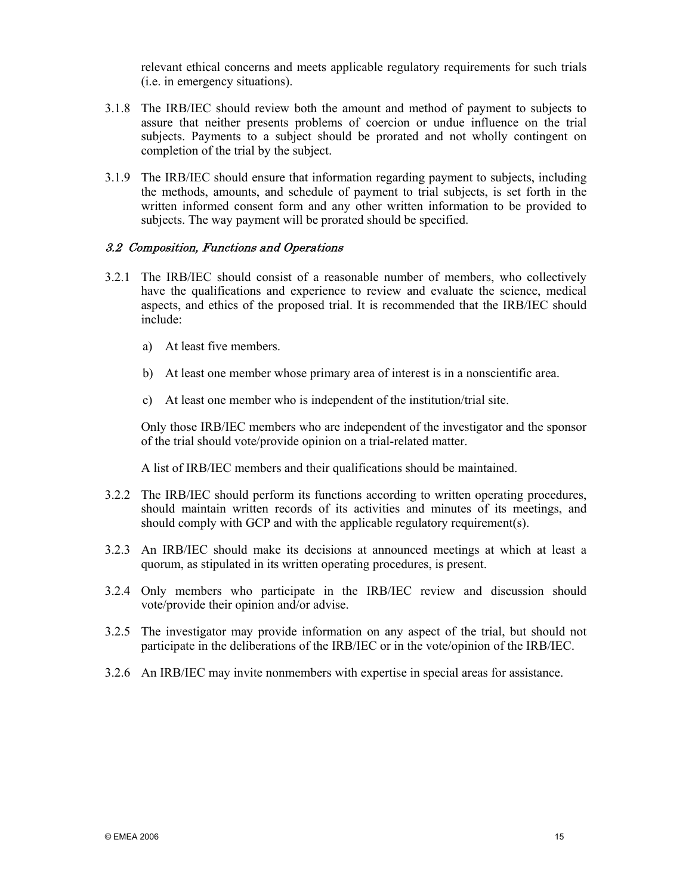relevant ethical concerns and meets applicable regulatory requirements for such trials (i.e. in emergency situations).

3.1.8 The IRB/IEC should review both the amount and method of payment to subjects to assure that neither presents problems of coercion or undue influence on the trial subjects. Payments to a subject should be prorated and not wholly contingent on completion of the trial by the subject.

3.1.9 The IRB/IEC should ensure that information regarding payment to subjects, including the methods, amounts, and schedule of payment to trial subjects, is set forth in the written informed consent form and any other written information to be provided to subjects. The way payment will be prorated should be specified.

### *3.2 Composition, Functions and Operations*

3.2.1 The IRB/IEC should consist of a reasonable number of members, who collectively have the qualifications and experience to review and evaluate the science, medical aspects, and ethics of the proposed trial. It is recommended that the IRB/IEC should include:

a) At least five members.

b) At least one member whose primary area of interest is in a nonscientific area.

c) At least one member who is independent of the institution/trial site.

Only those IRB/IEC members who are independent of the investigator and the sponsor of the trial should vote/provide opinion on a trial-related matter.

A list of IRB/IEC members and their qualifications should be maintained.

3.2.2 The IRB/IEC should perform its functions according to written operating procedures, should maintain written records of its activities and minutes of its meetings, and should comply with GCP and with the applicable regulatory requirement(s).

3.2.3 An IRB/IEC should make its decisions at announced meetings at which at least a quorum, as stipulated in its written operating procedures, is present.

3.2.4 Only members who participate in the IRB/IEC review and discussion should vote/provide their opinion and/or advise.

3.2.5 The investigator may provide information on any aspect of the trial, but should not participate in the deliberations of the IRB/IEC or in the vote/opinion of the IRB/IEC.

3.2.6 An IRB/IEC may invite nonmembers with expertise in special areas for assistance.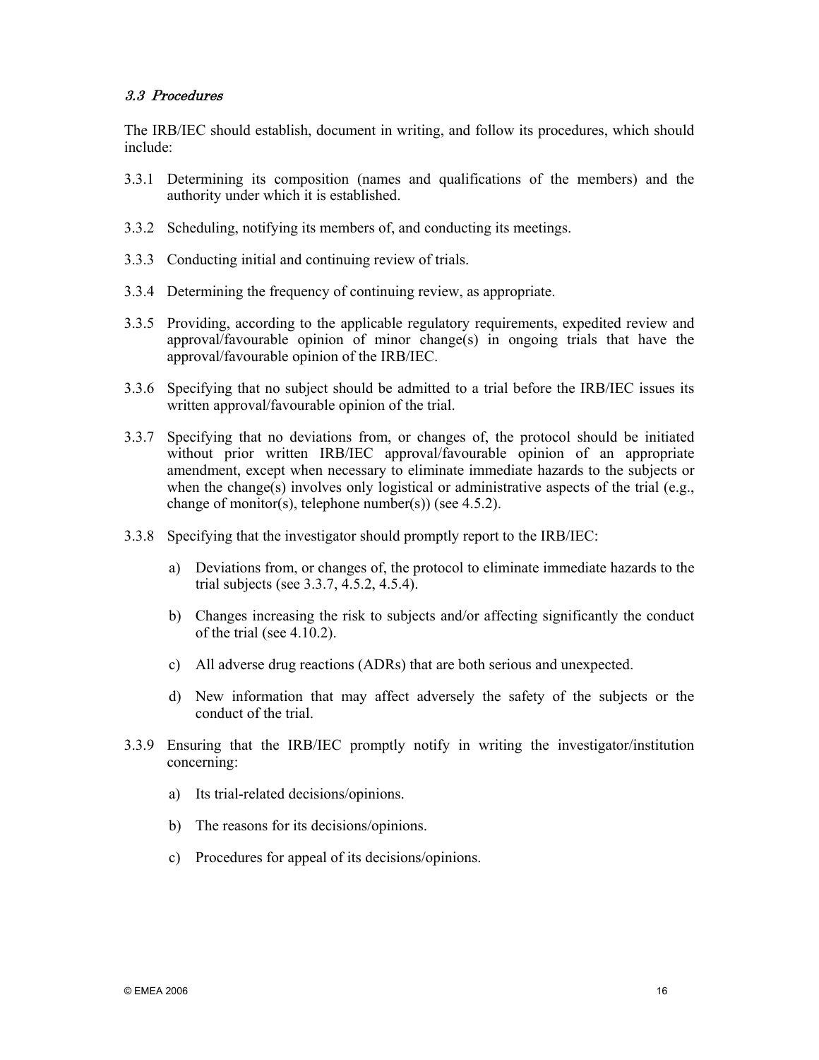### *3.3 Procedures*

The IRB/IEC should establish, document in writing, and follow its procedures, which should include:

3.3.1 Determining its composition (names and qualifications of the members) and the authority under which it is established.

3.3.2 Scheduling, notifying its members of, and conducting its meetings.

3.3.3 Conducting initial and continuing review of trials.

3.3.4 Determining the frequency of continuing review, as appropriate.

3.3.5 Providing, according to the applicable regulatory requirements, expedited review and approval/favourable opinion of minor change(s) in ongoing trials that have the approval/favourable opinion of the IRB/IEC.

3.3.6 Specifying that no subject should be admitted to a trial before the IRB/IEC issues its written approval/favourable opinion of the trial.

3.3.7 Specifying that no deviations from, or changes of, the protocol should be initiated without prior written IRB/IEC approval/favourable opinion of an appropriate amendment, except when necessary to eliminate immediate hazards to the subjects or when the change(s) involves only logistical or administrative aspects of the trial (e.g., change of monitor(s), telephone number(s)) (see 4.5.2).

3.3.8 Specifying that the investigator should promptly report to the IRB/IEC:

  a) Deviations from, or changes of, the protocol to eliminate immediate hazards to the trial subjects (see 3.3.7, 4.5.2, 4.5.4).

  b) Changes increasing the risk to subjects and/or affecting significantly the conduct of the trial (see 4.10.2).

  c) All adverse drug reactions (ADRs) that are both serious and unexpected.

  d) New information that may affect adversely the safety of the subjects or the conduct of the trial.

3.3.9 Ensuring that the IRB/IEC promptly notify in writing the investigator/institution concerning:

  a) Its trial-related decisions/opinions.

  b) The reasons for its decisions/opinions.

  c) Procedures for appeal of its decisions/opinions.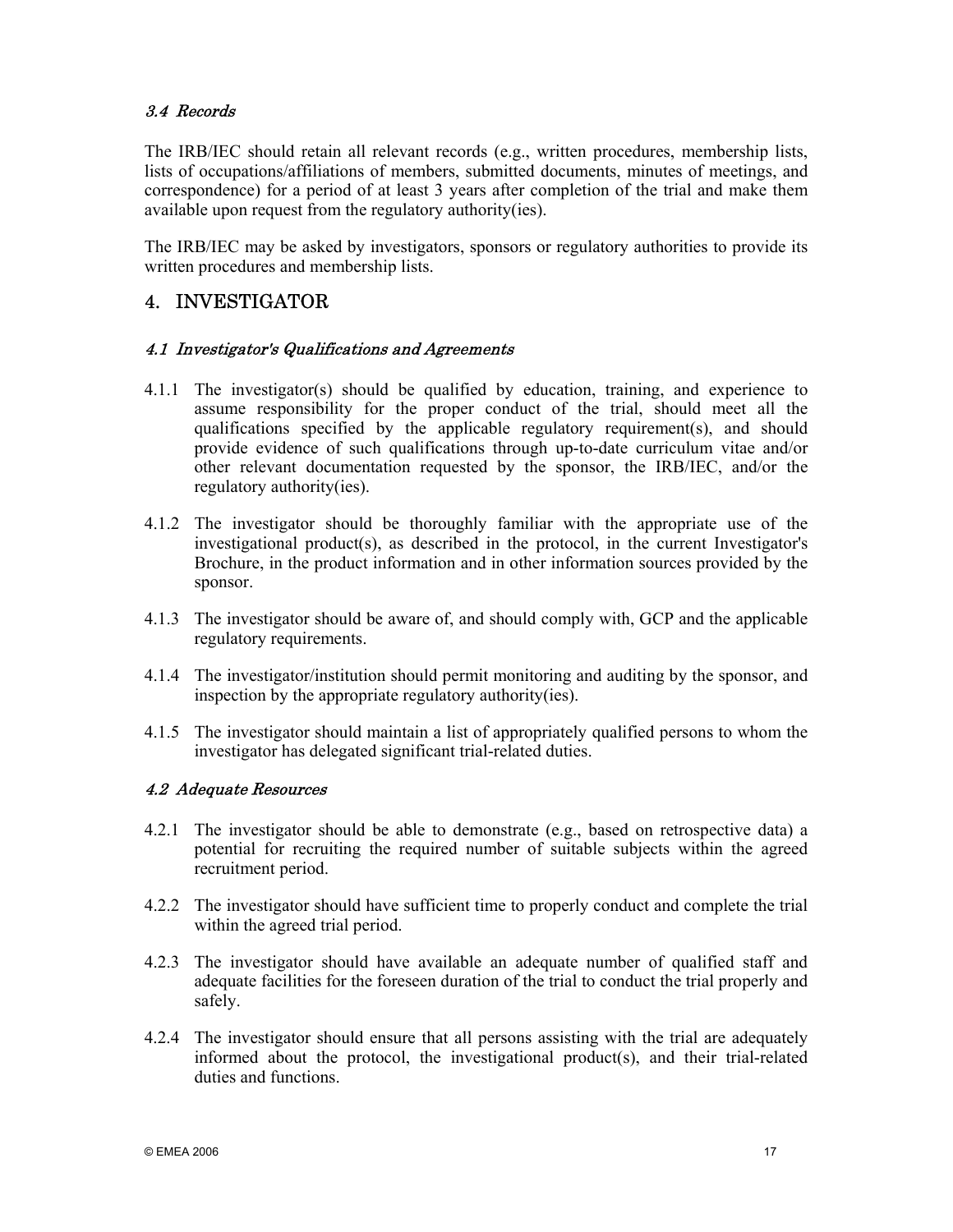### *3.4 Records*

The IRB/IEC should retain all relevant records (e.g., written procedures, membership lists, lists of occupations/affiliations of members, submitted documents, minutes of meetings, and correspondence) for a period of at least 3 years after completion of the trial and make them available upon request from the regulatory authority(ies).

The IRB/IEC may be asked by investigators, sponsors or regulatory authorities to provide its written procedures and membership lists.

## 4. INVESTIGATOR

### *4.1 Investigator's Qualifications and Agreements*

4.1.1 The investigator(s) should be qualified by education, training, and experience to assume responsibility for the proper conduct of the trial, should meet all the qualifications specified by the applicable regulatory requirement(s), and should provide evidence of such qualifications through up-to-date curriculum vitae and/or other relevant documentation requested by the sponsor, the IRB/IEC, and/or the regulatory authority(ies).

4.1.2 The investigator should be thoroughly familiar with the appropriate use of the investigational product(s), as described in the protocol, in the current Investigator's Brochure, in the product information and in other information sources provided by the sponsor.

4.1.3 The investigator should be aware of, and should comply with, GCP and the applicable regulatory requirements.

4.1.4 The investigator/institution should permit monitoring and auditing by the sponsor, and inspection by the appropriate regulatory authority(ies).

4.1.5 The investigator should maintain a list of appropriately qualified persons to whom the investigator has delegated significant trial-related duties.

### *4.2 Adequate Resources*

4.2.1 The investigator should be able to demonstrate (e.g., based on retrospective data) a potential for recruiting the required number of suitable subjects within the agreed recruitment period.

4.2.2 The investigator should have sufficient time to properly conduct and complete the trial within the agreed trial period.

4.2.3 The investigator should have available an adequate number of qualified staff and adequate facilities for the foreseen duration of the trial to conduct the trial properly and safely.

4.2.4 The investigator should ensure that all persons assisting with the trial are adequately informed about the protocol, the investigational product(s), and their trial-related duties and functions.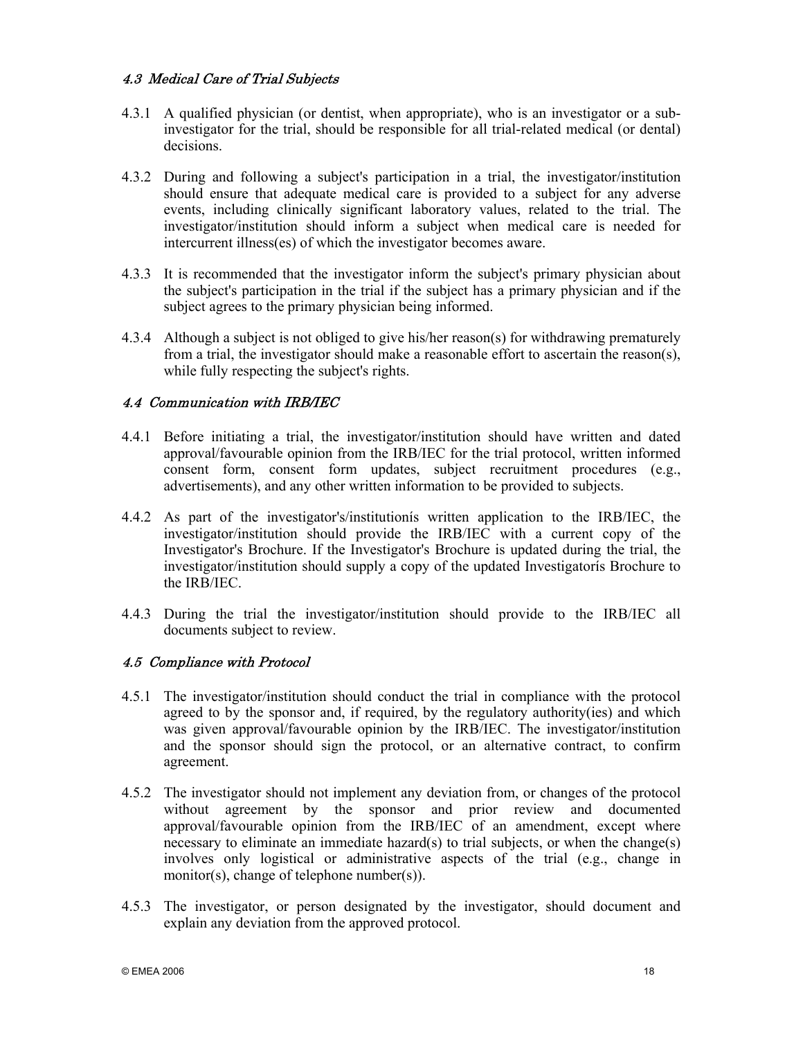### *4.3 Medical Care of Trial Subjects*

4.3.1 A qualified physician (or dentist, when appropriate), who is an investigator or a sub-investigator for the trial, should be responsible for all trial-related medical (or dental) decisions.

4.3.2 During and following a subject's participation in a trial, the investigator/institution should ensure that adequate medical care is provided to a subject for any adverse events, including clinically significant laboratory values, related to the trial. The investigator/institution should inform a subject when medical care is needed for intercurrent illness(es) of which the investigator becomes aware.

4.3.3 It is recommended that the investigator inform the subject's primary physician about the subject's participation in the trial if the subject has a primary physician and if the subject agrees to the primary physician being informed.

4.3.4 Although a subject is not obliged to give his/her reason(s) for withdrawing prematurely from a trial, the investigator should make a reasonable effort to ascertain the reason(s), while fully respecting the subject's rights.

### *4.4 Communication with IRB/IEC*

4.4.1 Before initiating a trial, the investigator/institution should have written and dated approval/favourable opinion from the IRB/IEC for the trial protocol, written informed consent form, consent form updates, subject recruitment procedures (e.g., advertisements), and any other written information to be provided to subjects.

4.4.2 As part of the investigator's/institutionís written application to the IRB/IEC, the investigator/institution should provide the IRB/IEC with a current copy of the Investigator's Brochure. If the Investigator's Brochure is updated during the trial, the investigator/institution should supply a copy of the updated Investigatorís Brochure to the IRB/IEC.

4.4.3 During the trial the investigator/institution should provide to the IRB/IEC all documents subject to review.

### *4.5 Compliance with Protocol*

4.5.1 The investigator/institution should conduct the trial in compliance with the protocol agreed to by the sponsor and, if required, by the regulatory authority(ies) and which was given approval/favourable opinion by the IRB/IEC. The investigator/institution and the sponsor should sign the protocol, or an alternative contract, to confirm agreement.

4.5.2 The investigator should not implement any deviation from, or changes of the protocol without agreement by the sponsor and prior review and documented approval/favourable opinion from the IRB/IEC of an amendment, except where necessary to eliminate an immediate hazard(s) to trial subjects, or when the change(s) involves only logistical or administrative aspects of the trial (e.g., change in monitor(s), change of telephone number(s)).

4.5.3 The investigator, or person designated by the investigator, should document and explain any deviation from the approved protocol.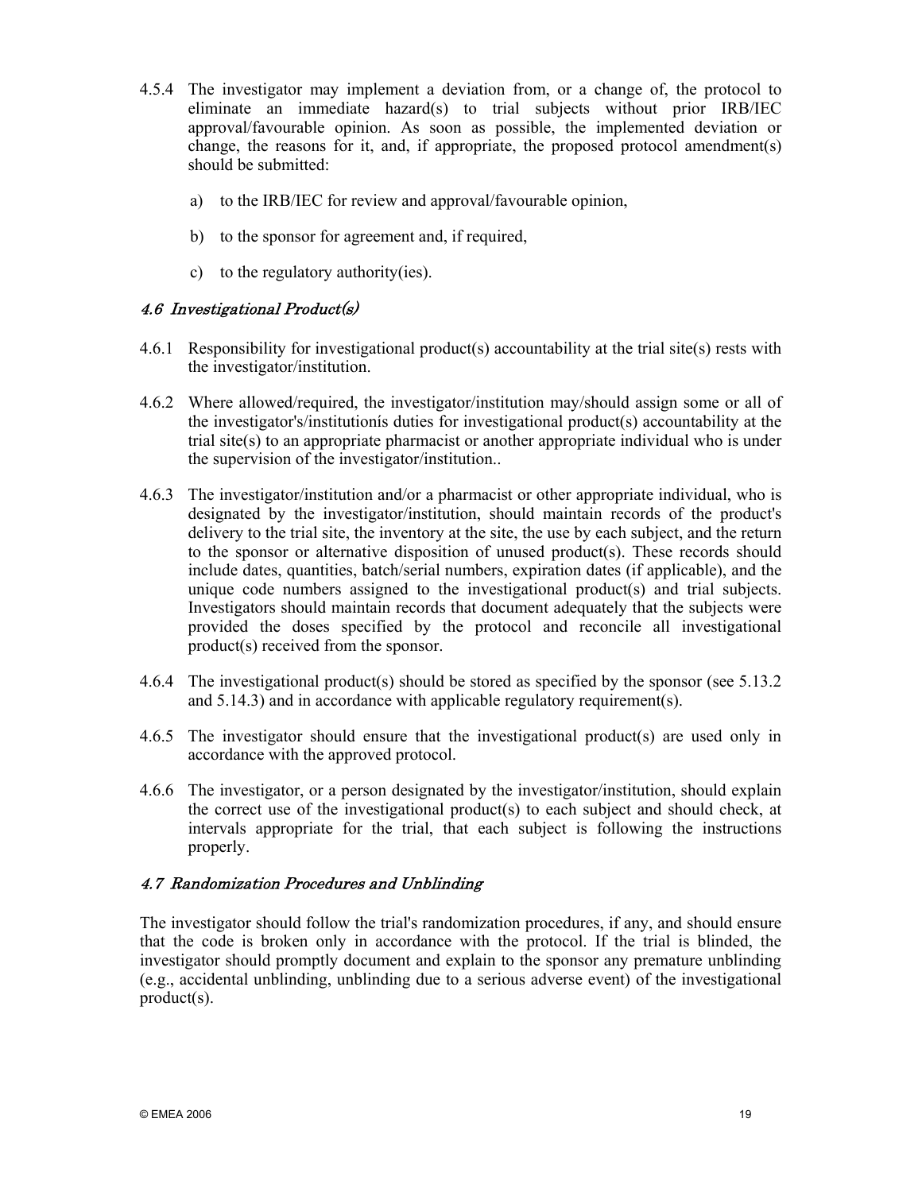4.5.4 The investigator may implement a deviation from, or a change of, the protocol to eliminate an immediate hazard(s) to trial subjects without prior IRB/IEC approval/favourable opinion. As soon as possible, the implemented deviation or change, the reasons for it, and, if appropriate, the proposed protocol amendment(s) should be submitted:

a) to the IRB/IEC for review and approval/favourable opinion,

b) to the sponsor for agreement and, if required,

c) to the regulatory authority(ies).

### *4.6 Investigational Product(s)*

4.6.1 Responsibility for investigational product(s) accountability at the trial site(s) rests with the investigator/institution.

4.6.2 Where allowed/required, the investigator/institution may/should assign some or all of the investigator's/institutionís duties for investigational product(s) accountability at the trial site(s) to an appropriate pharmacist or another appropriate individual who is under the supervision of the investigator/institution..

4.6.3 The investigator/institution and/or a pharmacist or other appropriate individual, who is designated by the investigator/institution, should maintain records of the product's delivery to the trial site, the inventory at the site, the use by each subject, and the return to the sponsor or alternative disposition of unused product(s). These records should include dates, quantities, batch/serial numbers, expiration dates (if applicable), and the unique code numbers assigned to the investigational product(s) and trial subjects. Investigators should maintain records that document adequately that the subjects were provided the doses specified by the protocol and reconcile all investigational product(s) received from the sponsor.

4.6.4 The investigational product(s) should be stored as specified by the sponsor (see 5.13.2 and 5.14.3) and in accordance with applicable regulatory requirement(s).

4.6.5 The investigator should ensure that the investigational product(s) are used only in accordance with the approved protocol.

4.6.6 The investigator, or a person designated by the investigator/institution, should explain the correct use of the investigational product(s) to each subject and should check, at intervals appropriate for the trial, that each subject is following the instructions properly.

### *4.7 Randomization Procedures and Unblinding*

The investigator should follow the trial's randomization procedures, if any, and should ensure that the code is broken only in accordance with the protocol. If the trial is blinded, the investigator should promptly document and explain to the sponsor any premature unblinding (e.g., accidental unblinding, unblinding due to a serious adverse event) of the investigational product(s).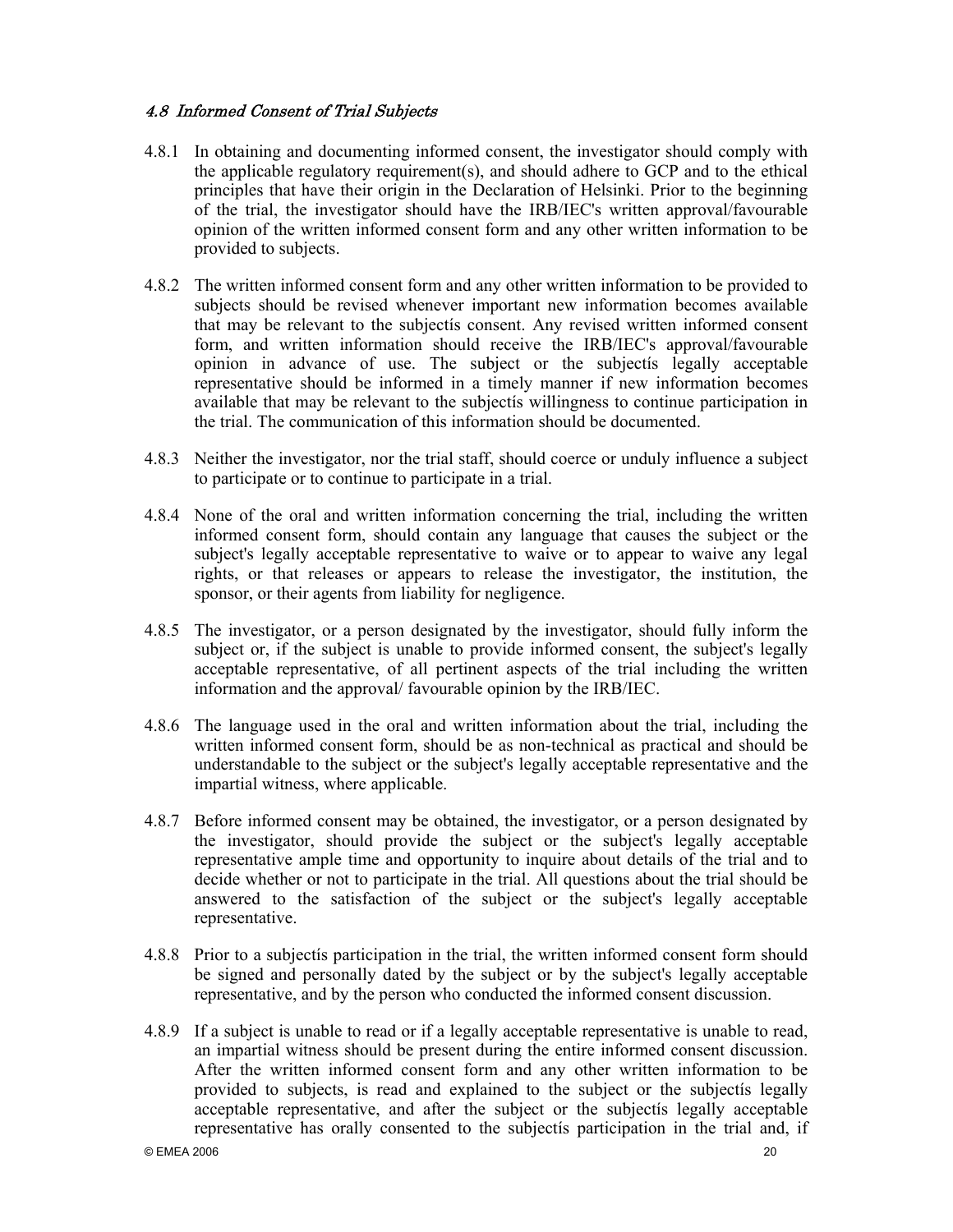### *4.8 Informed Consent of Trial Subjects*

4.8.1 In obtaining and documenting informed consent, the investigator should comply with the applicable regulatory requirement(s), and should adhere to GCP and to the ethical principles that have their origin in the Declaration of Helsinki. Prior to the beginning of the trial, the investigator should have the IRB/IEC's written approval/favourable opinion of the written informed consent form and any other written information to be provided to subjects.

4.8.2 The written informed consent form and any other written information to be provided to subjects should be revised whenever important new information becomes available that may be relevant to the subjectís consent. Any revised written informed consent form, and written information should receive the IRB/IEC's approval/favourable opinion in advance of use. The subject or the subjectís legally acceptable representative should be informed in a timely manner if new information becomes available that may be relevant to the subjectís willingness to continue participation in the trial. The communication of this information should be documented.

4.8.3 Neither the investigator, nor the trial staff, should coerce or unduly influence a subject to participate or to continue to participate in a trial.

4.8.4 None of the oral and written information concerning the trial, including the written informed consent form, should contain any language that causes the subject or the subject's legally acceptable representative to waive or to appear to waive any legal rights, or that releases or appears to release the investigator, the institution, the sponsor, or their agents from liability for negligence.

4.8.5 The investigator, or a person designated by the investigator, should fully inform the subject or, if the subject is unable to provide informed consent, the subject's legally acceptable representative, of all pertinent aspects of the trial including the written information and the approval/ favourable opinion by the IRB/IEC.

4.8.6 The language used in the oral and written information about the trial, including the written informed consent form, should be as non-technical as practical and should be understandable to the subject or the subject's legally acceptable representative and the impartial witness, where applicable.

4.8.7 Before informed consent may be obtained, the investigator, or a person designated by the investigator, should provide the subject or the subject's legally acceptable representative ample time and opportunity to inquire about details of the trial and to decide whether or not to participate in the trial. All questions about the trial should be answered to the satisfaction of the subject or the subject's legally acceptable representative.

4.8.8 Prior to a subjectís participation in the trial, the written informed consent form should be signed and personally dated by the subject or by the subject's legally acceptable representative, and by the person who conducted the informed consent discussion.

4.8.9 If a subject is unable to read or if a legally acceptable representative is unable to read, an impartial witness should be present during the entire informed consent discussion. After the written informed consent form and any other written information to be provided to subjects, is read and explained to the subject or the subjectís legally acceptable representative, and after the subject or the subjectís legally acceptable representative has orally consented to the subjectís participation in the trial and, if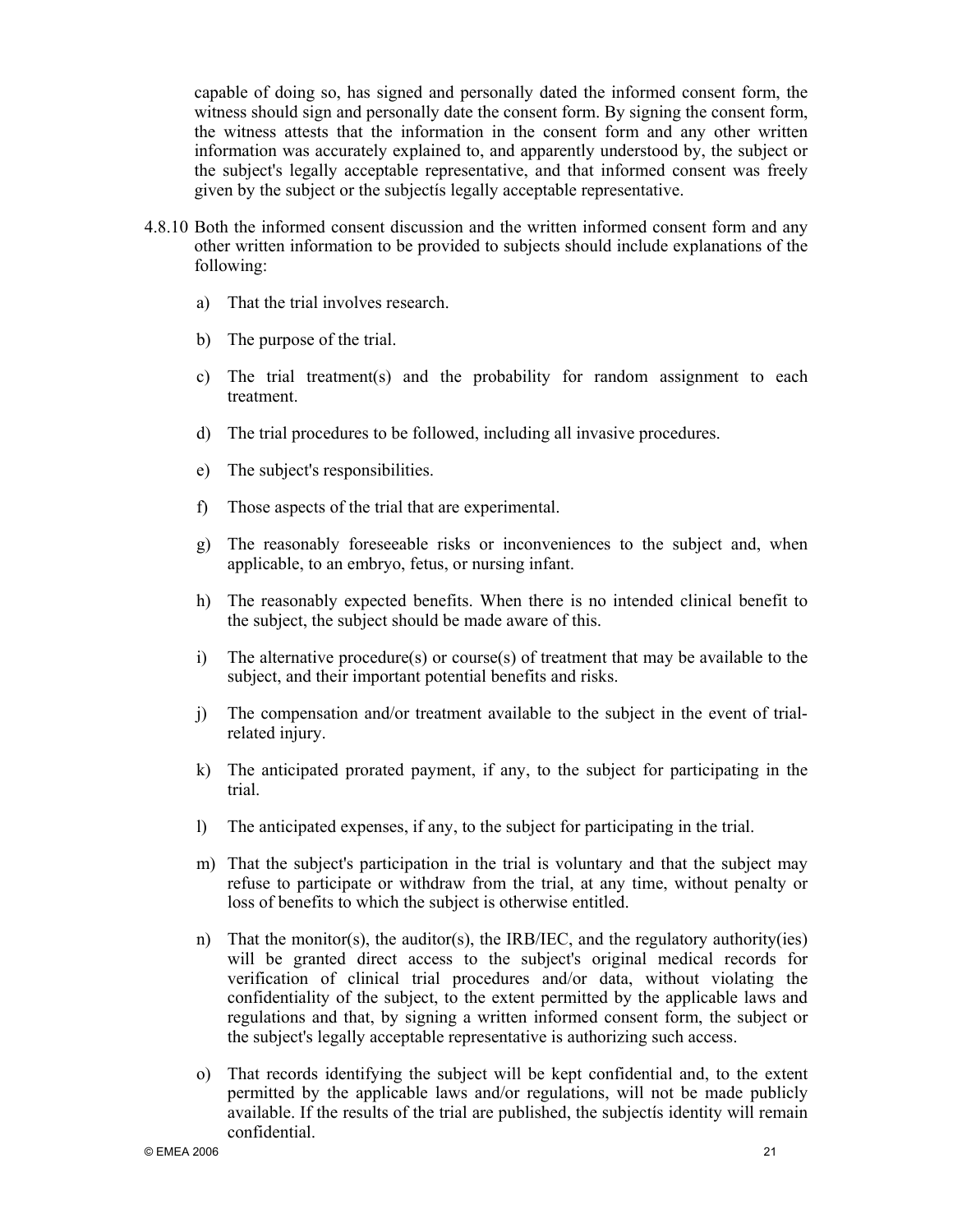capable of doing so, has signed and personally dated the informed consent form, the witness should sign and personally date the consent form. By signing the consent form, the witness attests that the information in the consent form and any other written information was accurately explained to, and apparently understood by, the subject or the subject's legally acceptable representative, and that informed consent was freely given by the subject or the subjectís legally acceptable representative.

4.8.10 Both the informed consent discussion and the written informed consent form and any other written information to be provided to subjects should include explanations of the following:

a) That the trial involves research.

b) The purpose of the trial.

c) The trial treatment(s) and the probability for random assignment to each treatment.

d) The trial procedures to be followed, including all invasive procedures.

e) The subject's responsibilities.

f) Those aspects of the trial that are experimental.

g) The reasonably foreseeable risks or inconveniences to the subject and, when applicable, to an embryo, fetus, or nursing infant.

h) The reasonably expected benefits. When there is no intended clinical benefit to the subject, the subject should be made aware of this.

i) The alternative procedure(s) or course(s) of treatment that may be available to the subject, and their important potential benefits and risks.

j) The compensation and/or treatment available to the subject in the event of trial-related injury.

k) The anticipated prorated payment, if any, to the subject for participating in the trial.

l) The anticipated expenses, if any, to the subject for participating in the trial.

m) That the subject's participation in the trial is voluntary and that the subject may refuse to participate or withdraw from the trial, at any time, without penalty or loss of benefits to which the subject is otherwise entitled.

n) That the monitor(s), the auditor(s), the IRB/IEC, and the regulatory authority(ies) will be granted direct access to the subject's original medical records for verification of clinical trial procedures and/or data, without violating the confidentiality of the subject, to the extent permitted by the applicable laws and regulations and that, by signing a written informed consent form, the subject or the subject's legally acceptable representative is authorizing such access.

o) That records identifying the subject will be kept confidential and, to the extent permitted by the applicable laws and/or regulations, will not be made publicly available. If the results of the trial are published, the subjectís identity will remain confidential.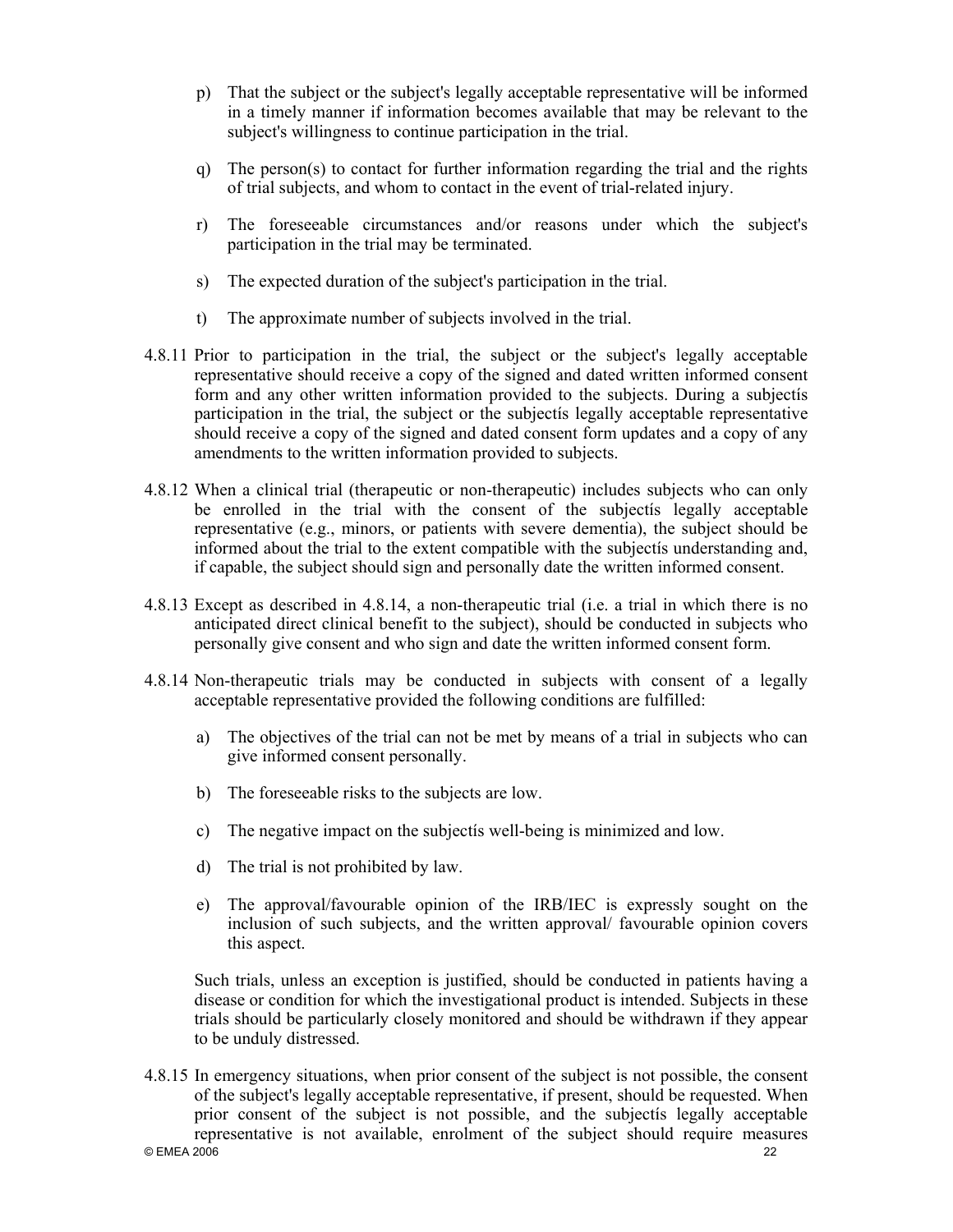p) That the subject or the subject's legally acceptable representative will be informed in a timely manner if information becomes available that may be relevant to the subject's willingness to continue participation in the trial.

q) The person(s) to contact for further information regarding the trial and the rights of trial subjects, and whom to contact in the event of trial-related injury.

r) The foreseeable circumstances and/or reasons under which the subject's participation in the trial may be terminated.

s) The expected duration of the subject's participation in the trial.

t) The approximate number of subjects involved in the trial.

4.8.11 Prior to participation in the trial, the subject or the subject's legally acceptable representative should receive a copy of the signed and dated written informed consent form and any other written information provided to the subjects. During a subjectís participation in the trial, the subject or the subjectís legally acceptable representative should receive a copy of the signed and dated consent form updates and a copy of any amendments to the written information provided to subjects.

4.8.12 When a clinical trial (therapeutic or non-therapeutic) includes subjects who can only be enrolled in the trial with the consent of the subjectís legally acceptable representative (e.g., minors, or patients with severe dementia), the subject should be informed about the trial to the extent compatible with the subjectís understanding and, if capable, the subject should sign and personally date the written informed consent.

4.8.13 Except as described in 4.8.14, a non-therapeutic trial (i.e. a trial in which there is no anticipated direct clinical benefit to the subject), should be conducted in subjects who personally give consent and who sign and date the written informed consent form.

4.8.14 Non-therapeutic trials may be conducted in subjects with consent of a legally acceptable representative provided the following conditions are fulfilled:

a) The objectives of the trial can not be met by means of a trial in subjects who can give informed consent personally.

b) The foreseeable risks to the subjects are low.

c) The negative impact on the subjectís well-being is minimized and low.

d) The trial is not prohibited by law.

e) The approval/favourable opinion of the IRB/IEC is expressly sought on the inclusion of such subjects, and the written approval/ favourable opinion covers this aspect.

Such trials, unless an exception is justified, should be conducted in patients having a disease or condition for which the investigational product is intended. Subjects in these trials should be particularly closely monitored and should be withdrawn if they appear to be unduly distressed.

4.8.15 In emergency situations, when prior consent of the subject is not possible, the consent of the subject's legally acceptable representative, if present, should be requested. When prior consent of the subject is not possible, and the subjectís legally acceptable representative is not available, enrolment of the subject should require measures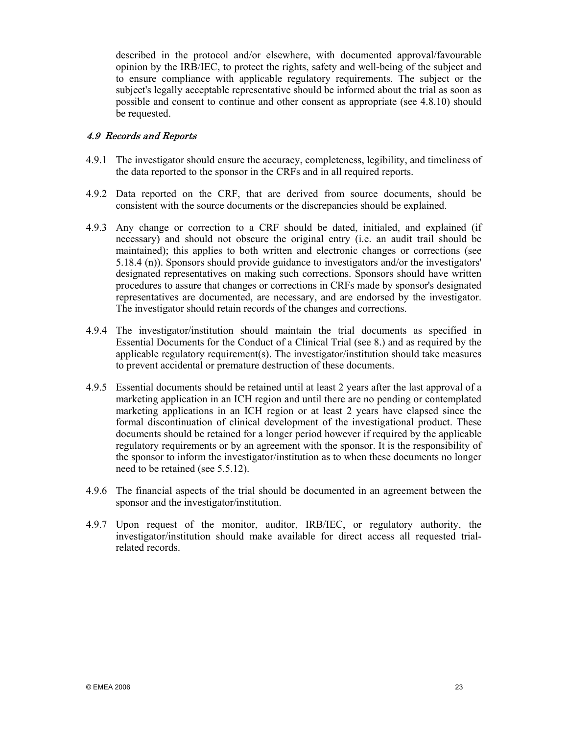described in the protocol and/or elsewhere, with documented approval/favourable opinion by the IRB/IEC, to protect the rights, safety and well-being of the subject and to ensure compliance with applicable regulatory requirements. The subject or the subject's legally acceptable representative should be informed about the trial as soon as possible and consent to continue and other consent as appropriate (see 4.8.10) should be requested.

### *4.9 Records and Reports*

4.9.1 The investigator should ensure the accuracy, completeness, legibility, and timeliness of the data reported to the sponsor in the CRFs and in all required reports.

4.9.2 Data reported on the CRF, that are derived from source documents, should be consistent with the source documents or the discrepancies should be explained.

4.9.3 Any change or correction to a CRF should be dated, initialed, and explained (if necessary) and should not obscure the original entry (i.e. an audit trail should be maintained); this applies to both written and electronic changes or corrections (see 5.18.4 (n)). Sponsors should provide guidance to investigators and/or the investigators' designated representatives on making such corrections. Sponsors should have written procedures to assure that changes or corrections in CRFs made by sponsor's designated representatives are documented, are necessary, and are endorsed by the investigator. The investigator should retain records of the changes and corrections.

4.9.4 The investigator/institution should maintain the trial documents as specified in Essential Documents for the Conduct of a Clinical Trial (see 8.) and as required by the applicable regulatory requirement(s). The investigator/institution should take measures to prevent accidental or premature destruction of these documents.

4.9.5 Essential documents should be retained until at least 2 years after the last approval of a marketing application in an ICH region and until there are no pending or contemplated marketing applications in an ICH region or at least 2 years have elapsed since the formal discontinuation of clinical development of the investigational product. These documents should be retained for a longer period however if required by the applicable regulatory requirements or by an agreement with the sponsor. It is the responsibility of the sponsor to inform the investigator/institution as to when these documents no longer need to be retained (see 5.5.12).

4.9.6 The financial aspects of the trial should be documented in an agreement between the sponsor and the investigator/institution.

4.9.7 Upon request of the monitor, auditor, IRB/IEC, or regulatory authority, the investigator/institution should make available for direct access all requested trial-related records.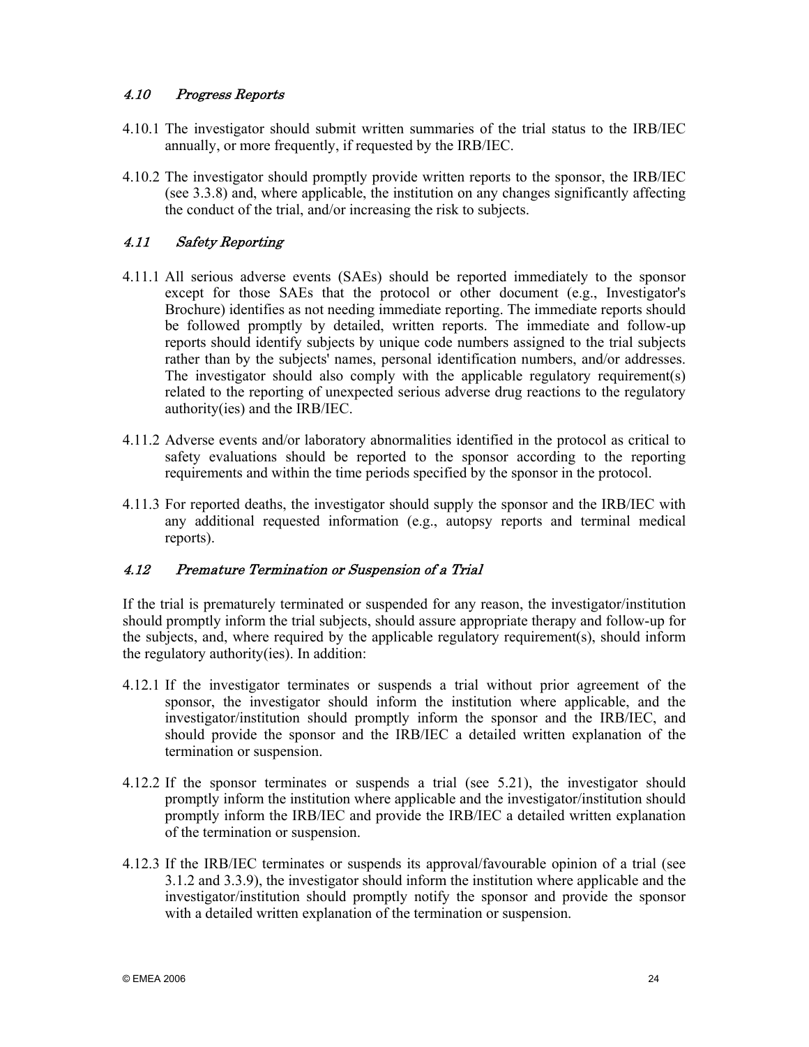### *4.10 Progress Reports*

4.10.1 The investigator should submit written summaries of the trial status to the IRB/IEC annually, or more frequently, if requested by the IRB/IEC.

4.10.2 The investigator should promptly provide written reports to the sponsor, the IRB/IEC (see 3.3.8) and, where applicable, the institution on any changes significantly affecting the conduct of the trial, and/or increasing the risk to subjects.

### *4.11 Safety Reporting*

4.11.1 All serious adverse events (SAEs) should be reported immediately to the sponsor except for those SAEs that the protocol or other document (e.g., Investigator's Brochure) identifies as not needing immediate reporting. The immediate reports should be followed promptly by detailed, written reports. The immediate and follow-up reports should identify subjects by unique code numbers assigned to the trial subjects rather than by the subjects' names, personal identification numbers, and/or addresses. The investigator should also comply with the applicable regulatory requirement(s) related to the reporting of unexpected serious adverse drug reactions to the regulatory authority(ies) and the IRB/IEC.

4.11.2 Adverse events and/or laboratory abnormalities identified in the protocol as critical to safety evaluations should be reported to the sponsor according to the reporting requirements and within the time periods specified by the sponsor in the protocol.

4.11.3 For reported deaths, the investigator should supply the sponsor and the IRB/IEC with any additional requested information (e.g., autopsy reports and terminal medical reports).

### *4.12 Premature Termination or Suspension of a Trial*

If the trial is prematurely terminated or suspended for any reason, the investigator/institution should promptly inform the trial subjects, should assure appropriate therapy and follow-up for the subjects, and, where required by the applicable regulatory requirement(s), should inform the regulatory authority(ies). In addition:

4.12.1 If the investigator terminates or suspends a trial without prior agreement of the sponsor, the investigator should inform the institution where applicable, and the investigator/institution should promptly inform the sponsor and the IRB/IEC, and should provide the sponsor and the IRB/IEC a detailed written explanation of the termination or suspension.

4.12.2 If the sponsor terminates or suspends a trial (see 5.21), the investigator should promptly inform the institution where applicable and the investigator/institution should promptly inform the IRB/IEC and provide the IRB/IEC a detailed written explanation of the termination or suspension.

4.12.3 If the IRB/IEC terminates or suspends its approval/favourable opinion of a trial (see 3.1.2 and 3.3.9), the investigator should inform the institution where applicable and the investigator/institution should promptly notify the sponsor and provide the sponsor with a detailed written explanation of the termination or suspension.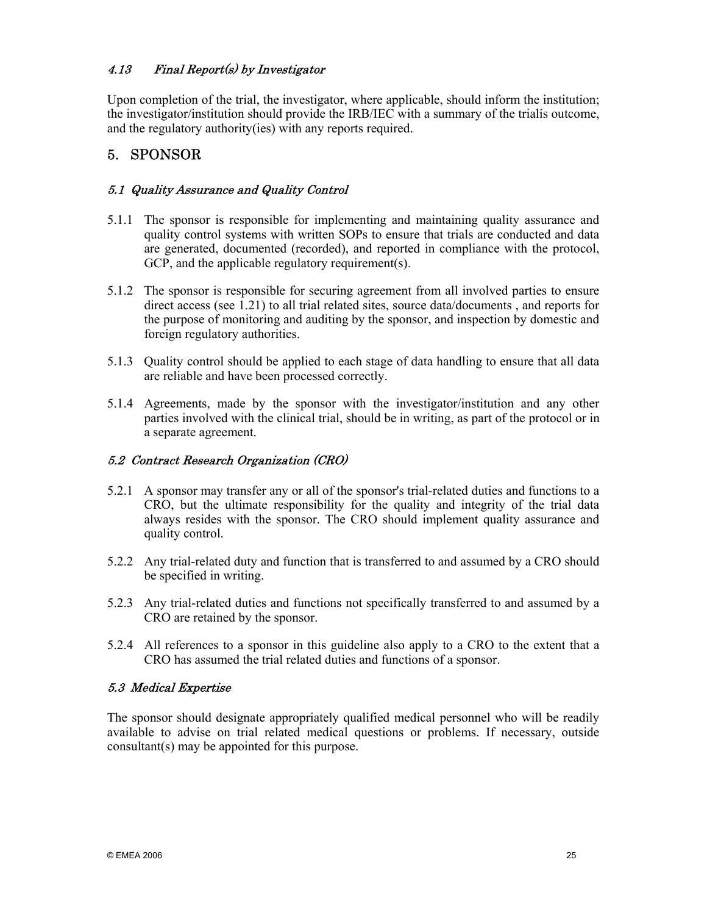### *4.13 Final Report(s) by Investigator*

Upon completion of the trial, the investigator, where applicable, should inform the institution; the investigator/institution should provide the IRB/IEC with a summary of the trialís outcome, and the regulatory authority(ies) with any reports required.

## 5. SPONSOR

### *5.1 Quality Assurance and Quality Control*

5.1.1 The sponsor is responsible for implementing and maintaining quality assurance and quality control systems with written SOPs to ensure that trials are conducted and data are generated, documented (recorded), and reported in compliance with the protocol, GCP, and the applicable regulatory requirement(s).

5.1.2 The sponsor is responsible for securing agreement from all involved parties to ensure direct access (see 1.21) to all trial related sites, source data/documents , and reports for the purpose of monitoring and auditing by the sponsor, and inspection by domestic and foreign regulatory authorities.

5.1.3 Quality control should be applied to each stage of data handling to ensure that all data are reliable and have been processed correctly.

5.1.4 Agreements, made by the sponsor with the investigator/institution and any other parties involved with the clinical trial, should be in writing, as part of the protocol or in a separate agreement.

### *5.2 Contract Research Organization (CRO)*

5.2.1 A sponsor may transfer any or all of the sponsor's trial-related duties and functions to a CRO, but the ultimate responsibility for the quality and integrity of the trial data always resides with the sponsor. The CRO should implement quality assurance and quality control.

5.2.2 Any trial-related duty and function that is transferred to and assumed by a CRO should be specified in writing.

5.2.3 Any trial-related duties and functions not specifically transferred to and assumed by a CRO are retained by the sponsor.

5.2.4 All references to a sponsor in this guideline also apply to a CRO to the extent that a CRO has assumed the trial related duties and functions of a sponsor.

### *5.3 Medical Expertise*

The sponsor should designate appropriately qualified medical personnel who will be readily available to advise on trial related medical questions or problems. If necessary, outside consultant(s) may be appointed for this purpose.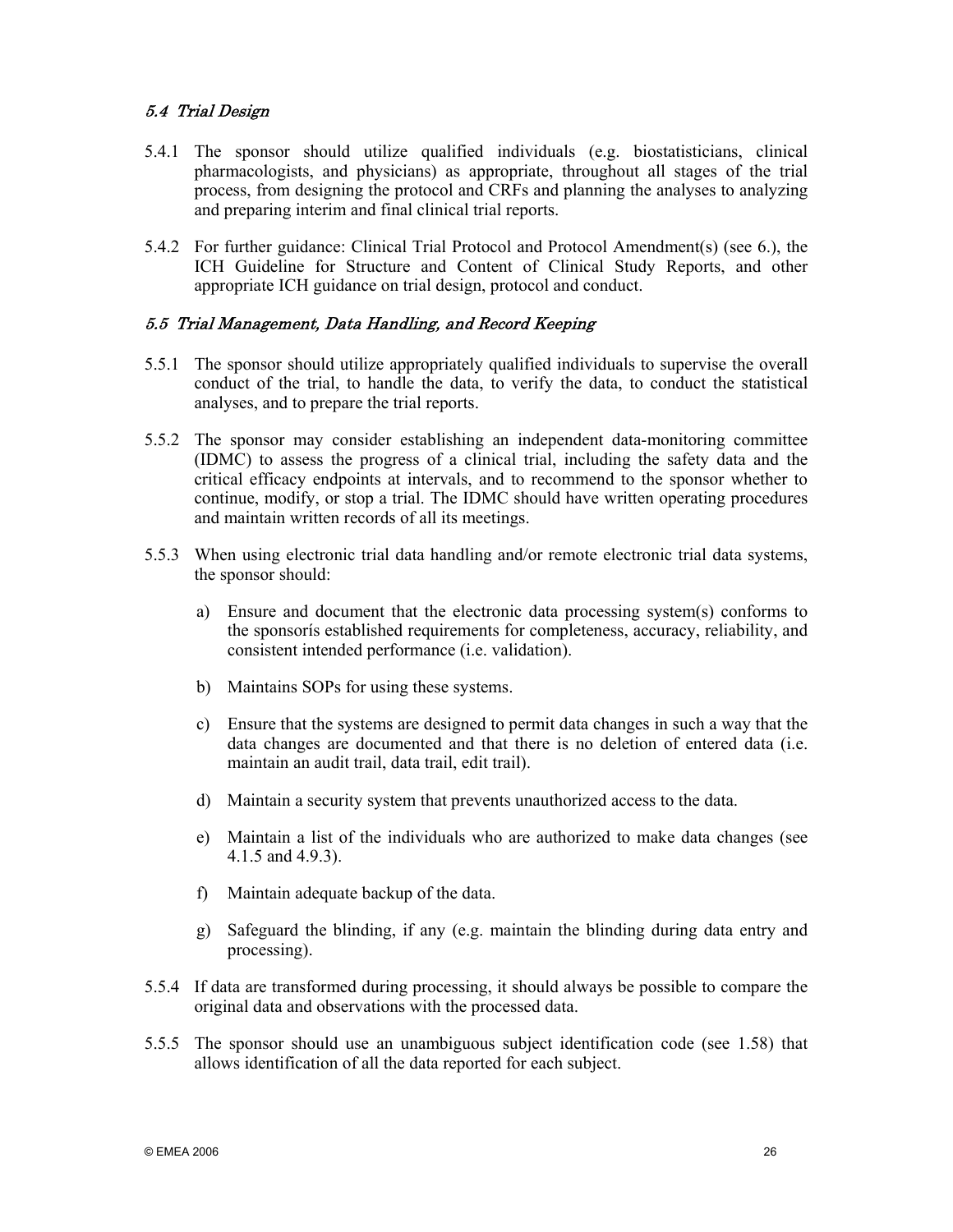### *5.4 Trial Design*

5.4.1 The sponsor should utilize qualified individuals (e.g. biostatisticians, clinical pharmacologists, and physicians) as appropriate, throughout all stages of the trial process, from designing the protocol and CRFs and planning the analyses to analyzing and preparing interim and final clinical trial reports.

5.4.2 For further guidance: Clinical Trial Protocol and Protocol Amendment(s) (see 6.), the ICH Guideline for Structure and Content of Clinical Study Reports, and other appropriate ICH guidance on trial design, protocol and conduct.

### *5.5 Trial Management, Data Handling, and Record Keeping*

5.5.1 The sponsor should utilize appropriately qualified individuals to supervise the overall conduct of the trial, to handle the data, to verify the data, to conduct the statistical analyses, and to prepare the trial reports.

5.5.2 The sponsor may consider establishing an independent data-monitoring committee (IDMC) to assess the progress of a clinical trial, including the safety data and the critical efficacy endpoints at intervals, and to recommend to the sponsor whether to continue, modify, or stop a trial. The IDMC should have written operating procedures and maintain written records of all its meetings.

5.5.3 When using electronic trial data handling and/or remote electronic trial data systems, the sponsor should:

a) Ensure and document that the electronic data processing system(s) conforms to the sponsorís established requirements for completeness, accuracy, reliability, and consistent intended performance (i.e. validation).

b) Maintains SOPs for using these systems.

c) Ensure that the systems are designed to permit data changes in such a way that the data changes are documented and that there is no deletion of entered data (i.e. maintain an audit trail, data trail, edit trail).

d) Maintain a security system that prevents unauthorized access to the data.

e) Maintain a list of the individuals who are authorized to make data changes (see 4.1.5 and 4.9.3).

f) Maintain adequate backup of the data.

g) Safeguard the blinding, if any (e.g. maintain the blinding during data entry and processing).

5.5.4 If data are transformed during processing, it should always be possible to compare the original data and observations with the processed data.

5.5.5 The sponsor should use an unambiguous subject identification code (see 1.58) that allows identification of all the data reported for each subject.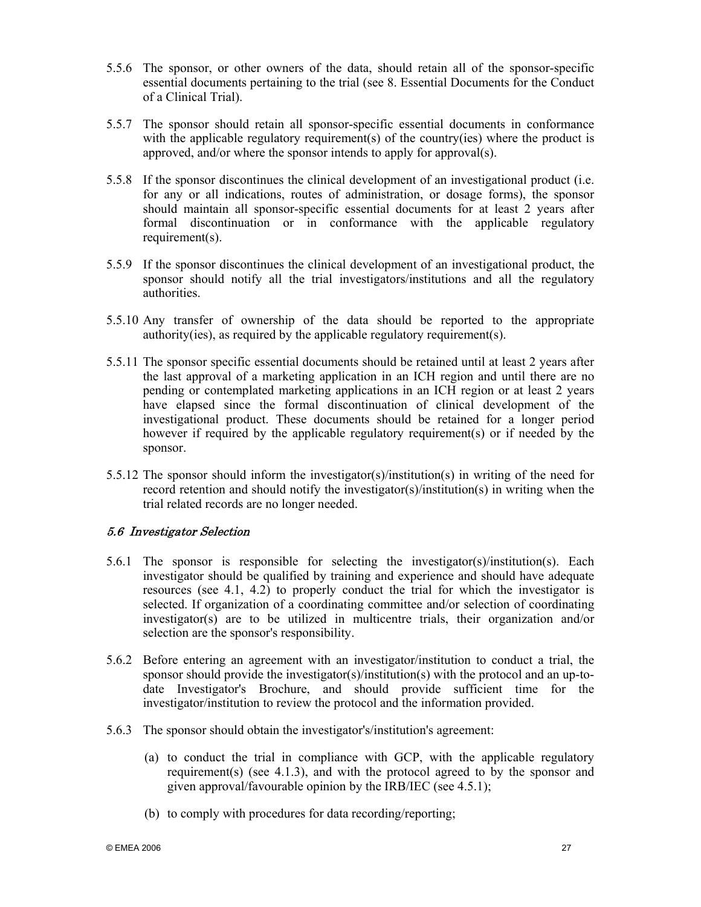5.5.6 The sponsor, or other owners of the data, should retain all of the sponsor-specific essential documents pertaining to the trial (see 8. Essential Documents for the Conduct of a Clinical Trial).

5.5.7 The sponsor should retain all sponsor-specific essential documents in conformance with the applicable regulatory requirement(s) of the country(ies) where the product is approved, and/or where the sponsor intends to apply for approval(s).

5.5.8 If the sponsor discontinues the clinical development of an investigational product (i.e. for any or all indications, routes of administration, or dosage forms), the sponsor should maintain all sponsor-specific essential documents for at least 2 years after formal discontinuation or in conformance with the applicable regulatory requirement(s).

5.5.9 If the sponsor discontinues the clinical development of an investigational product, the sponsor should notify all the trial investigators/institutions and all the regulatory authorities.

5.5.10 Any transfer of ownership of the data should be reported to the appropriate authority(ies), as required by the applicable regulatory requirement(s).

5.5.11 The sponsor specific essential documents should be retained until at least 2 years after the last approval of a marketing application in an ICH region and until there are no pending or contemplated marketing applications in an ICH region or at least 2 years have elapsed since the formal discontinuation of clinical development of the investigational product. These documents should be retained for a longer period however if required by the applicable regulatory requirement(s) or if needed by the sponsor.

5.5.12 The sponsor should inform the investigator(s)/institution(s) in writing of the need for record retention and should notify the investigator(s)/institution(s) in writing when the trial related records are no longer needed.

### *5.6 Investigator Selection*

5.6.1 The sponsor is responsible for selecting the investigator(s)/institution(s). Each investigator should be qualified by training and experience and should have adequate resources (see 4.1, 4.2) to properly conduct the trial for which the investigator is selected. If organization of a coordinating committee and/or selection of coordinating investigator(s) are to be utilized in multicentre trials, their organization and/or selection are the sponsor's responsibility.

5.6.2 Before entering an agreement with an investigator/institution to conduct a trial, the sponsor should provide the investigator(s)/institution(s) with the protocol and an up-to-date Investigator's Brochure, and should provide sufficient time for the investigator/institution to review the protocol and the information provided.

5.6.3 The sponsor should obtain the investigator's/institution's agreement:

(a) to conduct the trial in compliance with GCP, with the applicable regulatory requirement(s) (see 4.1.3), and with the protocol agreed to by the sponsor and given approval/favourable opinion by the IRB/IEC (see 4.5.1);

(b) to comply with procedures for data recording/reporting;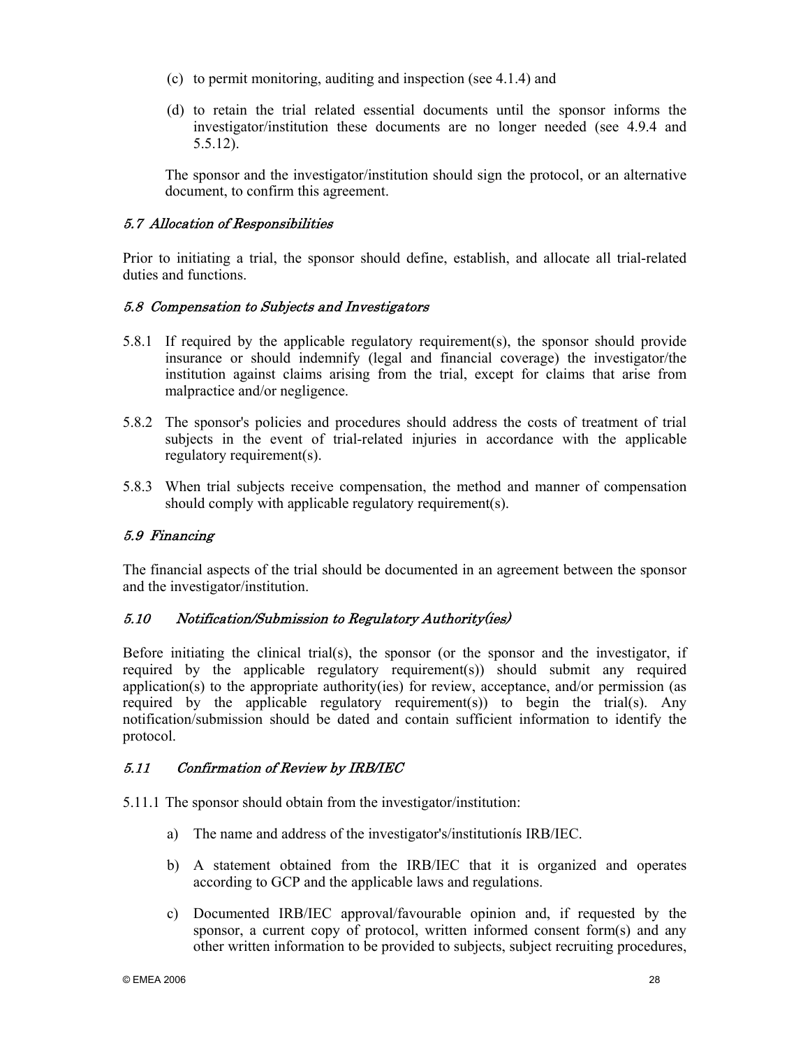(c) to permit monitoring, auditing and inspection (see 4.1.4) and

(d) to retain the trial related essential documents until the sponsor informs the investigator/institution these documents are no longer needed (see 4.9.4 and 5.5.12).

The sponsor and the investigator/institution should sign the protocol, or an alternative document, to confirm this agreement.

### *5.7 Allocation of Responsibilities*

Prior to initiating a trial, the sponsor should define, establish, and allocate all trial-related duties and functions.

### *5.8 Compensation to Subjects and Investigators*

5.8.1 If required by the applicable regulatory requirement(s), the sponsor should provide insurance or should indemnify (legal and financial coverage) the investigator/the institution against claims arising from the trial, except for claims that arise from malpractice and/or negligence.

5.8.2 The sponsor's policies and procedures should address the costs of treatment of trial subjects in the event of trial-related injuries in accordance with the applicable regulatory requirement(s).

5.8.3 When trial subjects receive compensation, the method and manner of compensation should comply with applicable regulatory requirement(s).

### *5.9 Financing*

The financial aspects of the trial should be documented in an agreement between the sponsor and the investigator/institution.

### *5.10 Notification/Submission to Regulatory Authority(ies)*

Before initiating the clinical trial(s), the sponsor (or the sponsor and the investigator, if required by the applicable regulatory requirement(s)) should submit any required application(s) to the appropriate authority(ies) for review, acceptance, and/or permission (as required by the applicable regulatory requirement(s)) to begin the trial(s). Any notification/submission should be dated and contain sufficient information to identify the protocol.

### *5.11 Confirmation of Review by IRB/IEC*

5.11.1 The sponsor should obtain from the investigator/institution:

a) The name and address of the investigator's/institutionís IRB/IEC.

b) A statement obtained from the IRB/IEC that it is organized and operates according to GCP and the applicable laws and regulations.

c) Documented IRB/IEC approval/favourable opinion and, if requested by the sponsor, a current copy of protocol, written informed consent form(s) and any other written information to be provided to subjects, subject recruiting procedures,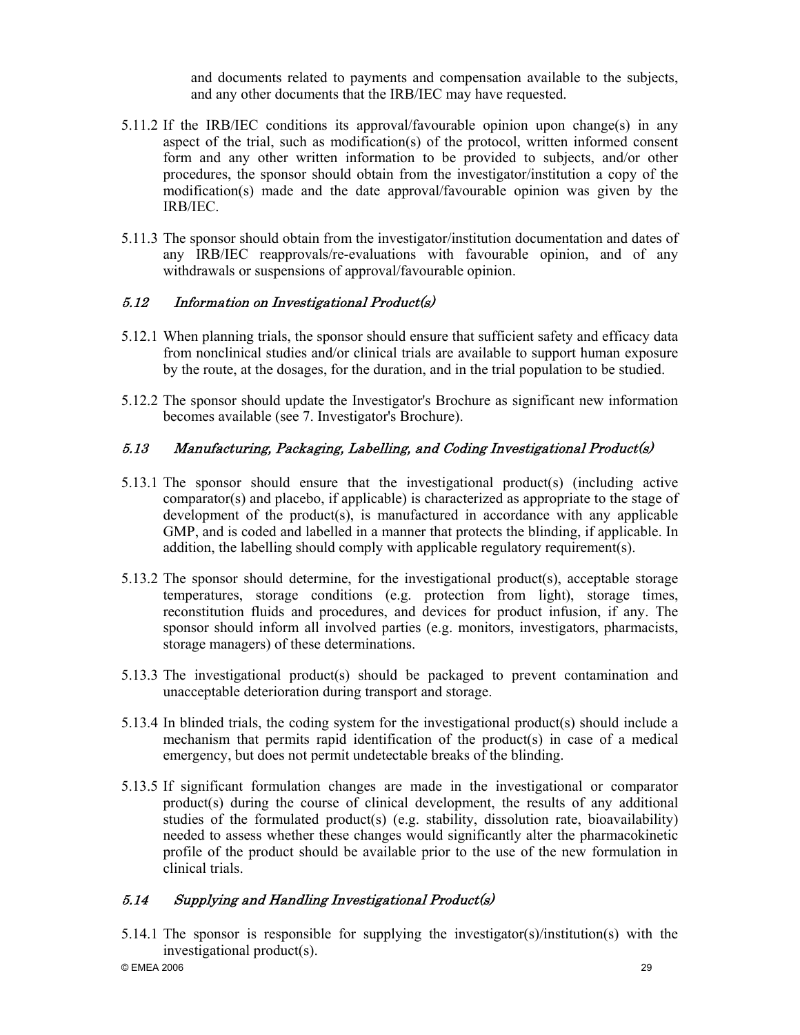and documents related to payments and compensation available to the subjects, and any other documents that the IRB/IEC may have requested.

5.11.2 If the IRB/IEC conditions its approval/favourable opinion upon change(s) in any aspect of the trial, such as modification(s) of the protocol, written informed consent form and any other written information to be provided to subjects, and/or other procedures, the sponsor should obtain from the investigator/institution a copy of the modification(s) made and the date approval/favourable opinion was given by the IRB/IEC.

5.11.3 The sponsor should obtain from the investigator/institution documentation and dates of any IRB/IEC reapprovals/re-evaluations with favourable opinion, and of any withdrawals or suspensions of approval/favourable opinion.

### *5.12 Information on Investigational Product(s)*

5.12.1 When planning trials, the sponsor should ensure that sufficient safety and efficacy data from nonclinical studies and/or clinical trials are available to support human exposure by the route, at the dosages, for the duration, and in the trial population to be studied.

5.12.2 The sponsor should update the Investigator's Brochure as significant new information becomes available (see 7. Investigator's Brochure).

### *5.13 Manufacturing, Packaging, Labelling, and Coding Investigational Product(s)*

5.13.1 The sponsor should ensure that the investigational product(s) (including active comparator(s) and placebo, if applicable) is characterized as appropriate to the stage of development of the product(s), is manufactured in accordance with any applicable GMP, and is coded and labelled in a manner that protects the blinding, if applicable. In addition, the labelling should comply with applicable regulatory requirement(s).

5.13.2 The sponsor should determine, for the investigational product(s), acceptable storage temperatures, storage conditions (e.g. protection from light), storage times, reconstitution fluids and procedures, and devices for product infusion, if any. The sponsor should inform all involved parties (e.g. monitors, investigators, pharmacists, storage managers) of these determinations.

5.13.3 The investigational product(s) should be packaged to prevent contamination and unacceptable deterioration during transport and storage.

5.13.4 In blinded trials, the coding system for the investigational product(s) should include a mechanism that permits rapid identification of the product(s) in case of a medical emergency, but does not permit undetectable breaks of the blinding.

5.13.5 If significant formulation changes are made in the investigational or comparator product(s) during the course of clinical development, the results of any additional studies of the formulated product(s) (e.g. stability, dissolution rate, bioavailability) needed to assess whether these changes would significantly alter the pharmacokinetic profile of the product should be available prior to the use of the new formulation in clinical trials.

### *5.14 Supplying and Handling Investigational Product(s)*

5.14.1 The sponsor is responsible for supplying the investigator(s)/institution(s) with the investigational product(s).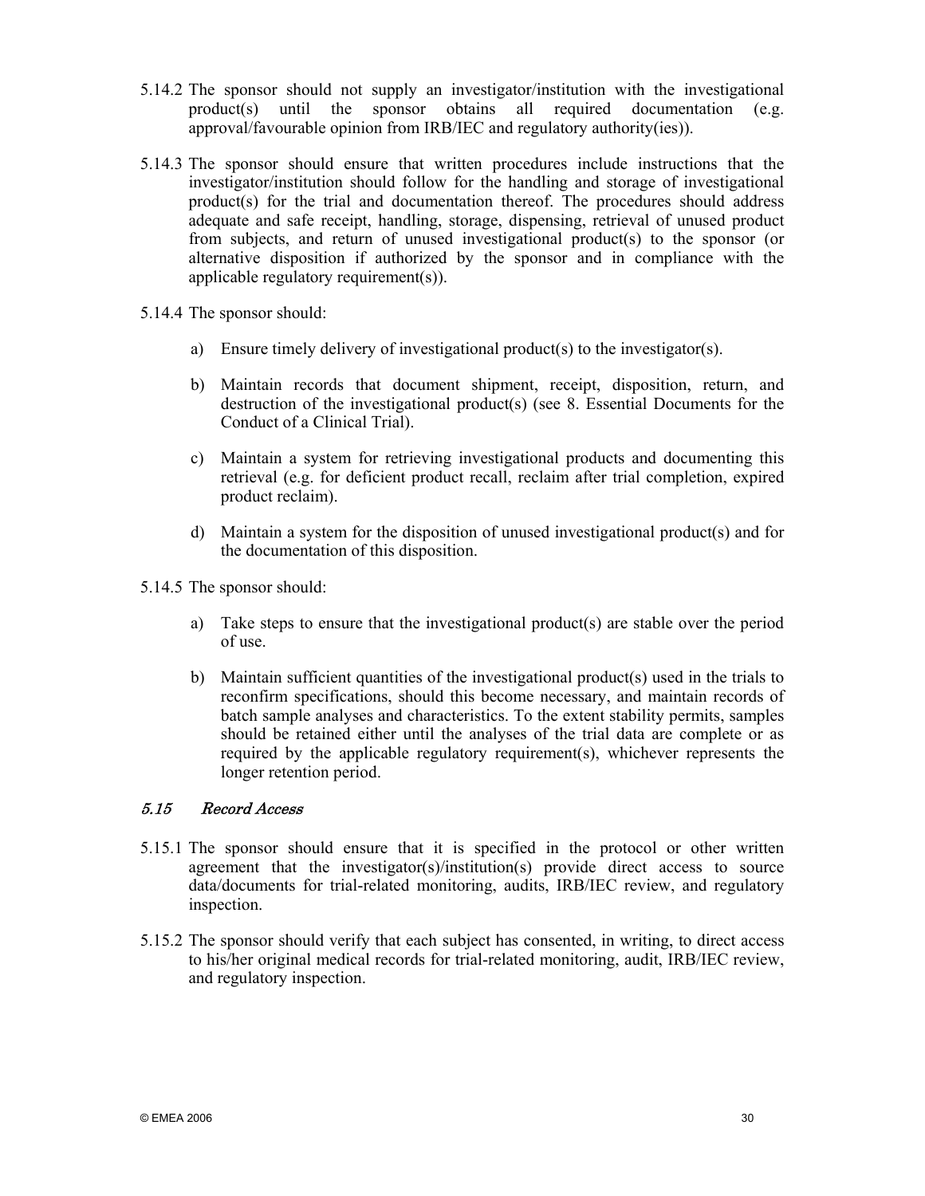5.14.2 The sponsor should not supply an investigator/institution with the investigational product(s) until the sponsor obtains all required documentation (e.g. approval/favourable opinion from IRB/IEC and regulatory authority(ies)).

5.14.3 The sponsor should ensure that written procedures include instructions that the investigator/institution should follow for the handling and storage of investigational product(s) for the trial and documentation thereof. The procedures should address adequate and safe receipt, handling, storage, dispensing, retrieval of unused product from subjects, and return of unused investigational product(s) to the sponsor (or alternative disposition if authorized by the sponsor and in compliance with the applicable regulatory requirement(s)).

5.14.4 The sponsor should:

a) Ensure timely delivery of investigational product(s) to the investigator(s).

b) Maintain records that document shipment, receipt, disposition, return, and destruction of the investigational product(s) (see 8. Essential Documents for the Conduct of a Clinical Trial).

c) Maintain a system for retrieving investigational products and documenting this retrieval (e.g. for deficient product recall, reclaim after trial completion, expired product reclaim).

d) Maintain a system for the disposition of unused investigational product(s) and for the documentation of this disposition.

5.14.5 The sponsor should:

a) Take steps to ensure that the investigational product(s) are stable over the period of use.

b) Maintain sufficient quantities of the investigational product(s) used in the trials to reconfirm specifications, should this become necessary, and maintain records of batch sample analyses and characteristics. To the extent stability permits, samples should be retained either until the analyses of the trial data are complete or as required by the applicable regulatory requirement(s), whichever represents the longer retention period.

### *5.15 Record Access*

5.15.1 The sponsor should ensure that it is specified in the protocol or other written agreement that the investigator(s)/institution(s) provide direct access to source data/documents for trial-related monitoring, audits, IRB/IEC review, and regulatory inspection.

5.15.2 The sponsor should verify that each subject has consented, in writing, to direct access to his/her original medical records for trial-related monitoring, audit, IRB/IEC review, and regulatory inspection.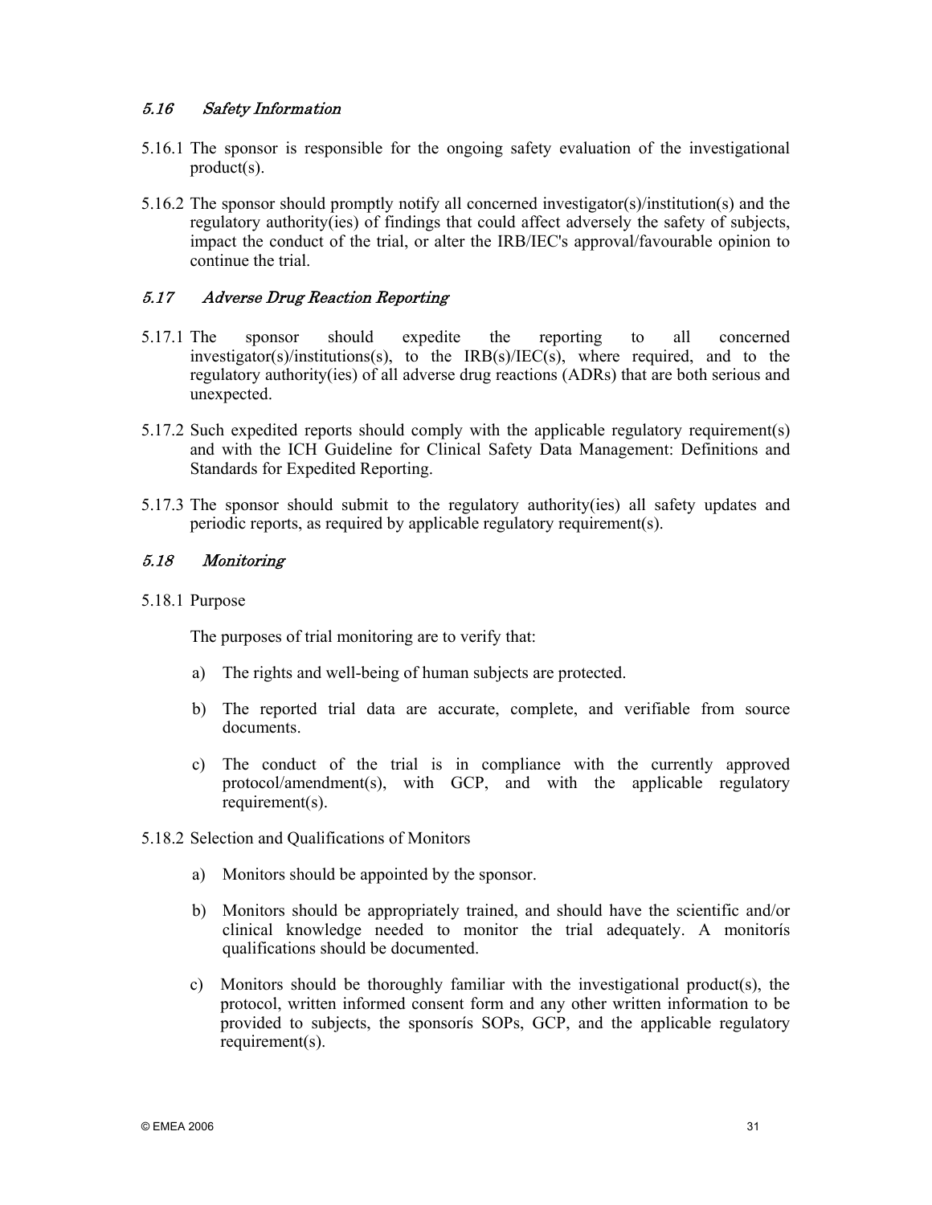### *5.16 Safety Information*

5.16.1 The sponsor is responsible for the ongoing safety evaluation of the investigational product(s).

5.16.2 The sponsor should promptly notify all concerned investigator(s)/institution(s) and the regulatory authority(ies) of findings that could affect adversely the safety of subjects, impact the conduct of the trial, or alter the IRB/IEC's approval/favourable opinion to continue the trial.

### *5.17 Adverse Drug Reaction Reporting*

5.17.1 The sponsor should expedite the reporting to all concerned investigator(s)/institutions(s), to the IRB(s)/IEC(s), where required, and to the regulatory authority(ies) of all adverse drug reactions (ADRs) that are both serious and unexpected.

5.17.2 Such expedited reports should comply with the applicable regulatory requirement(s) and with the ICH Guideline for Clinical Safety Data Management: Definitions and Standards for Expedited Reporting.

5.17.3 The sponsor should submit to the regulatory authority(ies) all safety updates and periodic reports, as required by applicable regulatory requirement(s).

### *5.18 Monitoring*

5.18.1 Purpose

The purposes of trial monitoring are to verify that:

a) The rights and well-being of human subjects are protected.

b) The reported trial data are accurate, complete, and verifiable from source documents.

c) The conduct of the trial is in compliance with the currently approved protocol/amendment(s), with GCP, and with the applicable regulatory requirement(s).

5.18.2 Selection and Qualifications of Monitors

a) Monitors should be appointed by the sponsor.

b) Monitors should be appropriately trained, and should have the scientific and/or clinical knowledge needed to monitor the trial adequately. A monitorís qualifications should be documented.

c) Monitors should be thoroughly familiar with the investigational product(s), the protocol, written informed consent form and any other written information to be provided to subjects, the sponsorís SOPs, GCP, and the applicable regulatory requirement(s).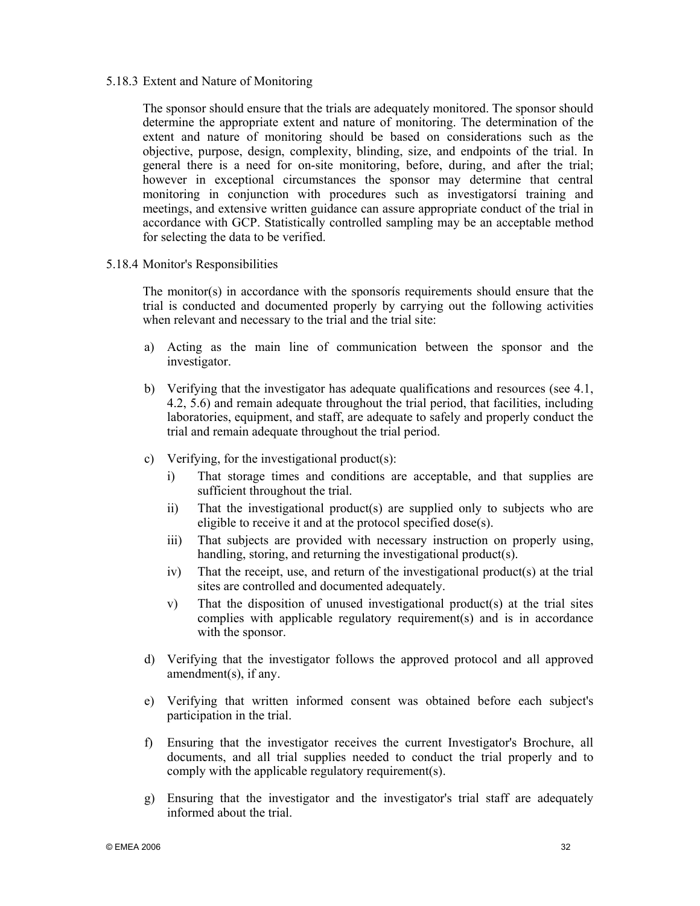### 5.18.3 Extent and Nature of Monitoring

The sponsor should ensure that the trials are adequately monitored. The sponsor should determine the appropriate extent and nature of monitoring. The determination of the extent and nature of monitoring should be based on considerations such as the objective, purpose, design, complexity, blinding, size, and endpoints of the trial. In general there is a need for on-site monitoring, before, during, and after the trial; however in exceptional circumstances the sponsor may determine that central monitoring in conjunction with procedures such as investigatorsí training and meetings, and extensive written guidance can assure appropriate conduct of the trial in accordance with GCP. Statistically controlled sampling may be an acceptable method for selecting the data to be verified.

### 5.18.4 Monitor's Responsibilities

The monitor(s) in accordance with the sponsorís requirements should ensure that the trial is conducted and documented properly by carrying out the following activities when relevant and necessary to the trial and the trial site:

a) Acting as the main line of communication between the sponsor and the investigator.

b) Verifying that the investigator has adequate qualifications and resources (see 4.1, 4.2, 5.6) and remain adequate throughout the trial period, that facilities, including laboratories, equipment, and staff, are adequate to safely and properly conduct the trial and remain adequate throughout the trial period.

c) Verifying, for the investigational product(s):
   - i) That storage times and conditions are acceptable, and that supplies are sufficient throughout the trial.
   - ii) That the investigational product(s) are supplied only to subjects who are eligible to receive it and at the protocol specified dose(s).
   - iii) That subjects are provided with necessary instruction on properly using, handling, storing, and returning the investigational product(s).
   - iv) That the receipt, use, and return of the investigational product(s) at the trial sites are controlled and documented adequately.
   - v) That the disposition of unused investigational product(s) at the trial sites complies with applicable regulatory requirement(s) and is in accordance with the sponsor.

d) Verifying that the investigator follows the approved protocol and all approved amendment(s), if any.

e) Verifying that written informed consent was obtained before each subject's participation in the trial.

f) Ensuring that the investigator receives the current Investigator's Brochure, all documents, and all trial supplies needed to conduct the trial properly and to comply with the applicable regulatory requirement(s).

g) Ensuring that the investigator and the investigator's trial staff are adequately informed about the trial.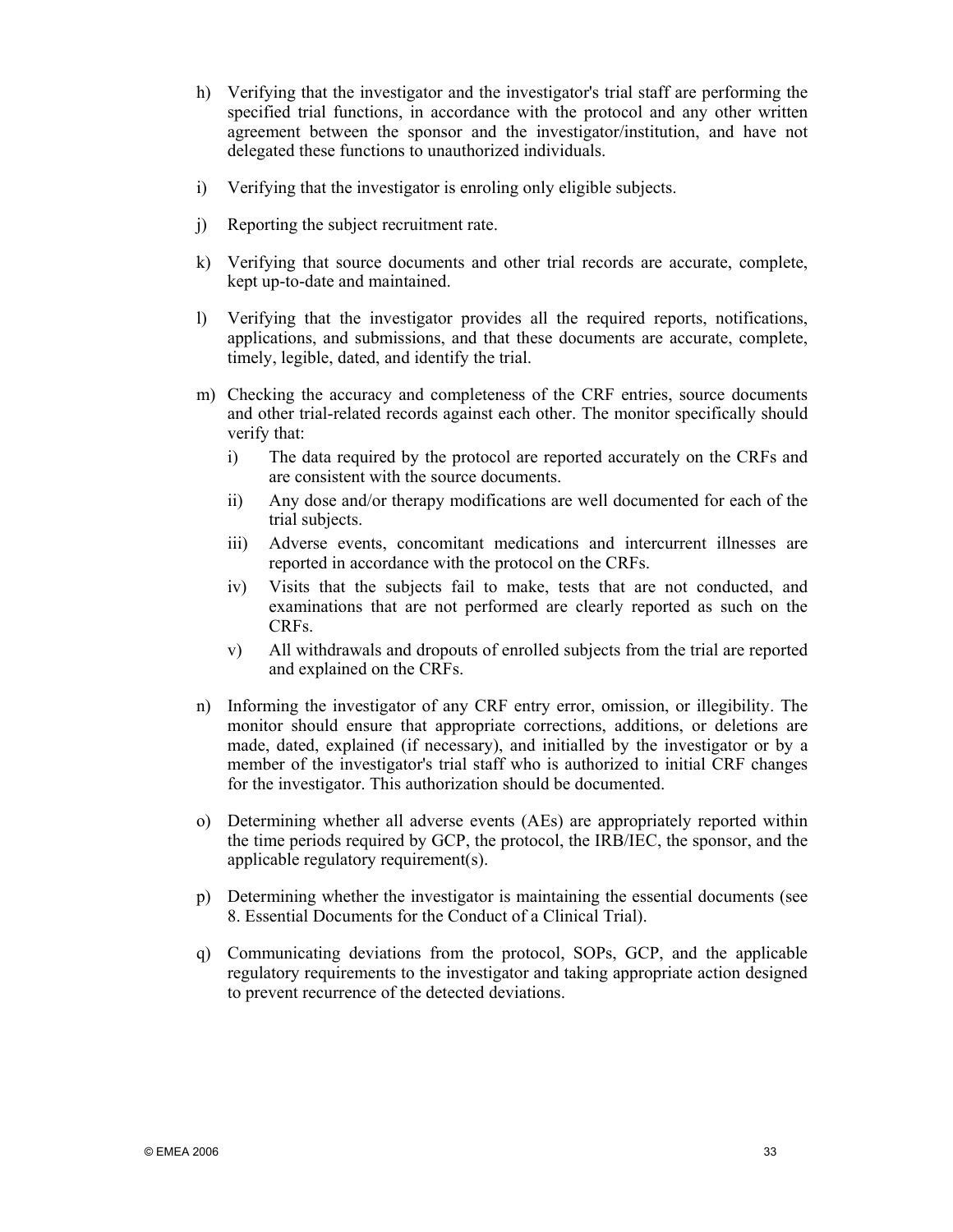h) Verifying that the investigator and the investigator's trial staff are performing the specified trial functions, in accordance with the protocol and any other written agreement between the sponsor and the investigator/institution, and have not delegated these functions to unauthorized individuals.

i) Verifying that the investigator is enroling only eligible subjects.

j) Reporting the subject recruitment rate.

k) Verifying that source documents and other trial records are accurate, complete, kept up-to-date and maintained.

l) Verifying that the investigator provides all the required reports, notifications, applications, and submissions, and that these documents are accurate, complete, timely, legible, dated, and identify the trial.

m) Checking the accuracy and completeness of the CRF entries, source documents and other trial-related records against each other. The monitor specifically should verify that:

   i) The data required by the protocol are reported accurately on the CRFs and are consistent with the source documents.

   ii) Any dose and/or therapy modifications are well documented for each of the trial subjects.

   iii) Adverse events, concomitant medications and intercurrent illnesses are reported in accordance with the protocol on the CRFs.

   iv) Visits that the subjects fail to make, tests that are not conducted, and examinations that are not performed are clearly reported as such on the CRFs.

   v) All withdrawals and dropouts of enrolled subjects from the trial are reported and explained on the CRFs.

n) Informing the investigator of any CRF entry error, omission, or illegibility. The monitor should ensure that appropriate corrections, additions, or deletions are made, dated, explained (if necessary), and initialled by the investigator or by a member of the investigator's trial staff who is authorized to initial CRF changes for the investigator. This authorization should be documented.

o) Determining whether all adverse events (AEs) are appropriately reported within the time periods required by GCP, the protocol, the IRB/IEC, the sponsor, and the applicable regulatory requirement(s).

p) Determining whether the investigator is maintaining the essential documents (see 8. Essential Documents for the Conduct of a Clinical Trial).

q) Communicating deviations from the protocol, SOPs, GCP, and the applicable regulatory requirements to the investigator and taking appropriate action designed to prevent recurrence of the detected deviations.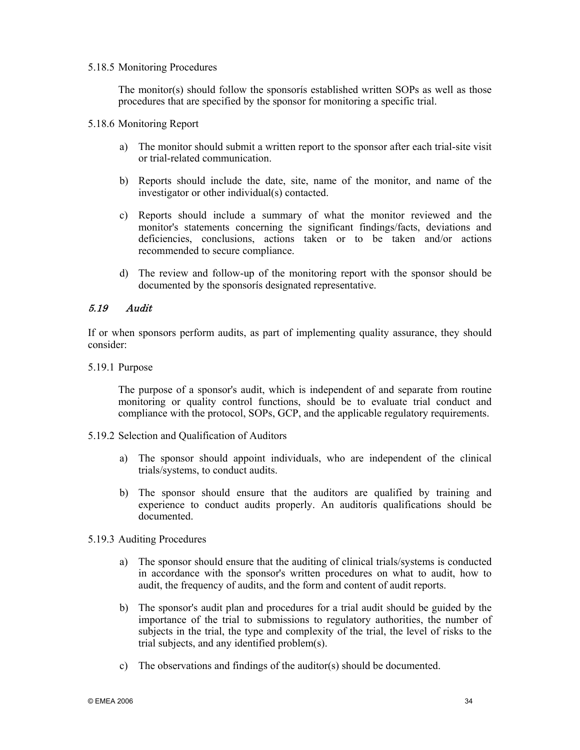5.18.5 Monitoring Procedures

The monitor(s) should follow the sponsorís established written SOPs as well as those procedures that are specified by the sponsor for monitoring a specific trial.

5.18.6 Monitoring Report

a) The monitor should submit a written report to the sponsor after each trial-site visit or trial-related communication.

b) Reports should include the date, site, name of the monitor, and name of the investigator or other individual(s) contacted.

c) Reports should include a summary of what the monitor reviewed and the monitor's statements concerning the significant findings/facts, deviations and deficiencies, conclusions, actions taken or to be taken and/or actions recommended to secure compliance.

d) The review and follow-up of the monitoring report with the sponsor should be documented by the sponsorís designated representative.

### *5.19 Audit*

If or when sponsors perform audits, as part of implementing quality assurance, they should consider:

5.19.1 Purpose

The purpose of a sponsor's audit, which is independent of and separate from routine monitoring or quality control functions, should be to evaluate trial conduct and compliance with the protocol, SOPs, GCP, and the applicable regulatory requirements.

5.19.2 Selection and Qualification of Auditors

a) The sponsor should appoint individuals, who are independent of the clinical trials/systems, to conduct audits.

b) The sponsor should ensure that the auditors are qualified by training and experience to conduct audits properly. An auditorís qualifications should be documented.

5.19.3 Auditing Procedures

a) The sponsor should ensure that the auditing of clinical trials/systems is conducted in accordance with the sponsor's written procedures on what to audit, how to audit, the frequency of audits, and the form and content of audit reports.

b) The sponsor's audit plan and procedures for a trial audit should be guided by the importance of the trial to submissions to regulatory authorities, the number of subjects in the trial, the type and complexity of the trial, the level of risks to the trial subjects, and any identified problem(s).

c) The observations and findings of the auditor(s) should be documented.

© EMEA 2006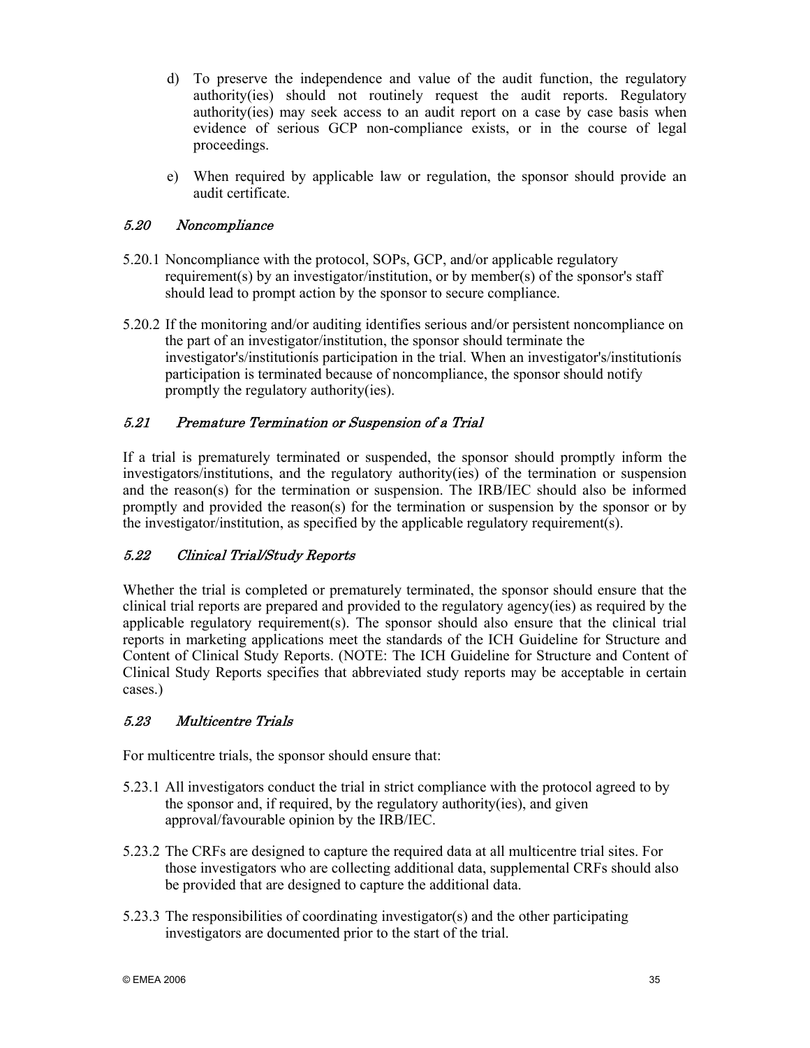d) To preserve the independence and value of the audit function, the regulatory authority(ies) should not routinely request the audit reports. Regulatory authority(ies) may seek access to an audit report on a case by case basis when evidence of serious GCP non-compliance exists, or in the course of legal proceedings.

e) When required by applicable law or regulation, the sponsor should provide an audit certificate.

### *5.20 Noncompliance*

5.20.1 Noncompliance with the protocol, SOPs, GCP, and/or applicable regulatory requirement(s) by an investigator/institution, or by member(s) of the sponsor's staff should lead to prompt action by the sponsor to secure compliance.

5.20.2 If the monitoring and/or auditing identifies serious and/or persistent noncompliance on the part of an investigator/institution, the sponsor should terminate the investigator's/institutionís participation in the trial. When an investigator's/institutionís participation is terminated because of noncompliance, the sponsor should notify promptly the regulatory authority(ies).

### *5.21 Premature Termination or Suspension of a Trial*

If a trial is prematurely terminated or suspended, the sponsor should promptly inform the investigators/institutions, and the regulatory authority(ies) of the termination or suspension and the reason(s) for the termination or suspension. The IRB/IEC should also be informed promptly and provided the reason(s) for the termination or suspension by the sponsor or by the investigator/institution, as specified by the applicable regulatory requirement(s).

### *5.22 Clinical Trial/Study Reports*

Whether the trial is completed or prematurely terminated, the sponsor should ensure that the clinical trial reports are prepared and provided to the regulatory agency(ies) as required by the applicable regulatory requirement(s). The sponsor should also ensure that the clinical trial reports in marketing applications meet the standards of the ICH Guideline for Structure and Content of Clinical Study Reports. (NOTE: The ICH Guideline for Structure and Content of Clinical Study Reports specifies that abbreviated study reports may be acceptable in certain cases.)

### *5.23 Multicentre Trials*

For multicentre trials, the sponsor should ensure that:

5.23.1 All investigators conduct the trial in strict compliance with the protocol agreed to by the sponsor and, if required, by the regulatory authority(ies), and given approval/favourable opinion by the IRB/IEC.

5.23.2 The CRFs are designed to capture the required data at all multicentre trial sites. For those investigators who are collecting additional data, supplemental CRFs should also be provided that are designed to capture the additional data.

5.23.3 The responsibilities of coordinating investigator(s) and the other participating investigators are documented prior to the start of the trial.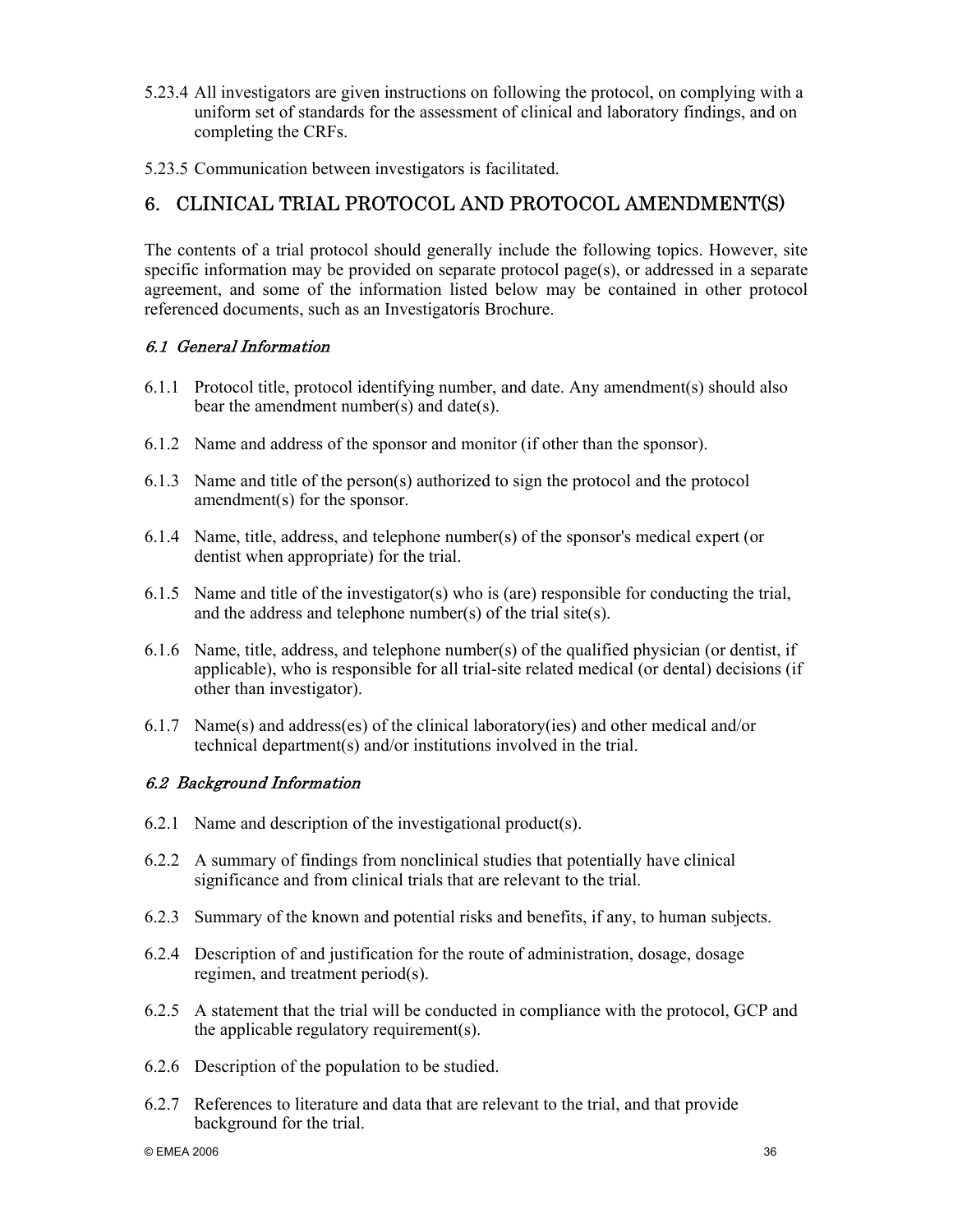5.23.4 All investigators are given instructions on following the protocol, on complying with a uniform set of standards for the assessment of clinical and laboratory findings, and on completing the CRFs.

5.23.5 Communication between investigators is facilitated.

## 6. CLINICAL TRIAL PROTOCOL AND PROTOCOL AMENDMENT(S)

The contents of a trial protocol should generally include the following topics. However, site specific information may be provided on separate protocol page(s), or addressed in a separate agreement, and some of the information listed below may be contained in other protocol referenced documents, such as an Investigatorís Brochure.

### *6.1 General Information*

6.1.1 Protocol title, protocol identifying number, and date. Any amendment(s) should also bear the amendment number(s) and date(s).

6.1.2 Name and address of the sponsor and monitor (if other than the sponsor).

6.1.3 Name and title of the person(s) authorized to sign the protocol and the protocol amendment(s) for the sponsor.

6.1.4 Name, title, address, and telephone number(s) of the sponsor's medical expert (or dentist when appropriate) for the trial.

6.1.5 Name and title of the investigator(s) who is (are) responsible for conducting the trial, and the address and telephone number(s) of the trial site(s).

6.1.6 Name, title, address, and telephone number(s) of the qualified physician (or dentist, if applicable), who is responsible for all trial-site related medical (or dental) decisions (if other than investigator).

6.1.7 Name(s) and address(es) of the clinical laboratory(ies) and other medical and/or technical department(s) and/or institutions involved in the trial.

### *6.2 Background Information*

6.2.1 Name and description of the investigational product(s).

6.2.2 A summary of findings from nonclinical studies that potentially have clinical significance and from clinical trials that are relevant to the trial.

6.2.3 Summary of the known and potential risks and benefits, if any, to human subjects.

6.2.4 Description of and justification for the route of administration, dosage, dosage regimen, and treatment period(s).

6.2.5 A statement that the trial will be conducted in compliance with the protocol, GCP and the applicable regulatory requirement(s).

6.2.6 Description of the population to be studied.

6.2.7 References to literature and data that are relevant to the trial, and that provide background for the trial.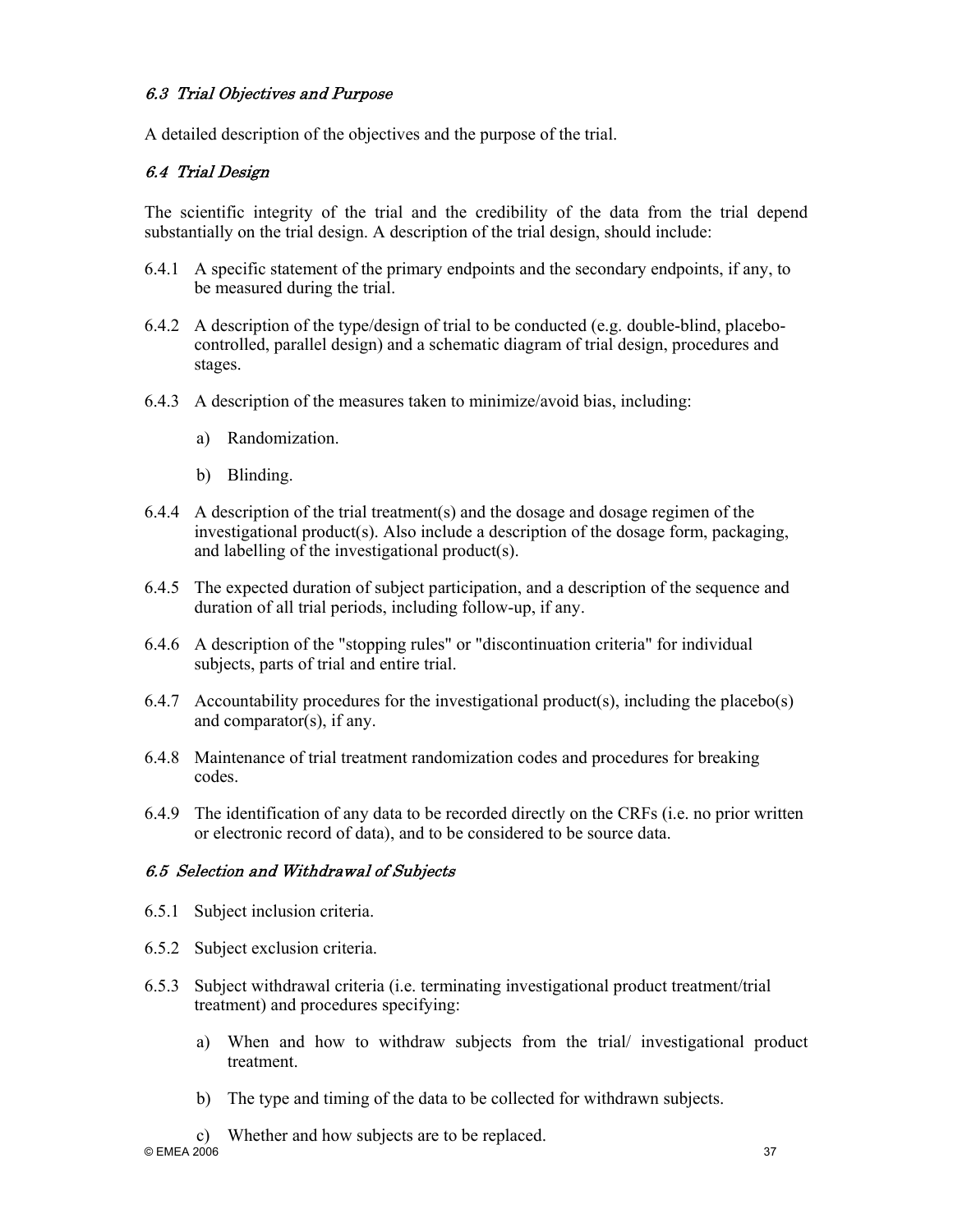### *6.3 Trial Objectives and Purpose*

A detailed description of the objectives and the purpose of the trial.

### *6.4 Trial Design*

The scientific integrity of the trial and the credibility of the data from the trial depend substantially on the trial design. A description of the trial design, should include:

6.4.1 A specific statement of the primary endpoints and the secondary endpoints, if any, to be measured during the trial.

6.4.2 A description of the type/design of trial to be conducted (e.g. double-blind, placebo-controlled, parallel design) and a schematic diagram of trial design, procedures and stages.

6.4.3 A description of the measures taken to minimize/avoid bias, including:

- a) Randomization.
- b) Blinding.

6.4.4 A description of the trial treatment(s) and the dosage and dosage regimen of the investigational product(s). Also include a description of the dosage form, packaging, and labelling of the investigational product(s).

6.4.5 The expected duration of subject participation, and a description of the sequence and duration of all trial periods, including follow-up, if any.

6.4.6 A description of the "stopping rules" or "discontinuation criteria" for individual subjects, parts of trial and entire trial.

6.4.7 Accountability procedures for the investigational product(s), including the placebo(s) and comparator(s), if any.

6.4.8 Maintenance of trial treatment randomization codes and procedures for breaking codes.

6.4.9 The identification of any data to be recorded directly on the CRFs (i.e. no prior written or electronic record of data), and to be considered to be source data.

### *6.5 Selection and Withdrawal of Subjects*

6.5.1 Subject inclusion criteria.

6.5.2 Subject exclusion criteria.

6.5.3 Subject withdrawal criteria (i.e. terminating investigational product treatment/trial treatment) and procedures specifying:

- a) When and how to withdraw subjects from the trial/ investigational product treatment.
- b) The type and timing of the data to be collected for withdrawn subjects.
- c) Whether and how subjects are to be replaced.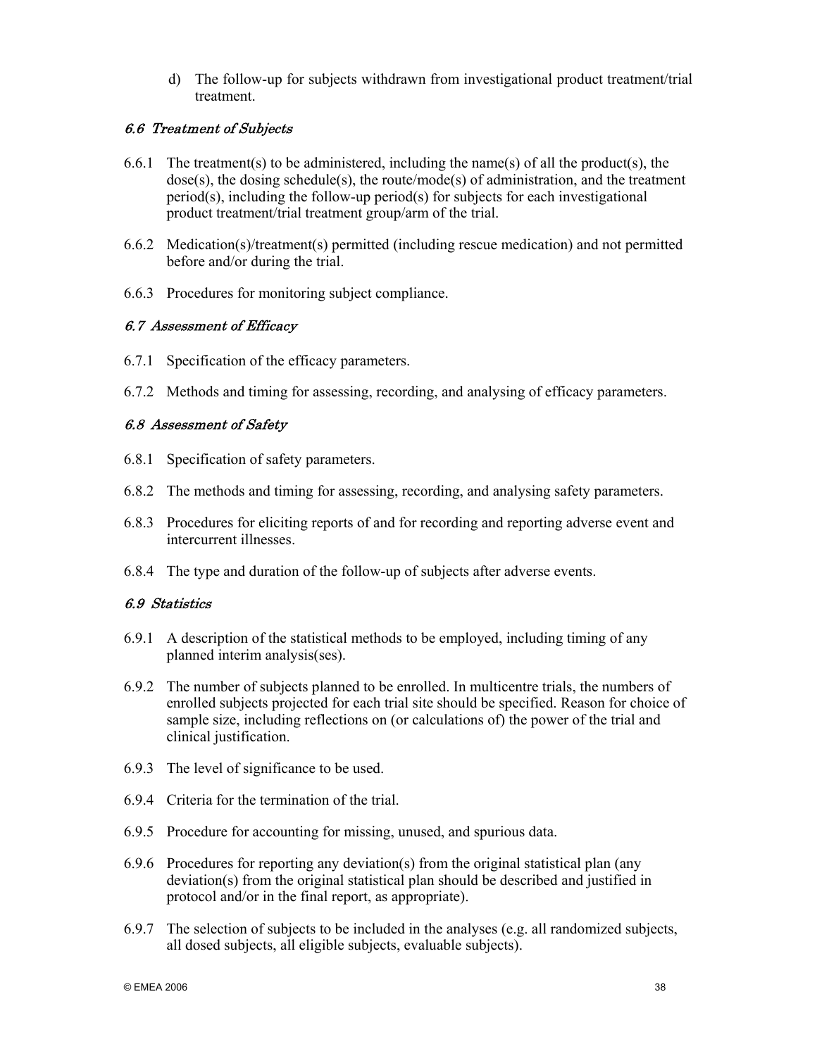d) The follow-up for subjects withdrawn from investigational product treatment/trial treatment.

### *6.6 Treatment of Subjects*

6.6.1 The treatment(s) to be administered, including the name(s) of all the product(s), the dose(s), the dosing schedule(s), the route/mode(s) of administration, and the treatment period(s), including the follow-up period(s) for subjects for each investigational product treatment/trial treatment group/arm of the trial.

6.6.2 Medication(s)/treatment(s) permitted (including rescue medication) and not permitted before and/or during the trial.

6.6.3 Procedures for monitoring subject compliance.

### *6.7 Assessment of Efficacy*

6.7.1 Specification of the efficacy parameters.

6.7.2 Methods and timing for assessing, recording, and analysing of efficacy parameters.

### *6.8 Assessment of Safety*

6.8.1 Specification of safety parameters.

6.8.2 The methods and timing for assessing, recording, and analysing safety parameters.

6.8.3 Procedures for eliciting reports of and for recording and reporting adverse event and intercurrent illnesses.

6.8.4 The type and duration of the follow-up of subjects after adverse events.

### *6.9 Statistics*

6.9.1 A description of the statistical methods to be employed, including timing of any planned interim analysis(ses).

6.9.2 The number of subjects planned to be enrolled. In multicentre trials, the numbers of enrolled subjects projected for each trial site should be specified. Reason for choice of sample size, including reflections on (or calculations of) the power of the trial and clinical justification.

6.9.3 The level of significance to be used.

6.9.4 Criteria for the termination of the trial.

6.9.5 Procedure for accounting for missing, unused, and spurious data.

6.9.6 Procedures for reporting any deviation(s) from the original statistical plan (any deviation(s) from the original statistical plan should be described and justified in protocol and/or in the final report, as appropriate).

6.9.7 The selection of subjects to be included in the analyses (e.g. all randomized subjects, all dosed subjects, all eligible subjects, evaluable subjects).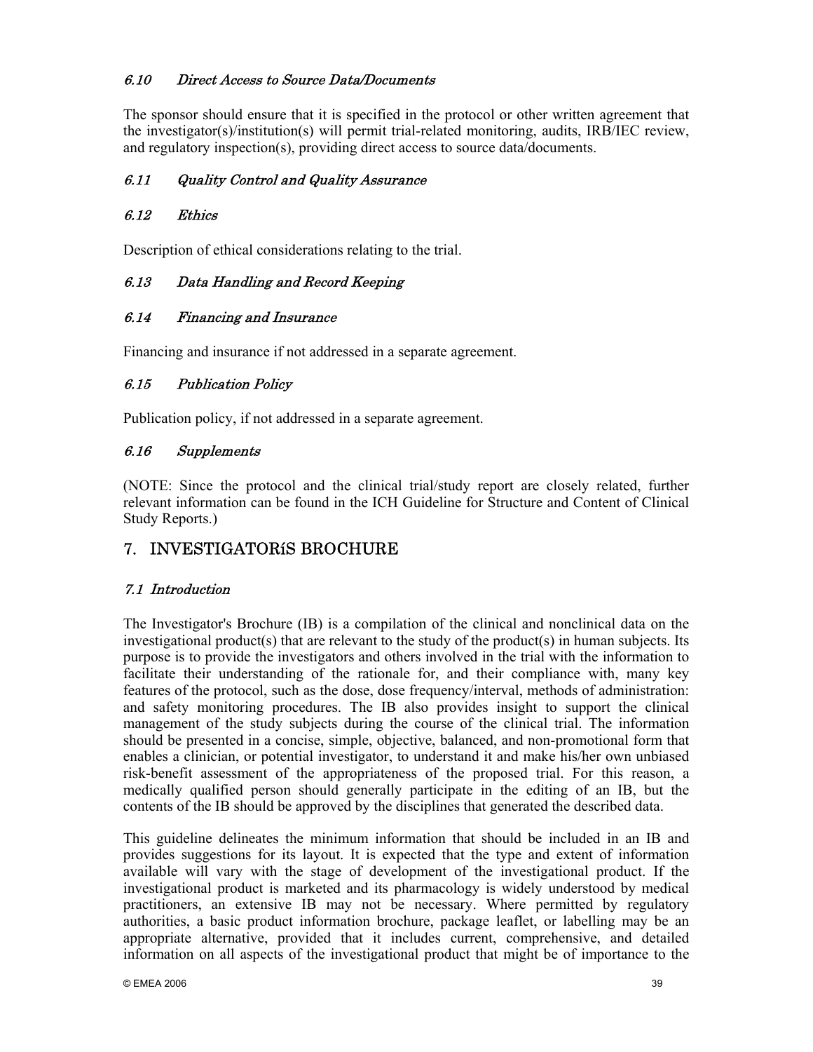### 6.10 *Direct Access to Source Data/Documents*

The sponsor should ensure that it is specified in the protocol or other written agreement that the investigator(s)/institution(s) will permit trial-related monitoring, audits, IRB/IEC review, and regulatory inspection(s), providing direct access to source data/documents.

### 6.11 *Quality Control and Quality Assurance*

### 6.12 *Ethics*

Description of ethical considerations relating to the trial.

### 6.13 *Data Handling and Record Keeping*

### 6.14 *Financing and Insurance*

Financing and insurance if not addressed in a separate agreement.

### 6.15 *Publication Policy*

Publication policy, if not addressed in a separate agreement.

### 6.16 *Supplements*

(NOTE: Since the protocol and the clinical trial/study report are closely related, further relevant information can be found in the ICH Guideline for Structure and Content of Clinical Study Reports.)

## 7. INVESTIGATORíS BROCHURE

### *7.1 Introduction*

The Investigator's Brochure (IB) is a compilation of the clinical and nonclinical data on the investigational product(s) that are relevant to the study of the product(s) in human subjects. Its purpose is to provide the investigators and others involved in the trial with the information to facilitate their understanding of the rationale for, and their compliance with, many key features of the protocol, such as the dose, dose frequency/interval, methods of administration: and safety monitoring procedures. The IB also provides insight to support the clinical management of the study subjects during the course of the clinical trial. The information should be presented in a concise, simple, objective, balanced, and non-promotional form that enables a clinician, or potential investigator, to understand it and make his/her own unbiased risk-benefit assessment of the appropriateness of the proposed trial. For this reason, a medically qualified person should generally participate in the editing of an IB, but the contents of the IB should be approved by the disciplines that generated the described data.

This guideline delineates the minimum information that should be included in an IB and provides suggestions for its layout. It is expected that the type and extent of information available will vary with the stage of development of the investigational product. If the investigational product is marketed and its pharmacology is widely understood by medical practitioners, an extensive IB may not be necessary. Where permitted by regulatory authorities, a basic product information brochure, package leaflet, or labelling may be an appropriate alternative, provided that it includes current, comprehensive, and detailed information on all aspects of the investigational product that might be of importance to the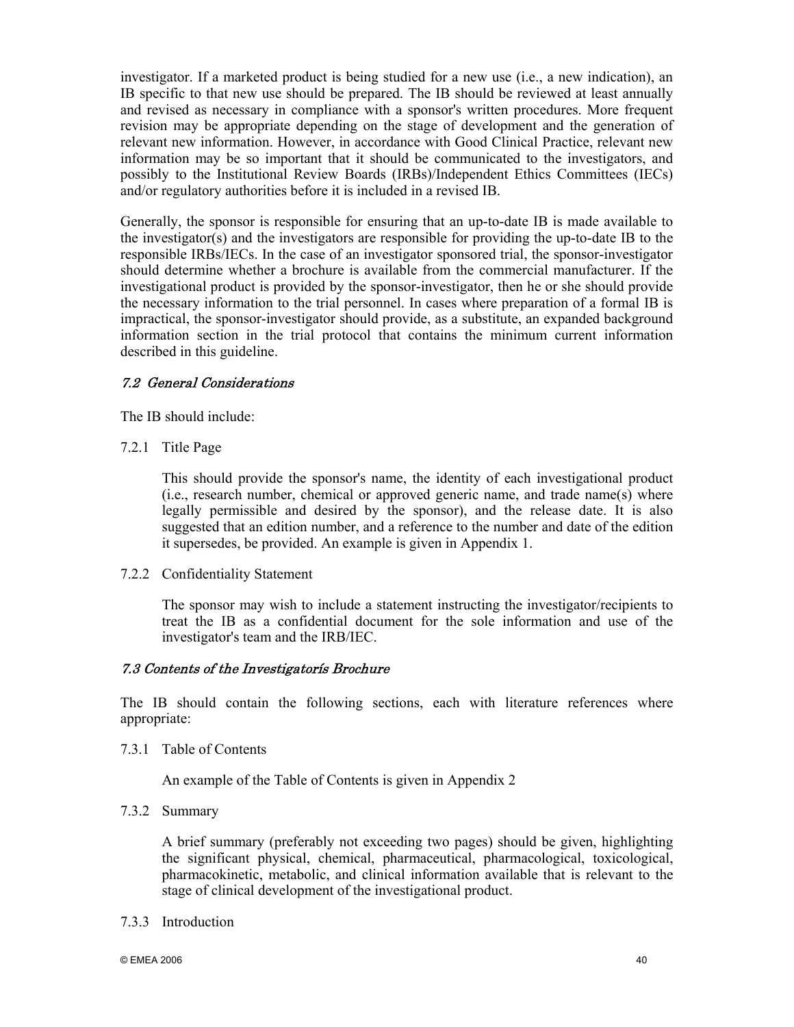investigator. If a marketed product is being studied for a new use (i.e., a new indication), an IB specific to that new use should be prepared. The IB should be reviewed at least annually and revised as necessary in compliance with a sponsor's written procedures. More frequent revision may be appropriate depending on the stage of development and the generation of relevant new information. However, in accordance with Good Clinical Practice, relevant new information may be so important that it should be communicated to the investigators, and possibly to the Institutional Review Boards (IRBs)/Independent Ethics Committees (IECs) and/or regulatory authorities before it is included in a revised IB.

Generally, the sponsor is responsible for ensuring that an up-to-date IB is made available to the investigator(s) and the investigators are responsible for providing the up-to-date IB to the responsible IRBs/IECs. In the case of an investigator sponsored trial, the sponsor-investigator should determine whether a brochure is available from the commercial manufacturer. If the investigational product is provided by the sponsor-investigator, then he or she should provide the necessary information to the trial personnel. In cases where preparation of a formal IB is impractical, the sponsor-investigator should provide, as a substitute, an expanded background information section in the trial protocol that contains the minimum current information described in this guideline.

### *7.2 General Considerations*

The IB should include:

7.2.1 Title Page

This should provide the sponsor's name, the identity of each investigational product (i.e., research number, chemical or approved generic name, and trade name(s) where legally permissible and desired by the sponsor), and the release date. It is also suggested that an edition number, and a reference to the number and date of the edition it supersedes, be provided. An example is given in Appendix 1.

7.2.2 Confidentiality Statement

The sponsor may wish to include a statement instructing the investigator/recipients to treat the IB as a confidential document for the sole information and use of the investigator's team and the IRB/IEC.

### *7.3 Contents of the Investigatorís Brochure*

The IB should contain the following sections, each with literature references where appropriate:

7.3.1 Table of Contents

An example of the Table of Contents is given in Appendix 2

7.3.2 Summary

A brief summary (preferably not exceeding two pages) should be given, highlighting the significant physical, chemical, pharmaceutical, pharmacological, toxicological, pharmacokinetic, metabolic, and clinical information available that is relevant to the stage of clinical development of the investigational product.

7.3.3 Introduction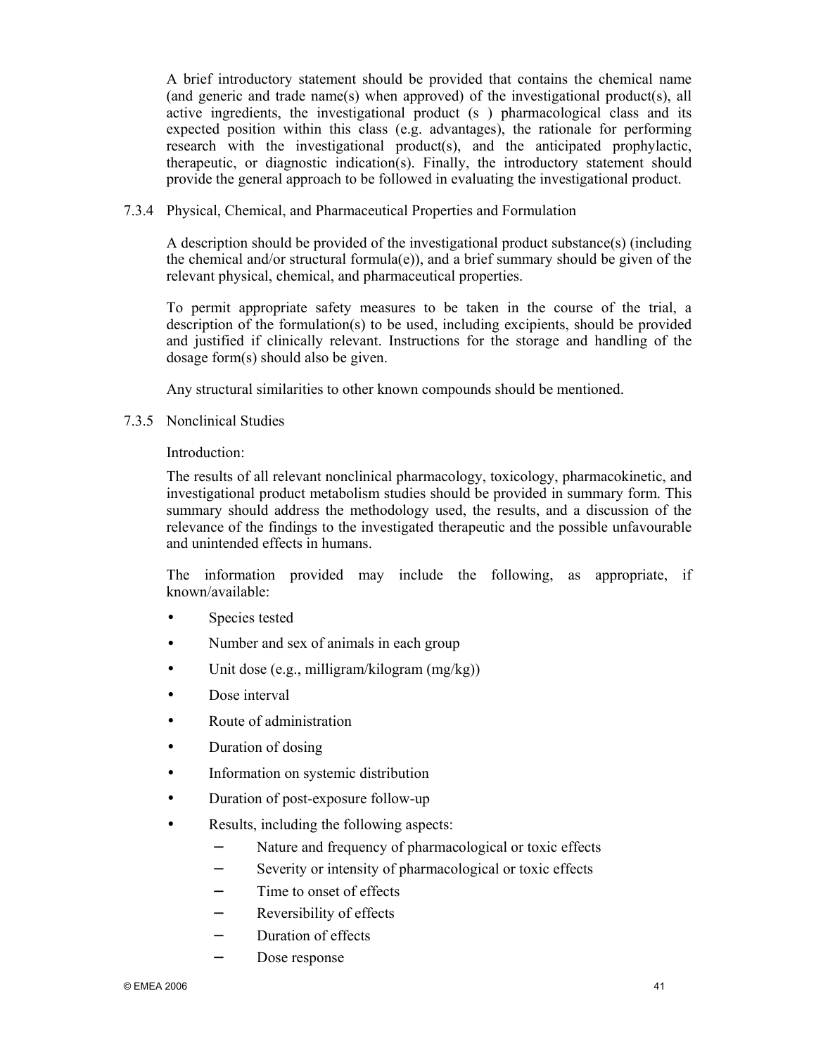A brief introductory statement should be provided that contains the chemical name (and generic and trade name(s) when approved) of the investigational product(s), all active ingredients, the investigational product (s ) pharmacological class and its expected position within this class (e.g. advantages), the rationale for performing research with the investigational product(s), and the anticipated prophylactic, therapeutic, or diagnostic indication(s). Finally, the introductory statement should provide the general approach to be followed in evaluating the investigational product.

### 7.3.4 Physical, Chemical, and Pharmaceutical Properties and Formulation

A description should be provided of the investigational product substance(s) (including the chemical and/or structural formula(e)), and a brief summary should be given of the relevant physical, chemical, and pharmaceutical properties.

To permit appropriate safety measures to be taken in the course of the trial, a description of the formulation(s) to be used, including excipients, should be provided and justified if clinically relevant. Instructions for the storage and handling of the dosage form(s) should also be given.

Any structural similarities to other known compounds should be mentioned.

### 7.3.5 Nonclinical Studies

Introduction:

The results of all relevant nonclinical pharmacology, toxicology, pharmacokinetic, and investigational product metabolism studies should be provided in summary form. This summary should address the methodology used, the results, and a discussion of the relevance of the findings to the investigated therapeutic and the possible unfavourable and unintended effects in humans.

The information provided may include the following, as appropriate, if known/available:

- Species tested
- Number and sex of animals in each group
- Unit dose (e.g., milligram/kilogram (mg/kg))
- Dose interval
- Route of administration
- Duration of dosing
- Information on systemic distribution
- Duration of post-exposure follow-up
- Results, including the following aspects:
  - Nature and frequency of pharmacological or toxic effects
  - Severity or intensity of pharmacological or toxic effects
  - Time to onset of effects
  - Reversibility of effects
  - Duration of effects
  - Dose response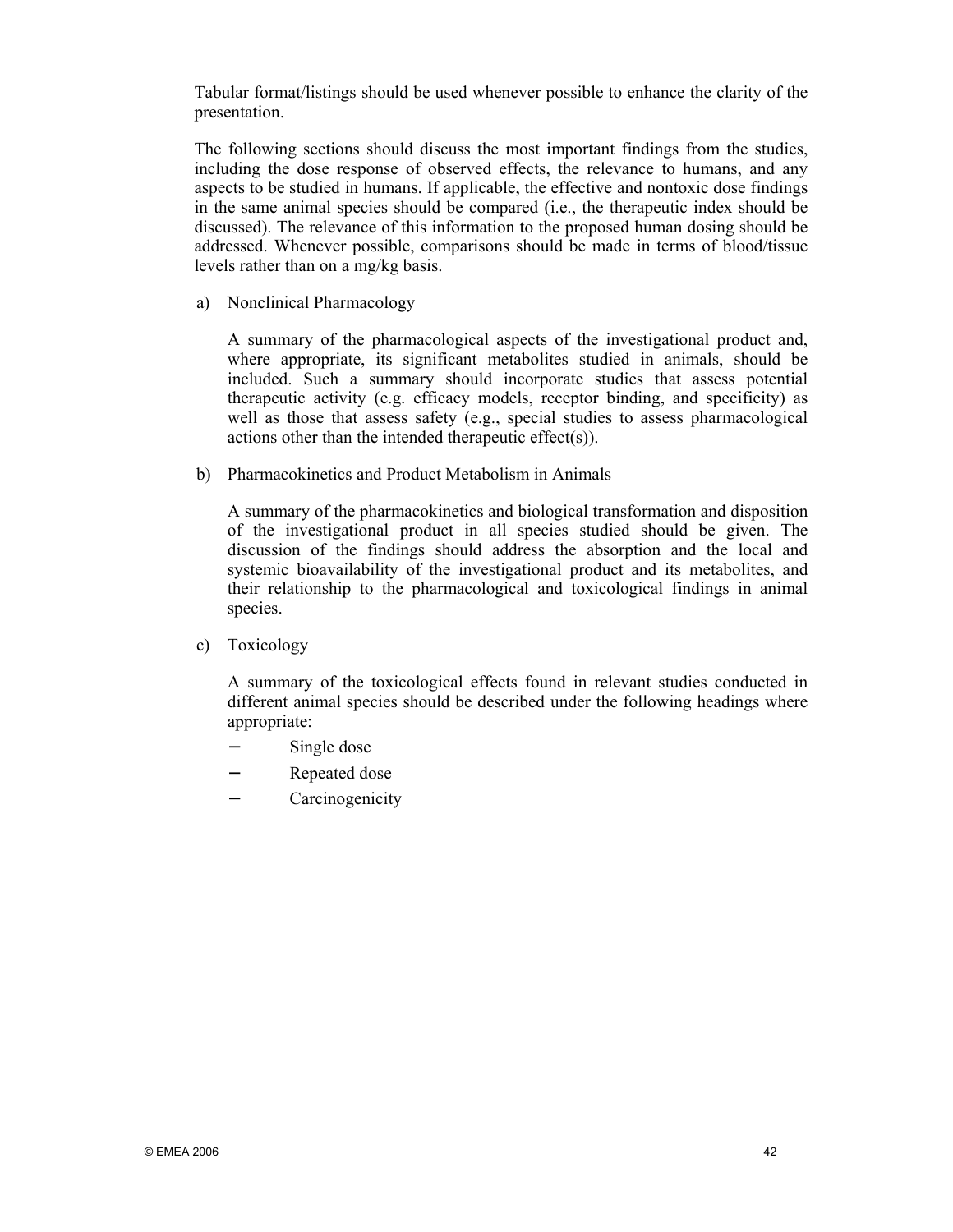Tabular format/listings should be used whenever possible to enhance the clarity of the presentation.

The following sections should discuss the most important findings from the studies, including the dose response of observed effects, the relevance to humans, and any aspects to be studied in humans. If applicable, the effective and nontoxic dose findings in the same animal species should be compared (i.e., the therapeutic index should be discussed). The relevance of this information to the proposed human dosing should be addressed. Whenever possible, comparisons should be made in terms of blood/tissue levels rather than on a mg/kg basis.

a) Nonclinical Pharmacology

A summary of the pharmacological aspects of the investigational product and, where appropriate, its significant metabolites studied in animals, should be included. Such a summary should incorporate studies that assess potential therapeutic activity (e.g. efficacy models, receptor binding, and specificity) as well as those that assess safety (e.g., special studies to assess pharmacological actions other than the intended therapeutic effect(s)).

b) Pharmacokinetics and Product Metabolism in Animals

A summary of the pharmacokinetics and biological transformation and disposition of the investigational product in all species studied should be given. The discussion of the findings should address the absorption and the local and systemic bioavailability of the investigational product and its metabolites, and their relationship to the pharmacological and toxicological findings in animal species.

c) Toxicology

A summary of the toxicological effects found in relevant studies conducted in different animal species should be described under the following headings where appropriate:

- Single dose
- Repeated dose
- Carcinogenicity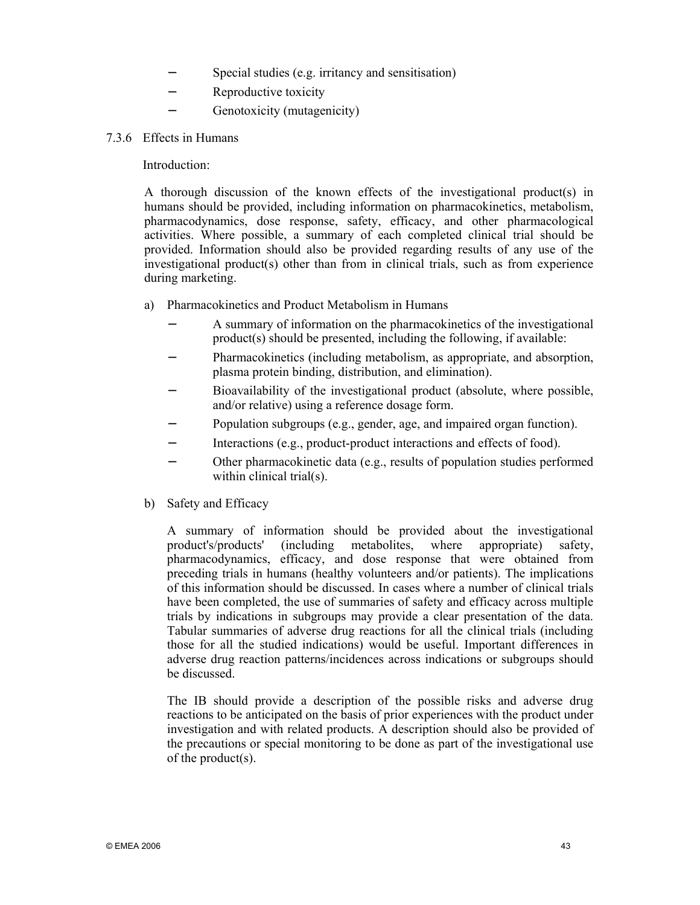- Special studies (e.g. irritancy and sensitisation)
- Reproductive toxicity
- Genotoxicity (mutagenicity)

7.3.6 Effects in Humans

Introduction:

A thorough discussion of the known effects of the investigational product(s) in humans should be provided, including information on pharmacokinetics, metabolism, pharmacodynamics, dose response, safety, efficacy, and other pharmacological activities. Where possible, a summary of each completed clinical trial should be provided. Information should also be provided regarding results of any use of the investigational product(s) other than from in clinical trials, such as from experience during marketing.

a) Pharmacokinetics and Product Metabolism in Humans

- A summary of information on the pharmacokinetics of the investigational product(s) should be presented, including the following, if available:
- Pharmacokinetics (including metabolism, as appropriate, and absorption, plasma protein binding, distribution, and elimination).
- Bioavailability of the investigational product (absolute, where possible, and/or relative) using a reference dosage form.
- Population subgroups (e.g., gender, age, and impaired organ function).
- Interactions (e.g., product-product interactions and effects of food).
- Other pharmacokinetic data (e.g., results of population studies performed within clinical trial(s).

b) Safety and Efficacy

A summary of information should be provided about the investigational product's/products' (including metabolites, where appropriate) safety, pharmacodynamics, efficacy, and dose response that were obtained from preceding trials in humans (healthy volunteers and/or patients). The implications of this information should be discussed. In cases where a number of clinical trials have been completed, the use of summaries of safety and efficacy across multiple trials by indications in subgroups may provide a clear presentation of the data. Tabular summaries of adverse drug reactions for all the clinical trials (including those for all the studied indications) would be useful. Important differences in adverse drug reaction patterns/incidences across indications or subgroups should be discussed.

The IB should provide a description of the possible risks and adverse drug reactions to be anticipated on the basis of prior experiences with the product under investigation and with related products. A description should also be provided of the precautions or special monitoring to be done as part of the investigational use of the product(s).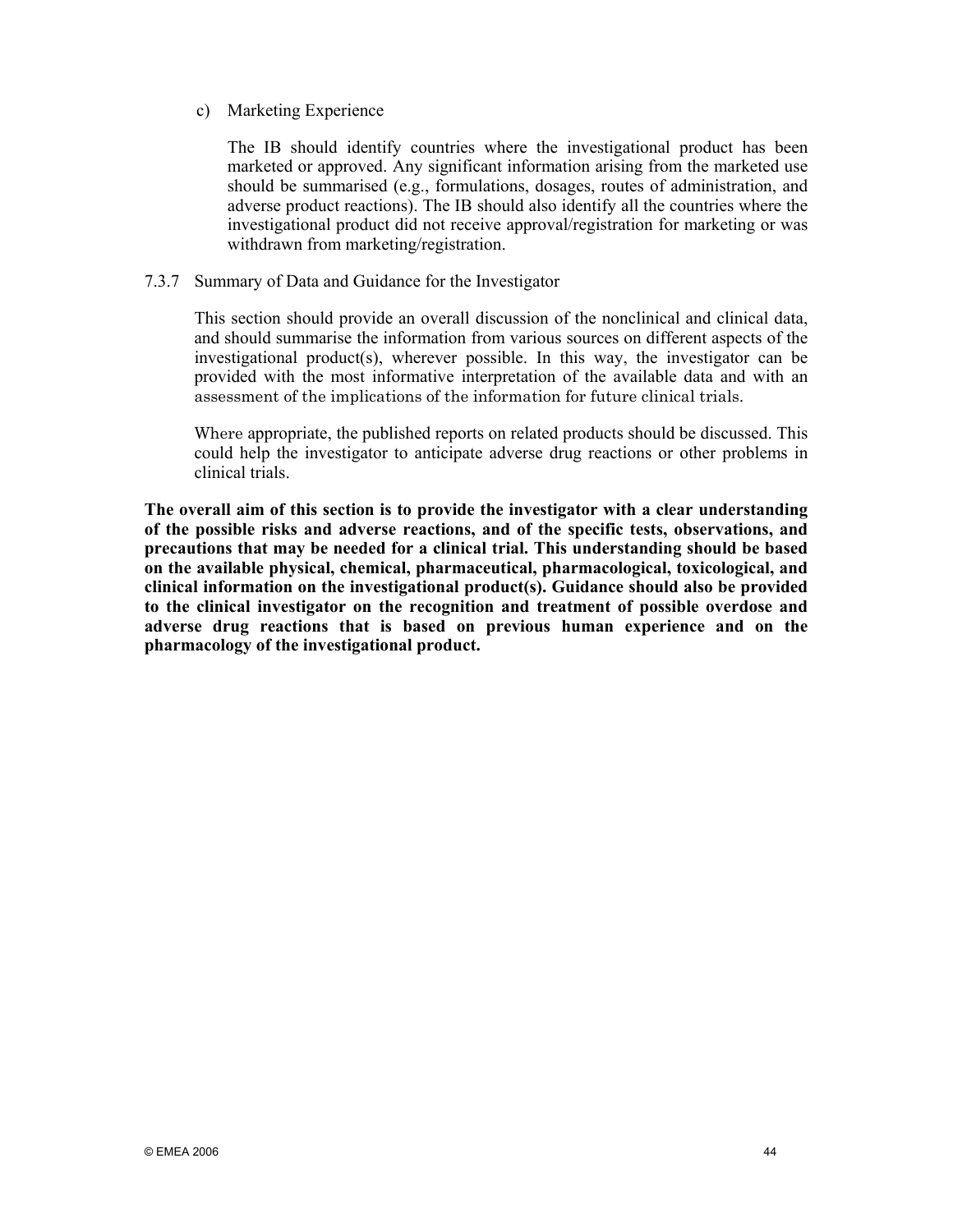c) Marketing Experience

The IB should identify countries where the investigational product has been marketed or approved. Any significant information arising from the marketed use should be summarised (e.g., formulations, dosages, routes of administration, and adverse product reactions). The IB should also identify all the countries where the investigational product did not receive approval/registration for marketing or was withdrawn from marketing/registration.

7.3.7 Summary of Data and Guidance for the Investigator

This section should provide an overall discussion of the nonclinical and clinical data, and should summarise the information from various sources on different aspects of the investigational product(s), wherever possible. In this way, the investigator can be provided with the most informative interpretation of the available data and with an assessment of the implications of the information for future clinical trials.

Where appropriate, the published reports on related products should be discussed. This could help the investigator to anticipate adverse drug reactions or other problems in clinical trials.

**The overall aim of this section is to provide the investigator with a clear understanding of the possible risks and adverse reactions, and of the specific tests, observations, and precautions that may be needed for a clinical trial. This understanding should be based on the available physical, chemical, pharmaceutical, pharmacological, toxicological, and clinical information on the investigational product(s). Guidance should also be provided to the clinical investigator on the recognition and treatment of possible overdose and adverse drug reactions that is based on previous human experience and on the pharmacology of the investigational product.**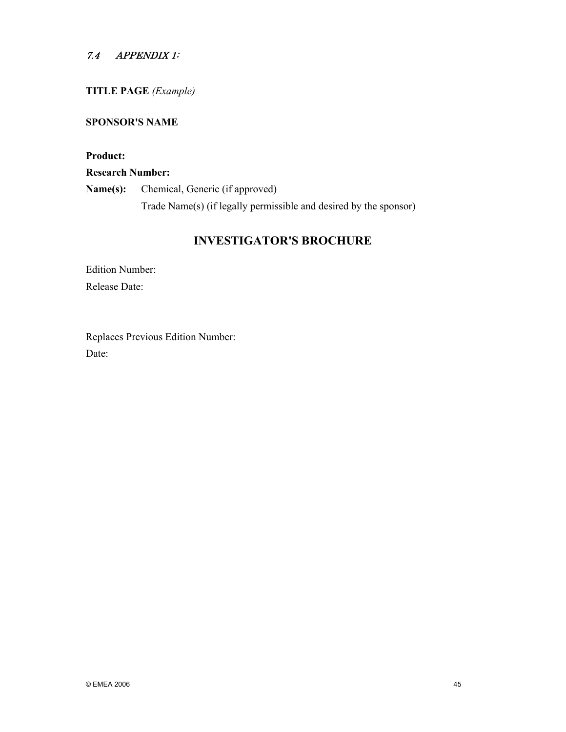### *7.4 APPENDIX 1:*

**TITLE PAGE** *(Example)*

**SPONSOR'S NAME**

**Product:**

**Research Number:**

**Name(s):** Chemical, Generic (if approved)
Trade Name(s) (if legally permissible and desired by the sponsor)

## INVESTIGATOR'S BROCHURE

Edition Number:

Release Date:

Replaces Previous Edition Number:

Date: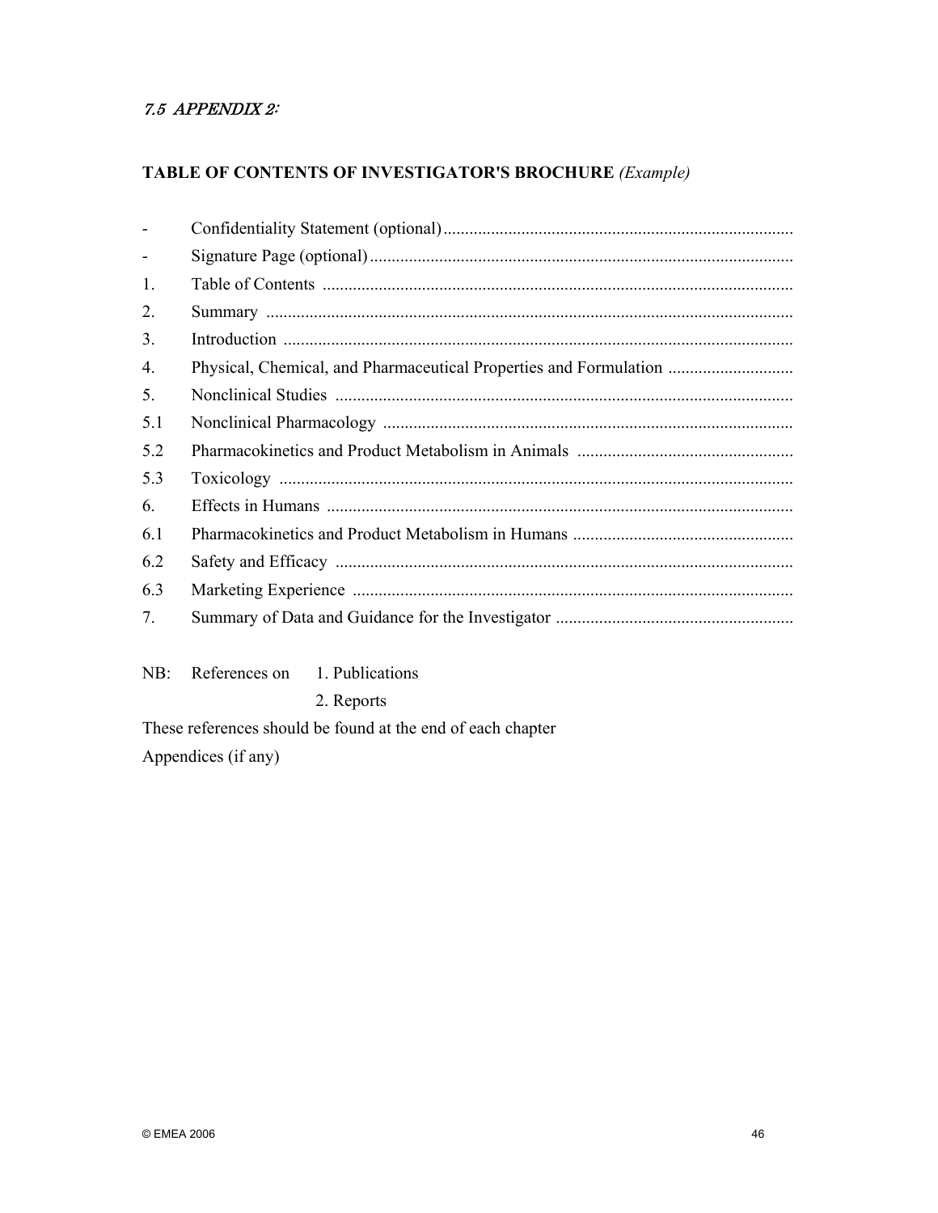### *7.5 APPENDIX 2:*

**TABLE OF CONTENTS OF INVESTIGATOR'S BROCHURE** *(Example)*

| | |
|---|---|
| - | Confidentiality Statement (optional)........................................................................... |
| - | Signature Page (optional)........................................................................................... |
| 1. | Table of Contents ...................................................................................................... |
| 2. | Summary .................................................................................................................. |
| 3. | Introduction .............................................................................................................. |
| 4. | Physical, Chemical, and Pharmaceutical Properties and Formulation ............................ |
| 5. | Nonclinical Studies ................................................................................................... |
| 5.1 | Nonclinical Pharmacology ......................................................................................... |
| 5.2 | Pharmacokinetics and Product Metabolism in Animals ................................................. |
| 5.3 | Toxicology ................................................................................................................ |
| 6. | Effects in Humans ..................................................................................................... |
| 6.1 | Pharmacokinetics and Product Metabolism in Humans .................................................. |
| 6.2 | Safety and Efficacy ................................................................................................... |
| 6.3 | Marketing Experience ............................................................................................... |
| 7. | Summary of Data and Guidance for the Investigator ...................................................... |

NB: References on 1. Publications
2. Reports

These references should be found at the end of each chapter

Appendices (if any)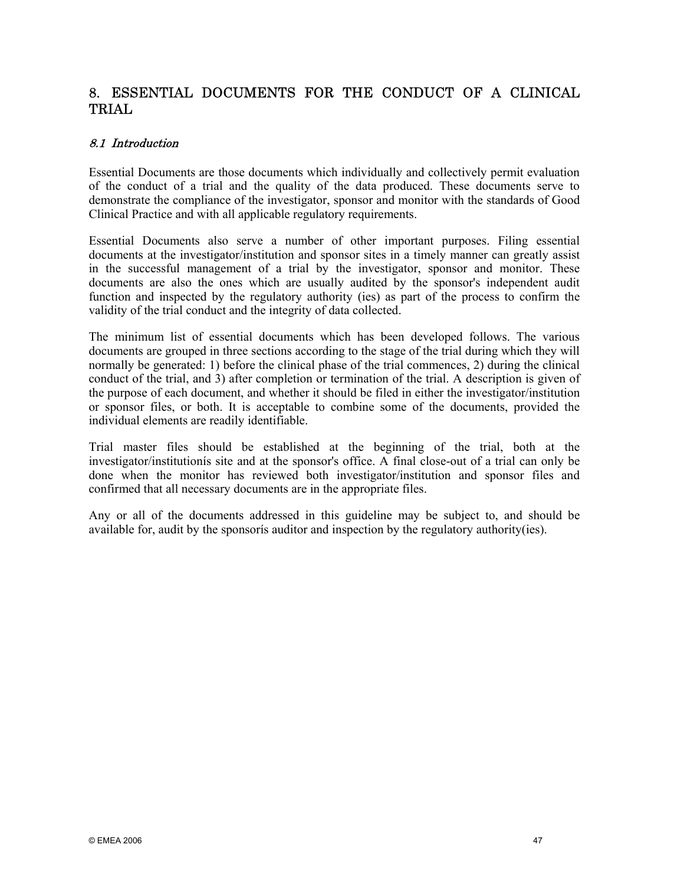# 8. ESSENTIAL DOCUMENTS FOR THE CONDUCT OF A CLINICAL TRIAL

## *8.1 Introduction*

Essential Documents are those documents which individually and collectively permit evaluation of the conduct of a trial and the quality of the data produced. These documents serve to demonstrate the compliance of the investigator, sponsor and monitor with the standards of Good Clinical Practice and with all applicable regulatory requirements.

Essential Documents also serve a number of other important purposes. Filing essential documents at the investigator/institution and sponsor sites in a timely manner can greatly assist in the successful management of a trial by the investigator, sponsor and monitor. These documents are also the ones which are usually audited by the sponsor's independent audit function and inspected by the regulatory authority (ies) as part of the process to confirm the validity of the trial conduct and the integrity of data collected.

The minimum list of essential documents which has been developed follows. The various documents are grouped in three sections according to the stage of the trial during which they will normally be generated: 1) before the clinical phase of the trial commences, 2) during the clinical conduct of the trial, and 3) after completion or termination of the trial. A description is given of the purpose of each document, and whether it should be filed in either the investigator/institution or sponsor files, or both. It is acceptable to combine some of the documents, provided the individual elements are readily identifiable.

Trial master files should be established at the beginning of the trial, both at the investigator/institutionís site and at the sponsor's office. A final close-out of a trial can only be done when the monitor has reviewed both investigator/institution and sponsor files and confirmed that all necessary documents are in the appropriate files.

Any or all of the documents addressed in this guideline may be subject to, and should be available for, audit by the sponsorís auditor and inspection by the regulatory authority(ies).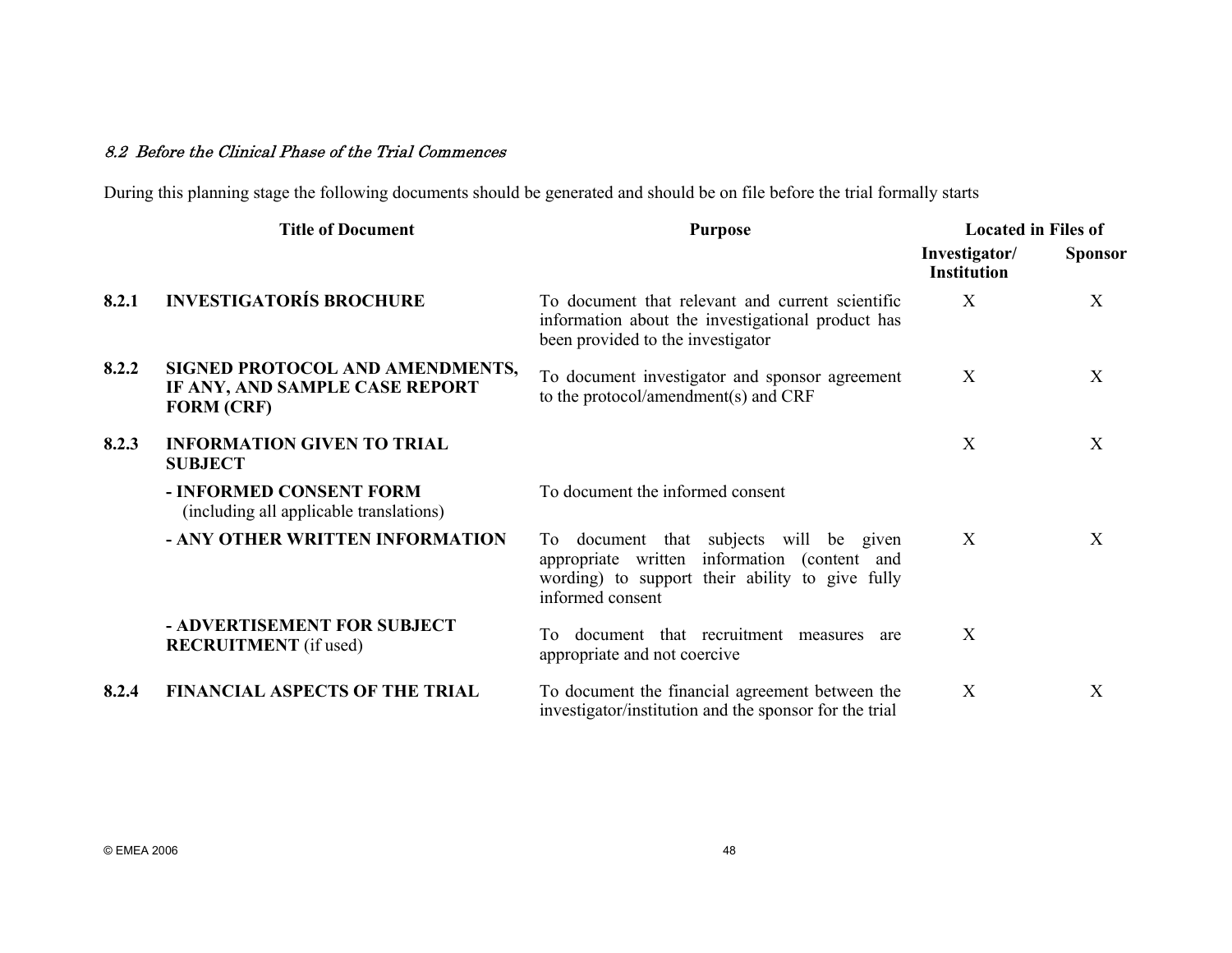*8.2 Before the Clinical Phase of the Trial Commences*

During this planning stage the following documents should be generated and should be on file before the trial formally starts

| | Title of Document | Purpose | Located in Files of | |
|---|---|---|---|---|
| | | | Investigator/ Institution | Sponsor |
| **8.2.1** | **INVESTIGATORÍS BROCHURE** | To document that relevant and current scientific information about the investigational product has been provided to the investigator | X | X |
| **8.2.2** | **SIGNED PROTOCOL AND AMENDMENTS, IF ANY, AND SAMPLE CASE REPORT FORM (CRF)** | To document investigator and sponsor agreement to the protocol/amendment(s) and CRF | X | X |
| **8.2.3** | **INFORMATION GIVEN TO TRIAL SUBJECT** | | X | X |
| | **- INFORMED CONSENT FORM** (including all applicable translations) | To document the informed consent | | |
| | **- ANY OTHER WRITTEN INFORMATION** | To document that subjects will be given appropriate written information (content and wording) to support their ability to give fully informed consent | X | X |
| | **- ADVERTISEMENT FOR SUBJECT RECRUITMENT** (if used) | To document that recruitment measures are appropriate and not coercive | X | |
| **8.2.4** | **FINANCIAL ASPECTS OF THE TRIAL** | To document the financial agreement between the investigator/institution and the sponsor for the trial | X | X |

© EMEA 2006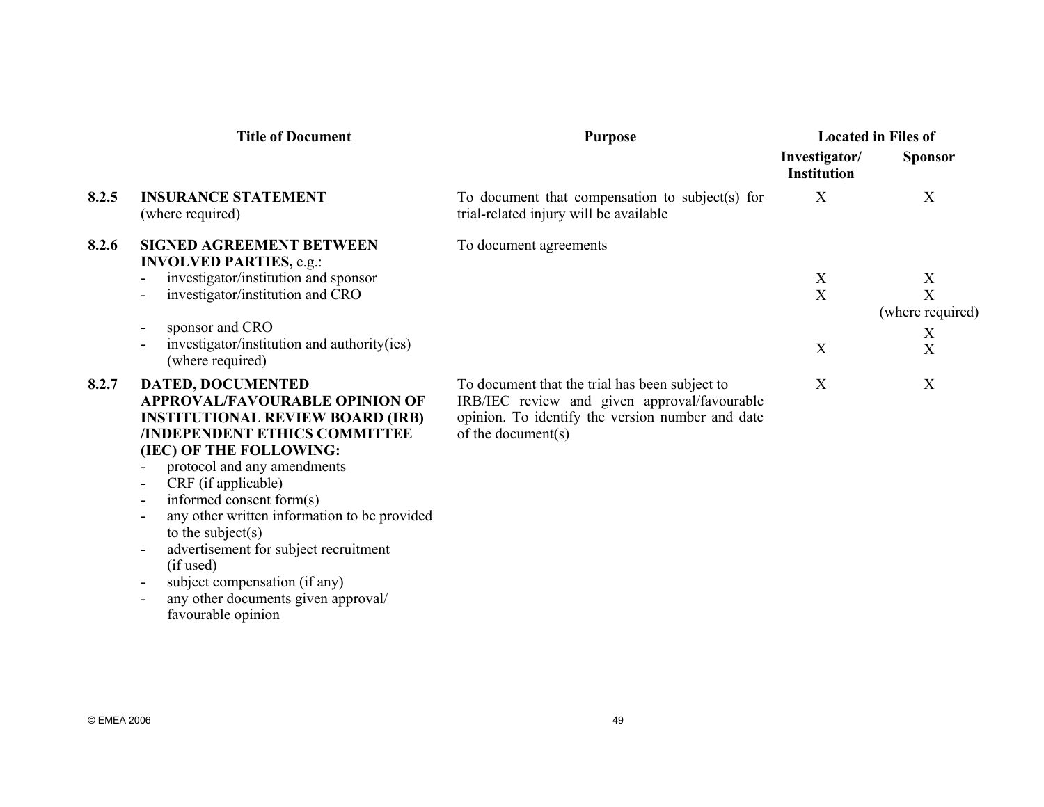| | Title of Document | Purpose | Located in Files of | |
|---|---|---|---|---|
| | | | Investigator/ Institution | Sponsor |
| 8.2.5 | **INSURANCE STATEMENT** (where required) | To document that compensation to subject(s) for trial-related injury will be available | X | X |
| 8.2.6 | **SIGNED AGREEMENT BETWEEN INVOLVED PARTIES,** e.g.: | To document agreements | | |
| | - investigator/institution and sponsor | | X | X |
| | - investigator/institution and CRO | | X | X (where required) |
| | - sponsor and CRO | | | X |
| | - investigator/institution and authority(ies) (where required) | | X | X |
| 8.2.7 | **DATED, DOCUMENTED APPROVAL/FAVOURABLE OPINION OF INSTITUTIONAL REVIEW BOARD (IRB) /INDEPENDENT ETHICS COMMITTEE (IEC) OF THE FOLLOWING:**<br>- protocol and any amendments<br>- CRF (if applicable)<br>- informed consent form(s)<br>- any other written information to be provided to the subject(s)<br>- advertisement for subject recruitment (if used)<br>- subject compensation (if any)<br>- any other documents given approval/ favourable opinion | To document that the trial has been subject to IRB/IEC review and given approval/favourable opinion. To identify the version number and date of the document(s) | X | X |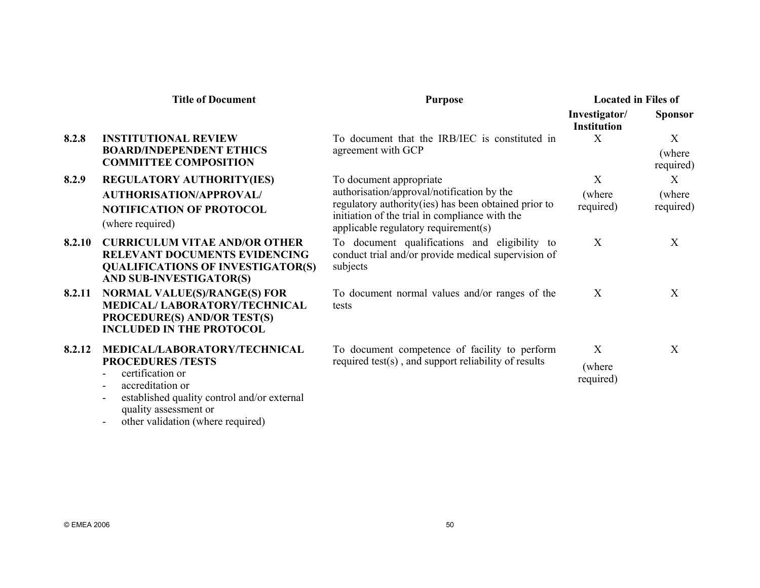| | Title of Document | Purpose | Located in Files of | |
|---|---|---|---|---|
| | | | **Investigator/ Institution** | **Sponsor** |
| **8.2.8** | **INSTITUTIONAL REVIEW BOARD/INDEPENDENT ETHICS COMMITTEE COMPOSITION** | To document that the IRB/IEC is constituted in agreement with GCP | X | X (where required) |
| **8.2.9** | **REGULATORY AUTHORITY(IES) AUTHORISATION/APPROVAL/ NOTIFICATION OF PROTOCOL** (where required) | To document appropriate authorisation/approval/notification by the regulatory authority(ies) has been obtained prior to initiation of the trial in compliance with the applicable regulatory requirement(s) | X (where required) | X (where required) |
| **8.2.10** | **CURRICULUM VITAE AND/OR OTHER RELEVANT DOCUMENTS EVIDENCING QUALIFICATIONS OF INVESTIGATOR(S) AND SUB-INVESTIGATOR(S)** | To document qualifications and eligibility to conduct trial and/or provide medical supervision of subjects | X | X |
| **8.2.11** | **NORMAL VALUE(S)/RANGE(S) FOR MEDICAL/ LABORATORY/TECHNICAL PROCEDURE(S) AND/OR TEST(S) INCLUDED IN THE PROTOCOL** | To document normal values and/or ranges of the tests | X | X |
| **8.2.12** | **MEDICAL/LABORATORY/TECHNICAL PROCEDURES /TESTS**<br>- certification or<br>- accreditation or<br>- established quality control and/or external quality assessment or<br>- other validation (where required) | To document competence of facility to perform required test(s) , and support reliability of results | X (where required) | X |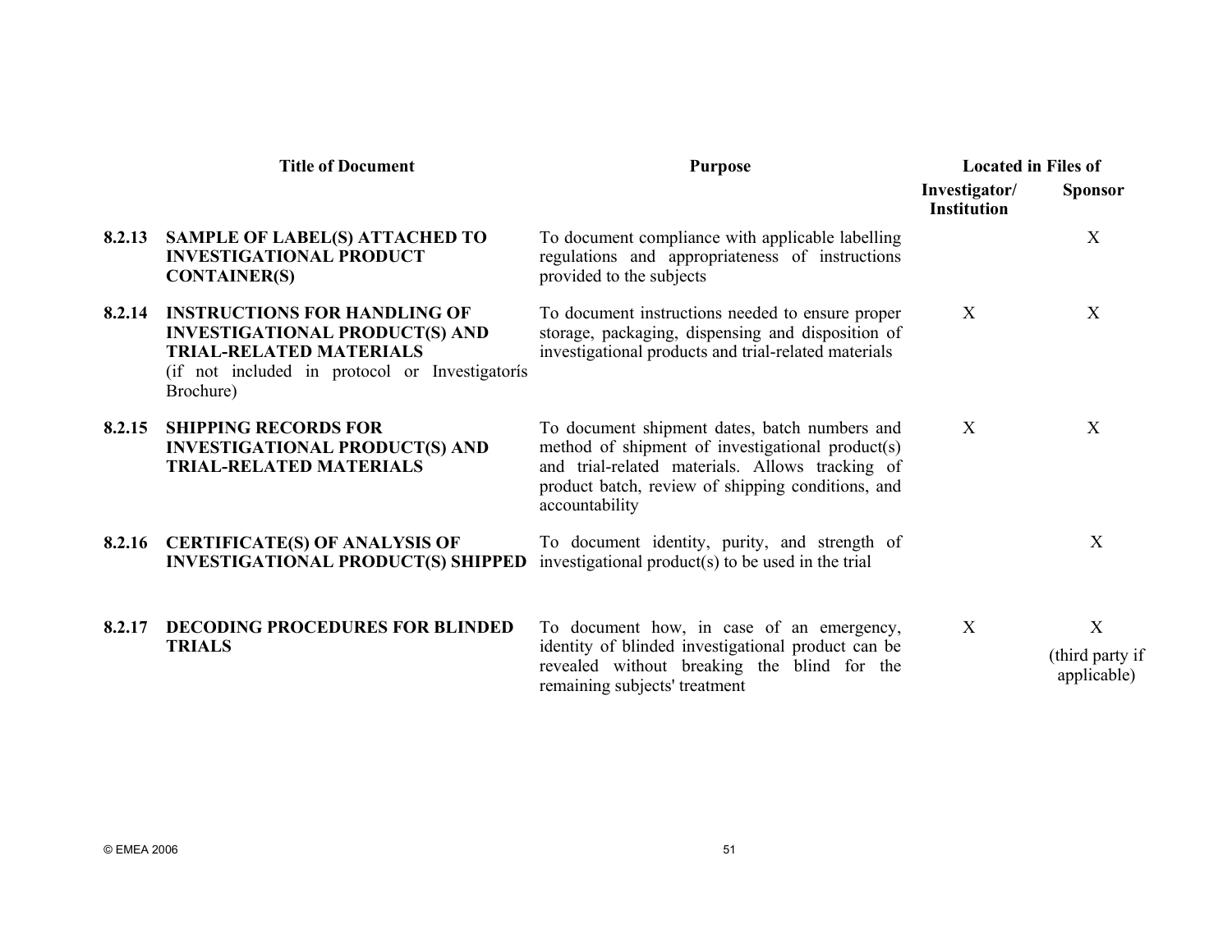| | Title of Document | Purpose | Located in Files of | |
|---|---|---|---|---|
| | | | Investigator/ Institution | Sponsor |
| 8.2.13 | **SAMPLE OF LABEL(S) ATTACHED TO INVESTIGATIONAL PRODUCT CONTAINER(S)** | To document compliance with applicable labelling regulations and appropriateness of instructions provided to the subjects | | X |
| 8.2.14 | **INSTRUCTIONS FOR HANDLING OF INVESTIGATIONAL PRODUCT(S) AND TRIAL-RELATED MATERIALS** (if not included in protocol or Investigatorís Brochure) | To document instructions needed to ensure proper storage, packaging, dispensing and disposition of investigational products and trial-related materials | X | X |
| 8.2.15 | **SHIPPING RECORDS FOR INVESTIGATIONAL PRODUCT(S) AND TRIAL-RELATED MATERIALS** | To document shipment dates, batch numbers and method of shipment of investigational product(s) and trial-related materials. Allows tracking of product batch, review of shipping conditions, and accountability | X | X |
| 8.2.16 | **CERTIFICATE(S) OF ANALYSIS OF INVESTIGATIONAL PRODUCT(S) SHIPPED** | To document identity, purity, and strength of investigational product(s) to be used in the trial | | X |
| 8.2.17 | **DECODING PROCEDURES FOR BLINDED TRIALS** | To document how, in case of an emergency, identity of blinded investigational product can be revealed without breaking the blind for the remaining subjects' treatment | X | X (third party if applicable) |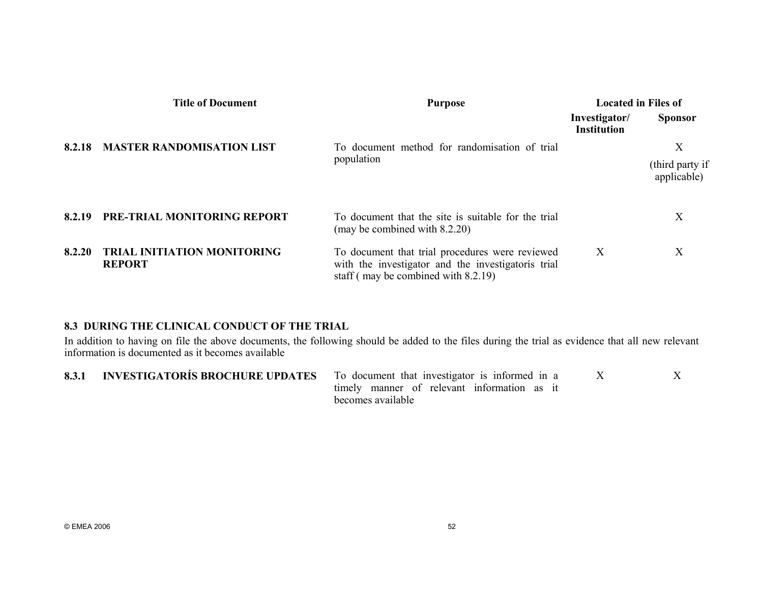| | Title of Document | Purpose | Located in Files of | |
|---|---|---|---|---|
| | | | **Investigator/ Institution** | **Sponsor** |
| **8.2.18** | **MASTER RANDOMISATION LIST** | To document method for randomisation of trial population | | X (third party if applicable) |
| **8.2.19** | **PRE-TRIAL MONITORING REPORT** | To document that the site is suitable for the trial (may be combined with 8.2.20) | | X |
| **8.2.20** | **TRIAL INITIATION MONITORING REPORT** | To document that trial procedures were reviewed with the investigator and the investigatorís trial staff ( may be combined with 8.2.19) | X | X |

## 8.3 DURING THE CLINICAL CONDUCT OF THE TRIAL

In addition to having on file the above documents, the following should be added to the files during the trial as evidence that all new relevant information is documented as it becomes available

| | Title of Document | Purpose | Investigator/ Institution | Sponsor |
|---|---|---|---|---|
| **8.3.1** | **INVESTIGATORÍS BROCHURE UPDATES** | To document that investigator is informed in a timely manner of relevant information as it becomes available | X | X |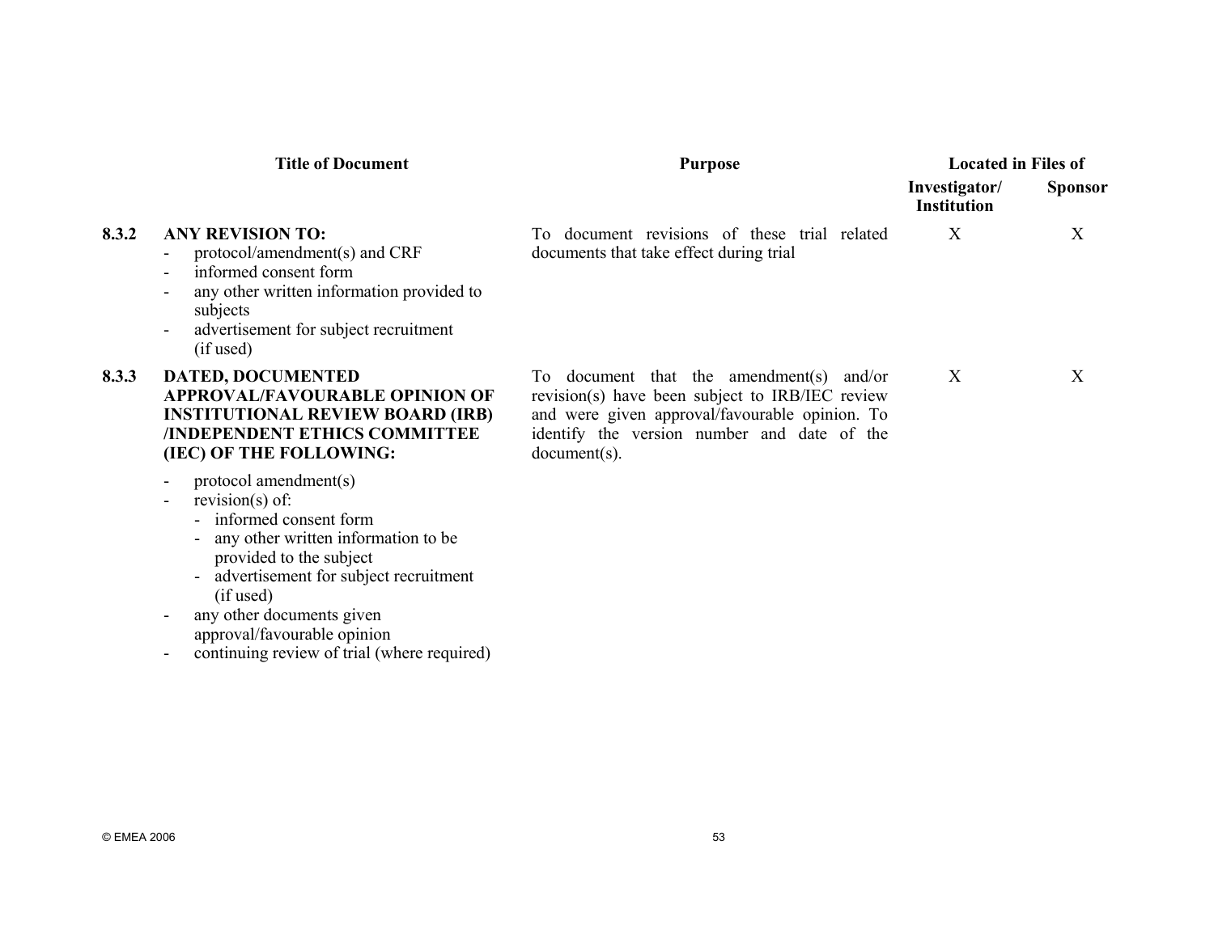| | Title of Document | Purpose | Located in Files of | |
|---|---|---|---|---|
| | | | **Investigator/ Institution** | **Sponsor** |
| **8.3.2** | **ANY REVISION TO:**<br>- protocol/amendment(s) and CRF<br>- informed consent form<br>- any other written information provided to subjects<br>- advertisement for subject recruitment (if used) | To document revisions of these trial related documents that take effect during trial | X | X |
| **8.3.3** | **DATED, DOCUMENTED APPROVAL/FAVOURABLE OPINION OF INSTITUTIONAL REVIEW BOARD (IRB) /INDEPENDENT ETHICS COMMITTEE (IEC) OF THE FOLLOWING:**<br>- protocol amendment(s)<br>- revision(s) of:<br>&nbsp;&nbsp;- informed consent form<br>&nbsp;&nbsp;- any other written information to be provided to the subject<br>&nbsp;&nbsp;- advertisement for subject recruitment (if used)<br>- any other documents given approval/favourable opinion<br>- continuing review of trial (where required) | To document that the amendment(s) and/or revision(s) have been subject to IRB/IEC review and were given approval/favourable opinion. To identify the version number and date of the document(s). | X | X |

© EMEA 2006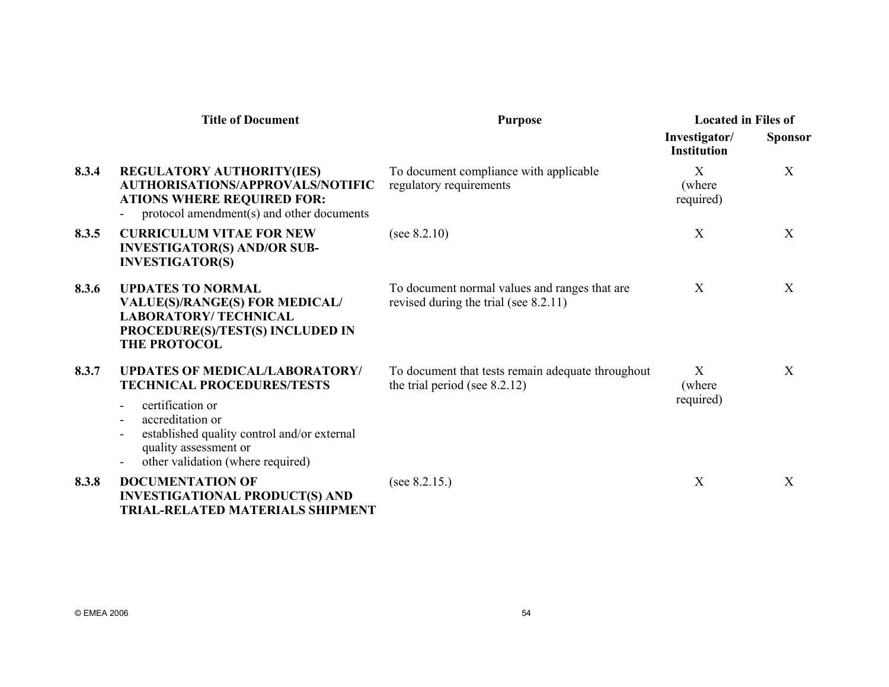| | Title of Document | Purpose | Located in Files of | |
|---|---|---|---|---|
| | | | **Investigator/ Institution** | **Sponsor** |
| **8.3.4** | **REGULATORY AUTHORITY(IES) AUTHORISATIONS/APPROVALS/NOTIFICATIONS WHERE REQUIRED FOR:** <br> - protocol amendment(s) and other documents | To document compliance with applicable regulatory requirements | X (where required) | X |
| **8.3.5** | **CURRICULUM VITAE FOR NEW INVESTIGATOR(S) AND/OR SUB-INVESTIGATOR(S)** | (see 8.2.10) | X | X |
| **8.3.6** | **UPDATES TO NORMAL VALUE(S)/RANGE(S) FOR MEDICAL/ LABORATORY/ TECHNICAL PROCEDURE(S)/TEST(S) INCLUDED IN THE PROTOCOL** | To document normal values and ranges that are revised during the trial (see 8.2.11) | X | X |
| **8.3.7** | **UPDATES OF MEDICAL/LABORATORY/ TECHNICAL PROCEDURES/TESTS** <br> - certification or <br> - accreditation or <br> - established quality control and/or external quality assessment or <br> - other validation (where required) | To document that tests remain adequate throughout the trial period (see 8.2.12) | X (where required) | X |
| **8.3.8** | **DOCUMENTATION OF INVESTIGATIONAL PRODUCT(S) AND TRIAL-RELATED MATERIALS SHIPMENT** | (see 8.2.15.) | X | X |

© EMEA 2006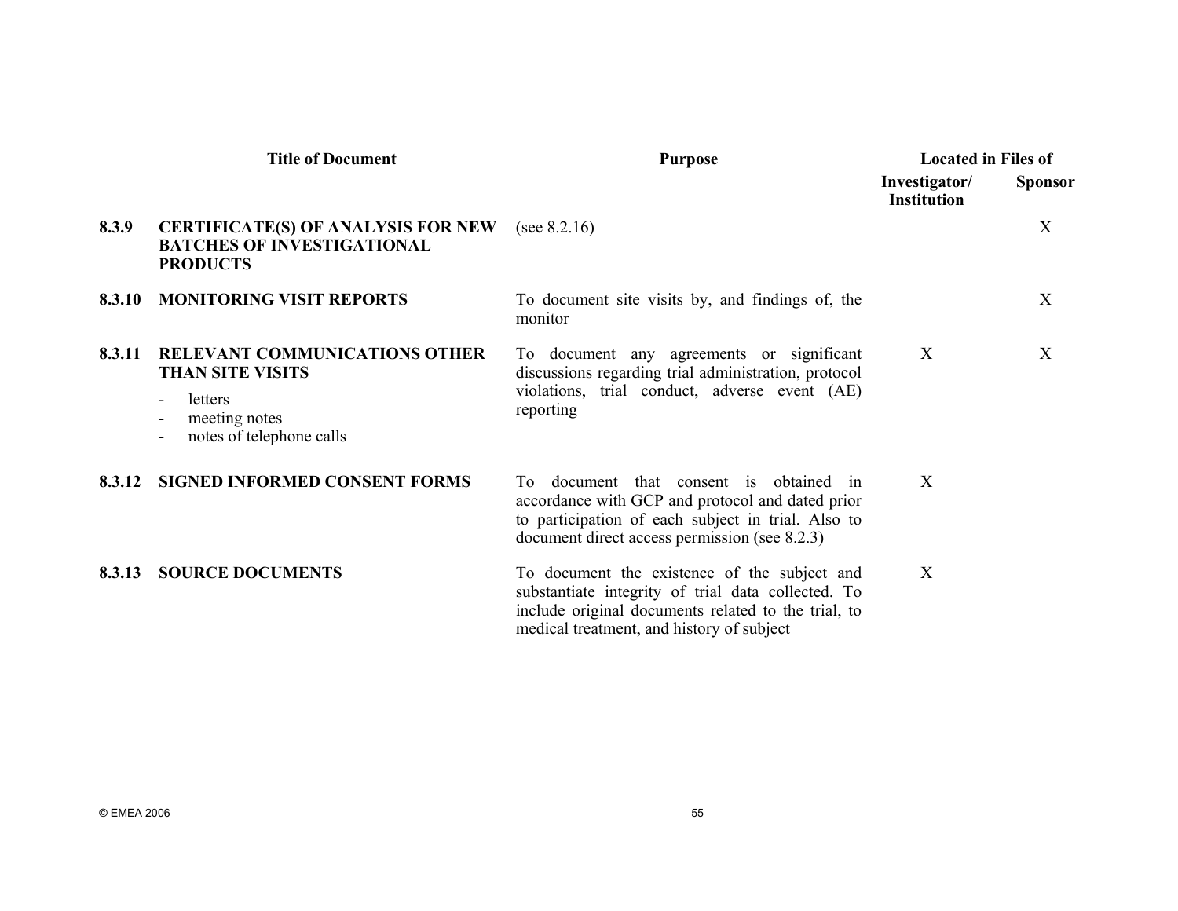| | Title of Document | Purpose | Located in Files of | |
|---|---|---|---|---|
| | | | **Investigator/ Institution** | **Sponsor** |
| **8.3.9** | **CERTIFICATE(S) OF ANALYSIS FOR NEW BATCHES OF INVESTIGATIONAL PRODUCTS** | (see 8.2.16) | | X |
| **8.3.10** | **MONITORING VISIT REPORTS** | To document site visits by, and findings of, the monitor | | X |
| **8.3.11** | **RELEVANT COMMUNICATIONS OTHER THAN SITE VISITS**<br>- letters<br>- meeting notes<br>- notes of telephone calls | To document any agreements or significant discussions regarding trial administration, protocol violations, trial conduct, adverse event (AE) reporting | X | X |
| **8.3.12** | **SIGNED INFORMED CONSENT FORMS** | To document that consent is obtained in accordance with GCP and protocol and dated prior to participation of each subject in trial. Also to document direct access permission (see 8.2.3) | X | |
| **8.3.13** | **SOURCE DOCUMENTS** | To document the existence of the subject and substantiate integrity of trial data collected. To include original documents related to the trial, to medical treatment, and history of subject | X | |

© EMEA 2006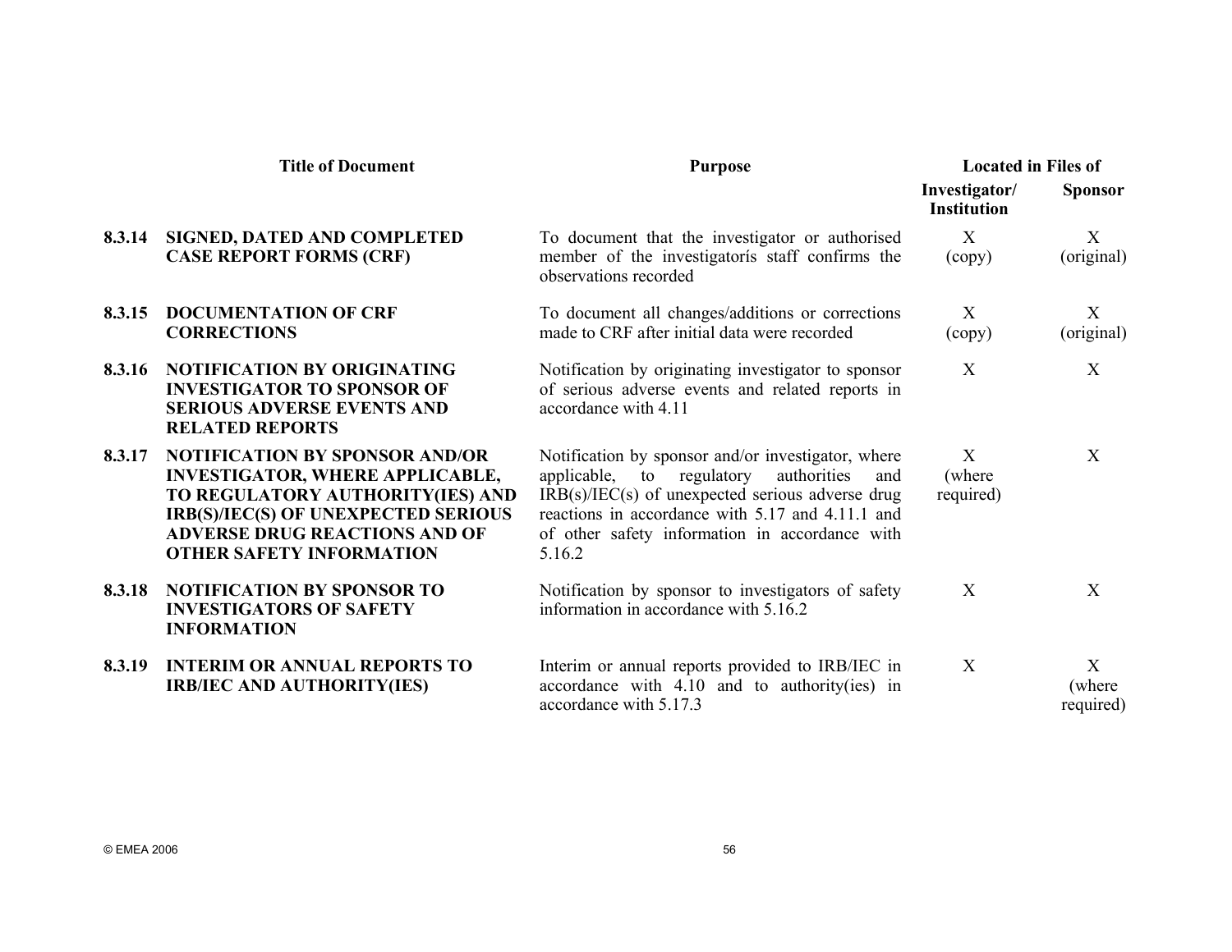| | Title of Document | Purpose | Located in Files of | |
|---|---|---|---|---|
| | | | **Investigator/ Institution** | **Sponsor** |
| **8.3.14** | **SIGNED, DATED AND COMPLETED CASE REPORT FORMS (CRF)** | To document that the investigator or authorised member of the investigatoris staff confirms the observations recorded | X (copy) | X (original) |
| **8.3.15** | **DOCUMENTATION OF CRF CORRECTIONS** | To document all changes/additions or corrections made to CRF after initial data were recorded | X (copy) | X (original) |
| **8.3.16** | **NOTIFICATION BY ORIGINATING INVESTIGATOR TO SPONSOR OF SERIOUS ADVERSE EVENTS AND RELATED REPORTS** | Notification by originating investigator to sponsor of serious adverse events and related reports in accordance with 4.11 | X | X |
| **8.3.17** | **NOTIFICATION BY SPONSOR AND/OR INVESTIGATOR, WHERE APPLICABLE, TO REGULATORY AUTHORITY(IES) AND IRB(S)/IEC(S) OF UNEXPECTED SERIOUS ADVERSE DRUG REACTIONS AND OF OTHER SAFETY INFORMATION** | Notification by sponsor and/or investigator, where applicable, to regulatory authorities and IRB(s)/IEC(s) of unexpected serious adverse drug reactions in accordance with 5.17 and 4.11.1 and of other safety information in accordance with 5.16.2 | X (where required) | X |
| **8.3.18** | **NOTIFICATION BY SPONSOR TO INVESTIGATORS OF SAFETY INFORMATION** | Notification by sponsor to investigators of safety information in accordance with 5.16.2 | X | X |
| **8.3.19** | **INTERIM OR ANNUAL REPORTS TO IRB/IEC AND AUTHORITY(IES)** | Interim or annual reports provided to IRB/IEC in accordance with 4.10 and to authority(ies) in accordance with 5.17.3 | X | X (where required) |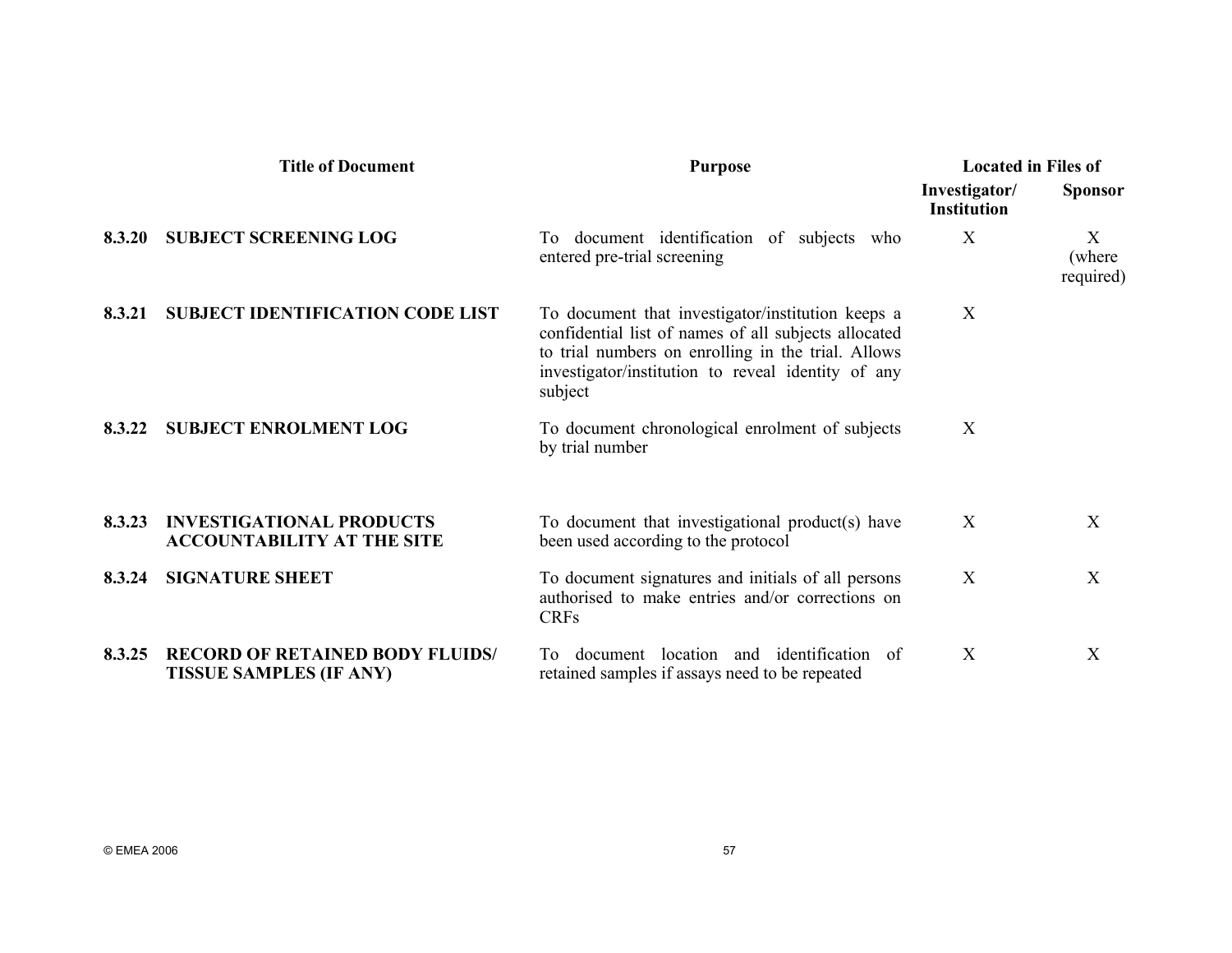| | Title of Document | Purpose | Located in Files of | |
|---|---|---|---|---|
| | | | **Investigator/ Institution** | **Sponsor** |
| **8.3.20** | **SUBJECT SCREENING LOG** | To document identification of subjects who entered pre-trial screening | X | X (where required) |
| **8.3.21** | **SUBJECT IDENTIFICATION CODE LIST** | To document that investigator/institution keeps a confidential list of names of all subjects allocated to trial numbers on enrolling in the trial. Allows investigator/institution to reveal identity of any subject | X | |
| **8.3.22** | **SUBJECT ENROLMENT LOG** | To document chronological enrolment of subjects by trial number | X | |
| **8.3.23** | **INVESTIGATIONAL PRODUCTS ACCOUNTABILITY AT THE SITE** | To document that investigational product(s) have been used according to the protocol | X | X |
| **8.3.24** | **SIGNATURE SHEET** | To document signatures and initials of all persons authorised to make entries and/or corrections on CRFs | X | X |
| **8.3.25** | **RECORD OF RETAINED BODY FLUIDS/ TISSUE SAMPLES (IF ANY)** | To document location and identification of retained samples if assays need to be repeated | X | X |

© EMEA 2006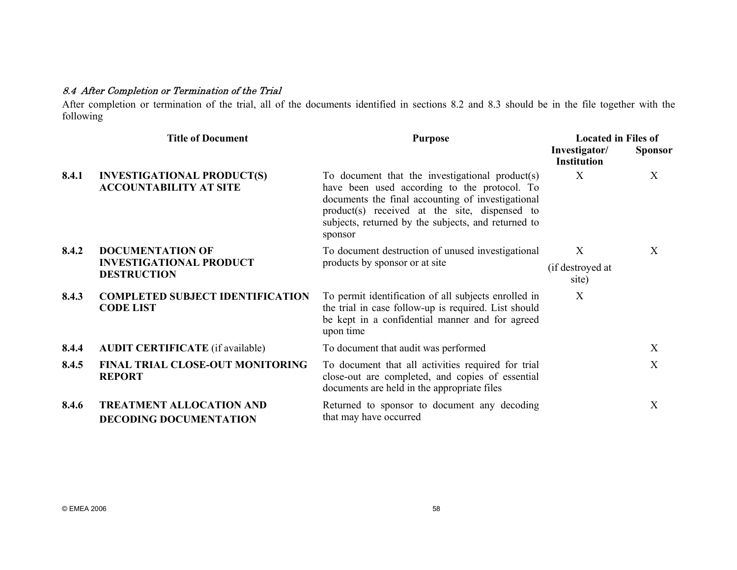### *8.4 After Completion or Termination of the Trial*

After completion or termination of the trial, all of the documents identified in sections 8.2 and 8.3 should be in the file together with the following

| | Title of Document | Purpose | Located in Files of | |
|---|---|---|---|---|
| | | | **Investigator/ Institution** | **Sponsor** |
| **8.4.1** | **INVESTIGATIONAL PRODUCT(S) ACCOUNTABILITY AT SITE** | To document that the investigational product(s) have been used according to the protocol. To documents the final accounting of investigational product(s) received at the site, dispensed to subjects, returned by the subjects, and returned to sponsor | X | X |
| **8.4.2** | **DOCUMENTATION OF INVESTIGATIONAL PRODUCT DESTRUCTION** | To document destruction of unused investigational products by sponsor or at site | X (if destroyed at site) | X |
| **8.4.3** | **COMPLETED SUBJECT IDENTIFICATION CODE LIST** | To permit identification of all subjects enrolled in the trial in case follow-up is required. List should be kept in a confidential manner and for agreed upon time | X | |
| **8.4.4** | **AUDIT CERTIFICATE** (if available) | To document that audit was performed | | X |
| **8.4.5** | **FINAL TRIAL CLOSE-OUT MONITORING REPORT** | To document that all activities required for trial close-out are completed, and copies of essential documents are held in the appropriate files | | X |
| **8.4.6** | **TREATMENT ALLOCATION AND DECODING DOCUMENTATION** | Returned to sponsor to document any decoding that may have occurred | | X |

© EMEA 2006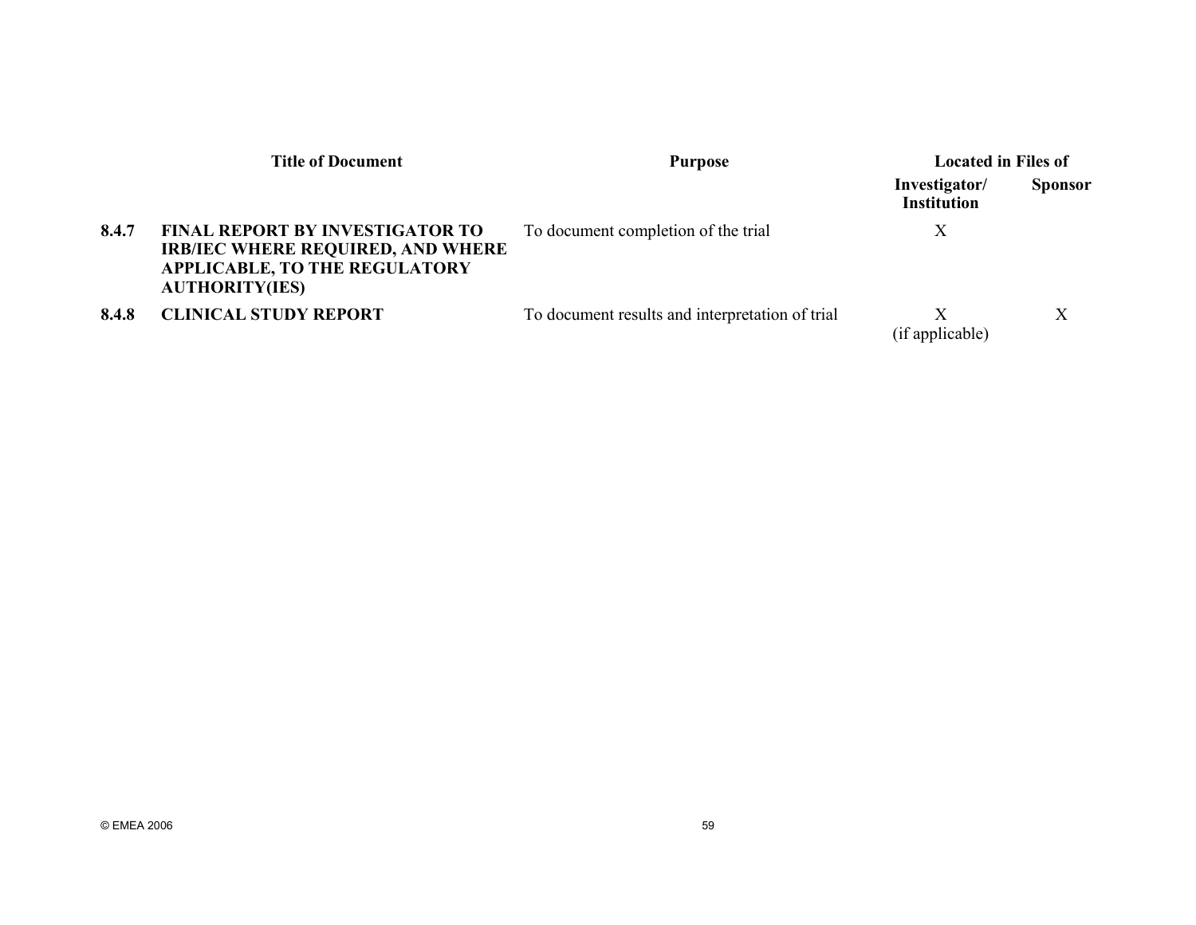| | Title of Document | Purpose | Located in Files of | |
|---|---|---|---|---|
| | | | **Investigator/ Institution** | **Sponsor** |
| **8.4.7** | **FINAL REPORT BY INVESTIGATOR TO IRB/IEC WHERE REQUIRED, AND WHERE APPLICABLE, TO THE REGULATORY AUTHORITY(IES)** | To document completion of the trial | X | |
| **8.4.8** | **CLINICAL STUDY REPORT** | To document results and interpretation of trial | X (if applicable) | X |